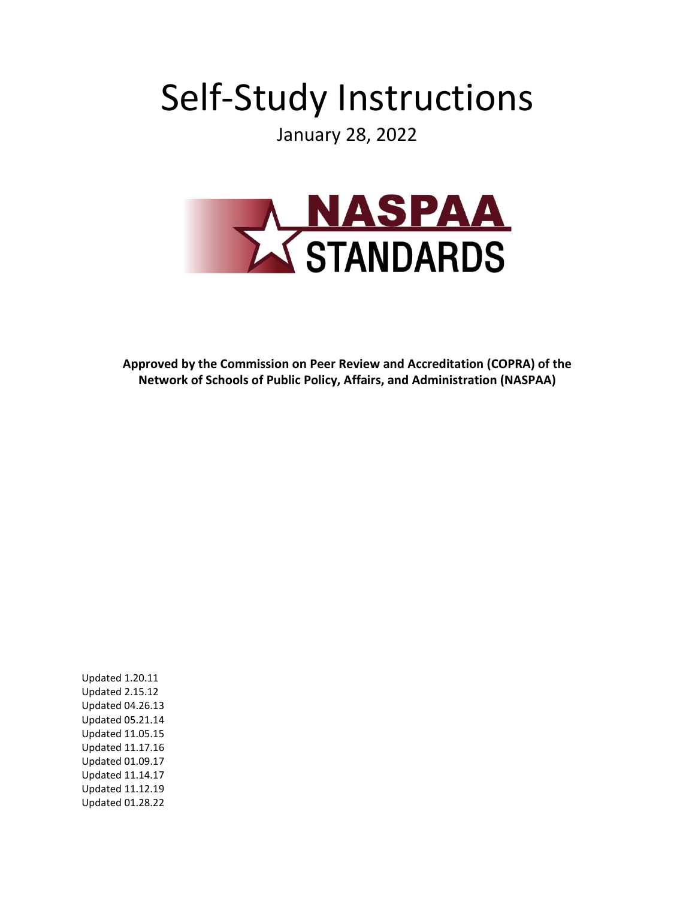# Self-Study Instructions

January 28, 2022

NASPAA STANDARDS

**Approved by the Commission on Peer Review and Accreditation (COPRA) of the Network of Schools of Public Policy, Affairs, and Administration (NASPAA)**

Updated 1.20.11
Updated 2.15.12
Updated 04.26.13
Updated 05.21.14
Updated 11.05.15
Updated 11.17.16
Updated 01.09.17
Updated 11.14.17
Updated 11.12.19
Updated 01.28.22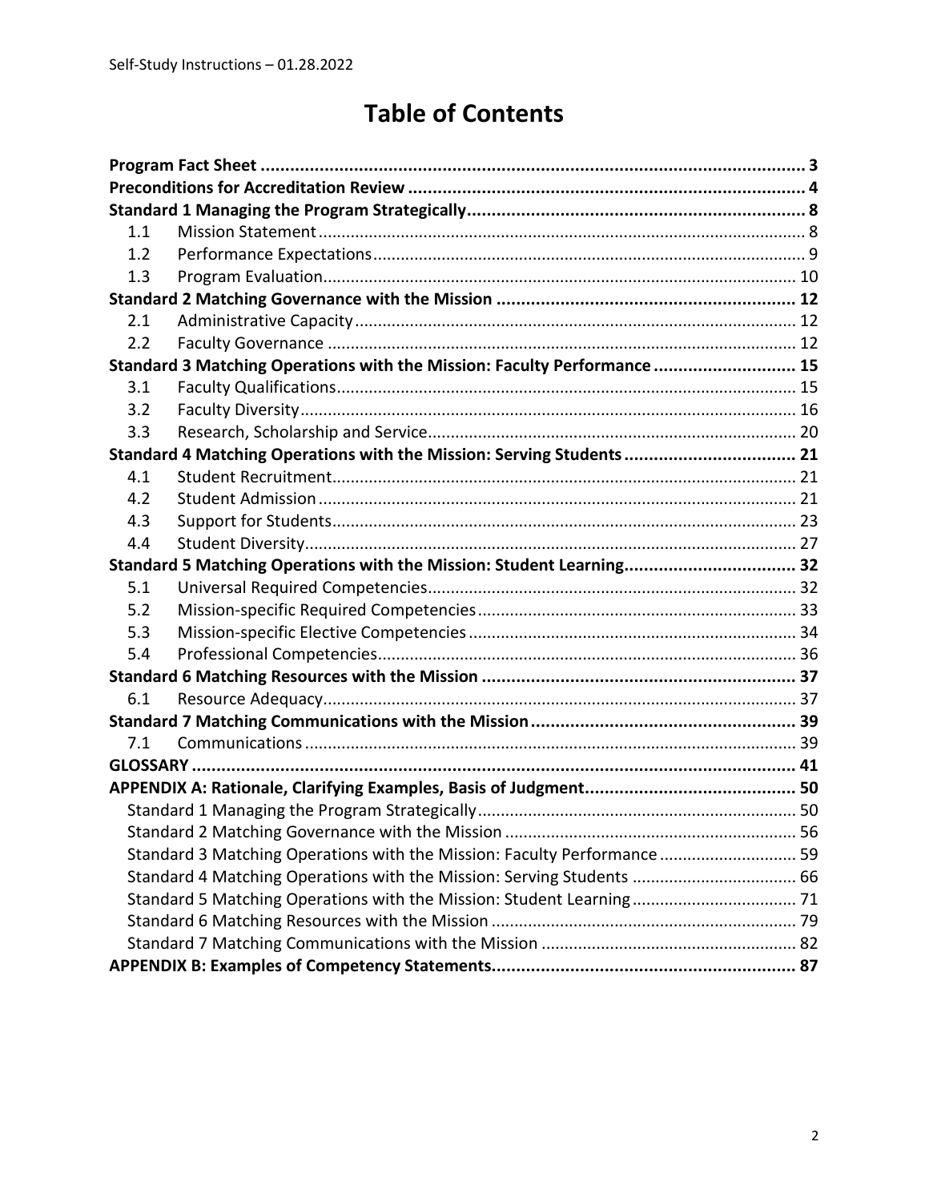# Table of Contents

| | | |
|---|---|---|
| **Program Fact Sheet** | | **3** |
| **Preconditions for Accreditation Review** | | **4** |
| **Standard 1 Managing the Program Strategically** | | **8** |
| 1.1 | Mission Statement | 8 |
| 1.2 | Performance Expectations | 9 |
| 1.3 | Program Evaluation | 10 |
| **Standard 2 Matching Governance with the Mission** | | **12** |
| 2.1 | Administrative Capacity | 12 |
| 2.2 | Faculty Governance | 12 |
| **Standard 3 Matching Operations with the Mission: Faculty Performance** | | **15** |
| 3.1 | Faculty Qualifications | 15 |
| 3.2 | Faculty Diversity | 16 |
| 3.3 | Research, Scholarship and Service | 20 |
| **Standard 4 Matching Operations with the Mission: Serving Students** | | **21** |
| 4.1 | Student Recruitment | 21 |
| 4.2 | Student Admission | 21 |
| 4.3 | Support for Students | 23 |
| 4.4 | Student Diversity | 27 |
| **Standard 5 Matching Operations with the Mission: Student Learning** | | **32** |
| 5.1 | Universal Required Competencies | 32 |
| 5.2 | Mission-specific Required Competencies | 33 |
| 5.3 | Mission-specific Elective Competencies | 34 |
| 5.4 | Professional Competencies | 36 |
| **Standard 6 Matching Resources with the Mission** | | **37** |
| 6.1 | Resource Adequacy | 37 |
| **Standard 7 Matching Communications with the Mission** | | **39** |
| 7.1 | Communications | 39 |
| **GLOSSARY** | | **41** |
| **APPENDIX A: Rationale, Clarifying Examples, Basis of Judgment** | | **50** |
| Standard 1 Managing the Program Strategically | | 50 |
| Standard 2 Matching Governance with the Mission | | 56 |
| Standard 3 Matching Operations with the Mission: Faculty Performance | | 59 |
| Standard 4 Matching Operations with the Mission: Serving Students | | 66 |
| Standard 5 Matching Operations with the Mission: Student Learning | | 71 |
| Standard 6 Matching Resources with the Mission | | 79 |
| Standard 7 Matching Communications with the Mission | | 82 |
| **APPENDIX B: Examples of Competency Statements** | | **87** |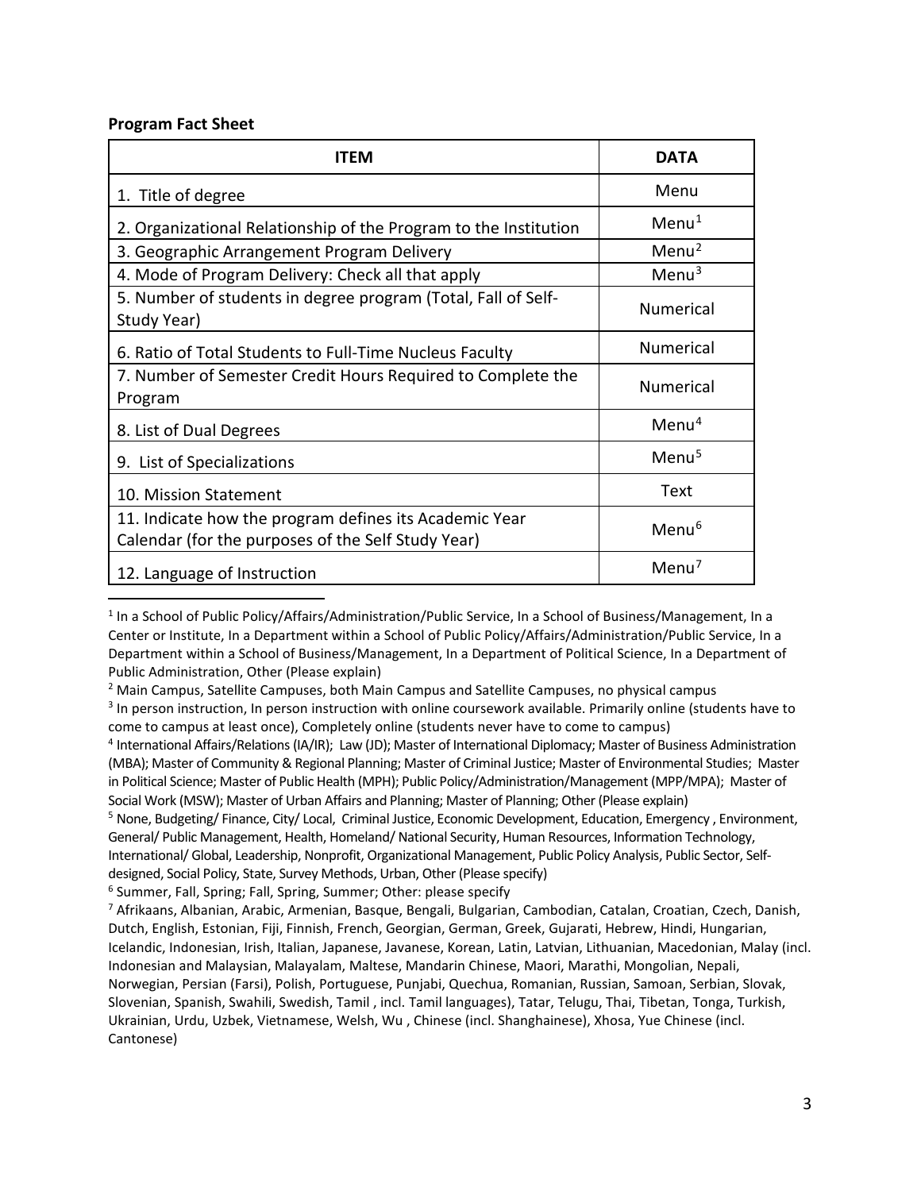**Program Fact Sheet**

| ITEM | DATA |
|---|---|
| 1. Title of degree | Menu |
| 2. Organizational Relationship of the Program to the Institution | Menu[1] |
| 3. Geographic Arrangement Program Delivery | Menu[2] |
| 4. Mode of Program Delivery: Check all that apply | Menu[3] |
| 5. Number of students in degree program (Total, Fall of Self-Study Year) | Numerical |
| 6. Ratio of Total Students to Full-Time Nucleus Faculty | Numerical |
| 7. Number of Semester Credit Hours Required to Complete the Program | Numerical |
| 8. List of Dual Degrees | Menu[4] |
| 9. List of Specializations | Menu[5] |
| 10. Mission Statement | Text |
| 11. Indicate how the program defines its Academic Year Calendar (for the purposes of the Self Study Year) | Menu[6] |
| 12. Language of Instruction | Menu[7] |

---

[1] In a School of Public Policy/Affairs/Administration/Public Service, In a School of Business/Management, In a Center or Institute, In a Department within a School of Public Policy/Affairs/Administration/Public Service, In a Department within a School of Business/Management, In a Department of Political Science, In a Department of Public Administration, Other (Please explain)

[2] Main Campus, Satellite Campuses, both Main Campus and Satellite Campuses, no physical campus

[3] In person instruction, In person instruction with online coursework available. Primarily online (students have to come to campus at least once), Completely online (students never have to come to campus)

[4] International Affairs/Relations (IA/IR); Law (JD); Master of International Diplomacy; Master of Business Administration (MBA); Master of Community & Regional Planning; Master of Criminal Justice; Master of Environmental Studies; Master in Political Science; Master of Public Health (MPH); Public Policy/Administration/Management (MPP/MPA); Master of Social Work (MSW); Master of Urban Affairs and Planning; Master of Planning; Other (Please explain)

[5] None, Budgeting/ Finance, City/ Local, Criminal Justice, Economic Development, Education, Emergency , Environment, General/ Public Management, Health, Homeland/ National Security, Human Resources, Information Technology, International/ Global, Leadership, Nonprofit, Organizational Management, Public Policy Analysis, Public Sector, Self-designed, Social Policy, State, Survey Methods, Urban, Other (Please specify)

[6] Summer, Fall, Spring; Fall, Spring, Summer; Other: please specify

[7] Afrikaans, Albanian, Arabic, Armenian, Basque, Bengali, Bulgarian, Cambodian, Catalan, Croatian, Czech, Danish, Dutch, English, Estonian, Fiji, Finnish, French, Georgian, German, Greek, Gujarati, Hebrew, Hindi, Hungarian, Icelandic, Indonesian, Irish, Italian, Japanese, Javanese, Korean, Latin, Latvian, Lithuanian, Macedonian, Malay (incl. Indonesian and Malaysian, Malayalam, Maltese, Mandarin Chinese, Maori, Marathi, Mongolian, Nepali, Norwegian, Persian (Farsi), Polish, Portuguese, Punjabi, Quechua, Romanian, Russian, Samoan, Serbian, Slovak, Slovenian, Spanish, Swahili, Swedish, Tamil , incl. Tamil languages), Tatar, Telugu, Thai, Tibetan, Tonga, Turkish, Ukrainian, Urdu, Uzbek, Vietnamese, Welsh, Wu , Chinese (incl. Shanghainese), Xhosa, Yue Chinese (incl. Cantonese)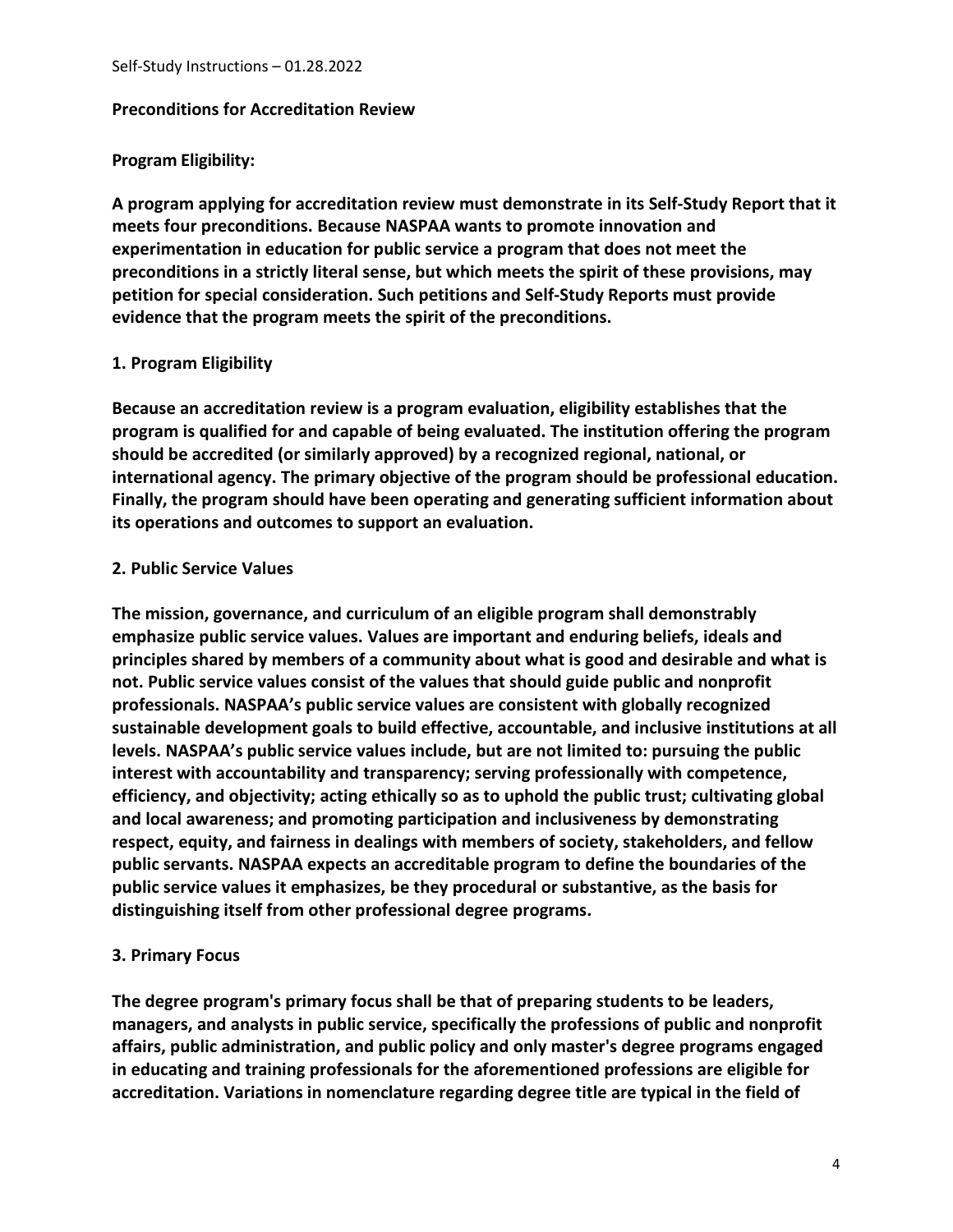**Preconditions for Accreditation Review**

**Program Eligibility:**

**A program applying for accreditation review must demonstrate in its Self-Study Report that it meets four preconditions. Because NASPAA wants to promote innovation and experimentation in education for public service a program that does not meet the preconditions in a strictly literal sense, but which meets the spirit of these provisions, may petition for special consideration. Such petitions and Self-Study Reports must provide evidence that the program meets the spirit of the preconditions.**

**1. Program Eligibility**

**Because an accreditation review is a program evaluation, eligibility establishes that the program is qualified for and capable of being evaluated. The institution offering the program should be accredited (or similarly approved) by a recognized regional, national, or international agency. The primary objective of the program should be professional education. Finally, the program should have been operating and generating sufficient information about its operations and outcomes to support an evaluation.**

**2. Public Service Values**

**The mission, governance, and curriculum of an eligible program shall demonstrably emphasize public service values. Values are important and enduring beliefs, ideals and principles shared by members of a community about what is good and desirable and what is not. Public service values consist of the values that should guide public and nonprofit professionals. NASPAA's public service values are consistent with globally recognized sustainable development goals to build effective, accountable, and inclusive institutions at all levels. NASPAA's public service values include, but are not limited to: pursuing the public interest with accountability and transparency; serving professionally with competence, efficiency, and objectivity; acting ethically so as to uphold the public trust; cultivating global and local awareness; and promoting participation and inclusiveness by demonstrating respect, equity, and fairness in dealings with members of society, stakeholders, and fellow public servants. NASPAA expects an accreditable program to define the boundaries of the public service values it emphasizes, be they procedural or substantive, as the basis for distinguishing itself from other professional degree programs.**

**3. Primary Focus**

**The degree program's primary focus shall be that of preparing students to be leaders, managers, and analysts in public service, specifically the professions of public and nonprofit affairs, public administration, and public policy and only master's degree programs engaged in educating and training professionals for the aforementioned professions are eligible for accreditation. Variations in nomenclature regarding degree title are typical in the field of**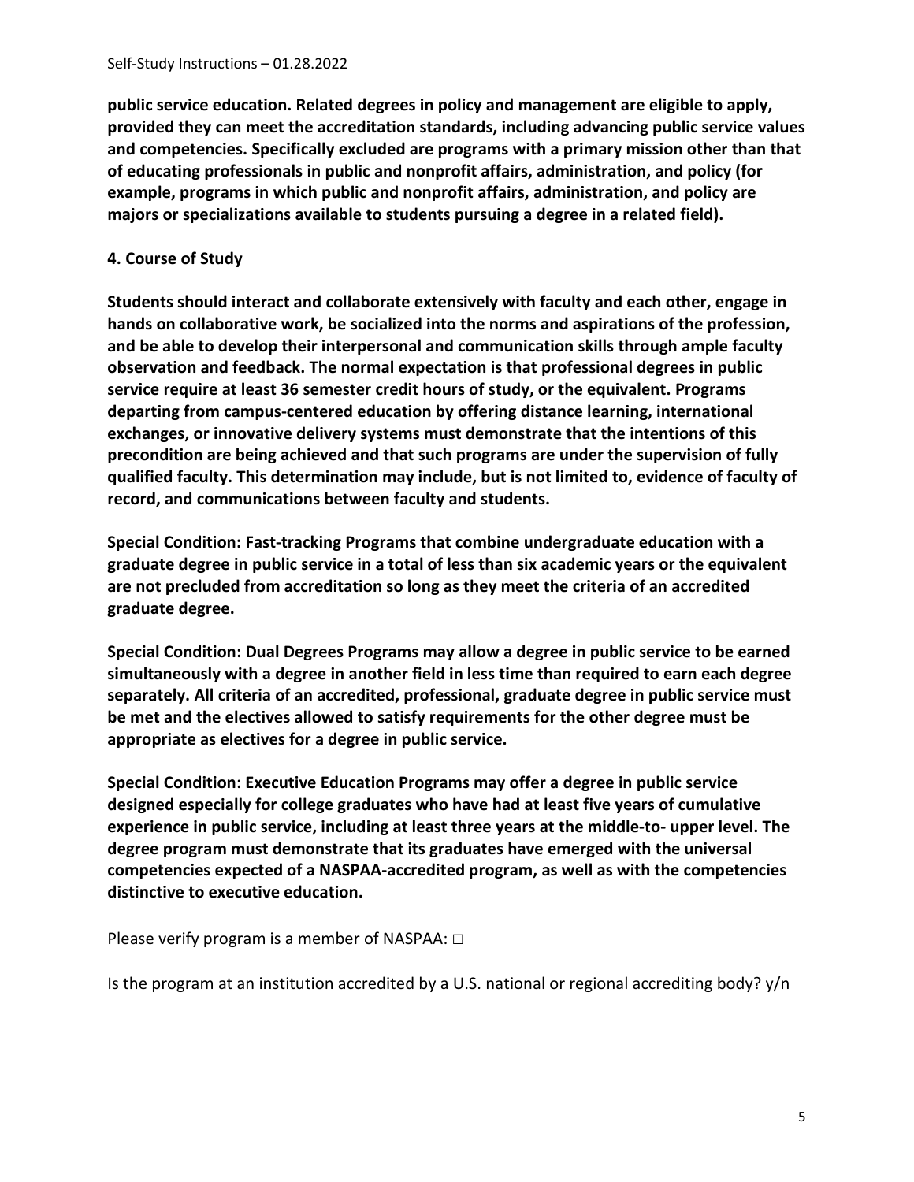**public service education. Related degrees in policy and management are eligible to apply, provided they can meet the accreditation standards, including advancing public service values and competencies. Specifically excluded are programs with a primary mission other than that of educating professionals in public and nonprofit affairs, administration, and policy (for example, programs in which public and nonprofit affairs, administration, and policy are majors or specializations available to students pursuing a degree in a related field).**

**4. Course of Study**

**Students should interact and collaborate extensively with faculty and each other, engage in hands on collaborative work, be socialized into the norms and aspirations of the profession, and be able to develop their interpersonal and communication skills through ample faculty observation and feedback. The normal expectation is that professional degrees in public service require at least 36 semester credit hours of study, or the equivalent. Programs departing from campus-centered education by offering distance learning, international exchanges, or innovative delivery systems must demonstrate that the intentions of this precondition are being achieved and that such programs are under the supervision of fully qualified faculty. This determination may include, but is not limited to, evidence of faculty of record, and communications between faculty and students.**

**Special Condition: Fast-tracking Programs that combine undergraduate education with a graduate degree in public service in a total of less than six academic years or the equivalent are not precluded from accreditation so long as they meet the criteria of an accredited graduate degree.**

**Special Condition: Dual Degrees Programs may allow a degree in public service to be earned simultaneously with a degree in another field in less time than required to earn each degree separately. All criteria of an accredited, professional, graduate degree in public service must be met and the electives allowed to satisfy requirements for the other degree must be appropriate as electives for a degree in public service.**

**Special Condition: Executive Education Programs may offer a degree in public service designed especially for college graduates who have had at least five years of cumulative experience in public service, including at least three years at the middle-to- upper level. The degree program must demonstrate that its graduates have emerged with the universal competencies expected of a NASPAA-accredited program, as well as with the competencies distinctive to executive education.**

Please verify program is a member of NASPAA: □

Is the program at an institution accredited by a U.S. national or regional accrediting body? y/n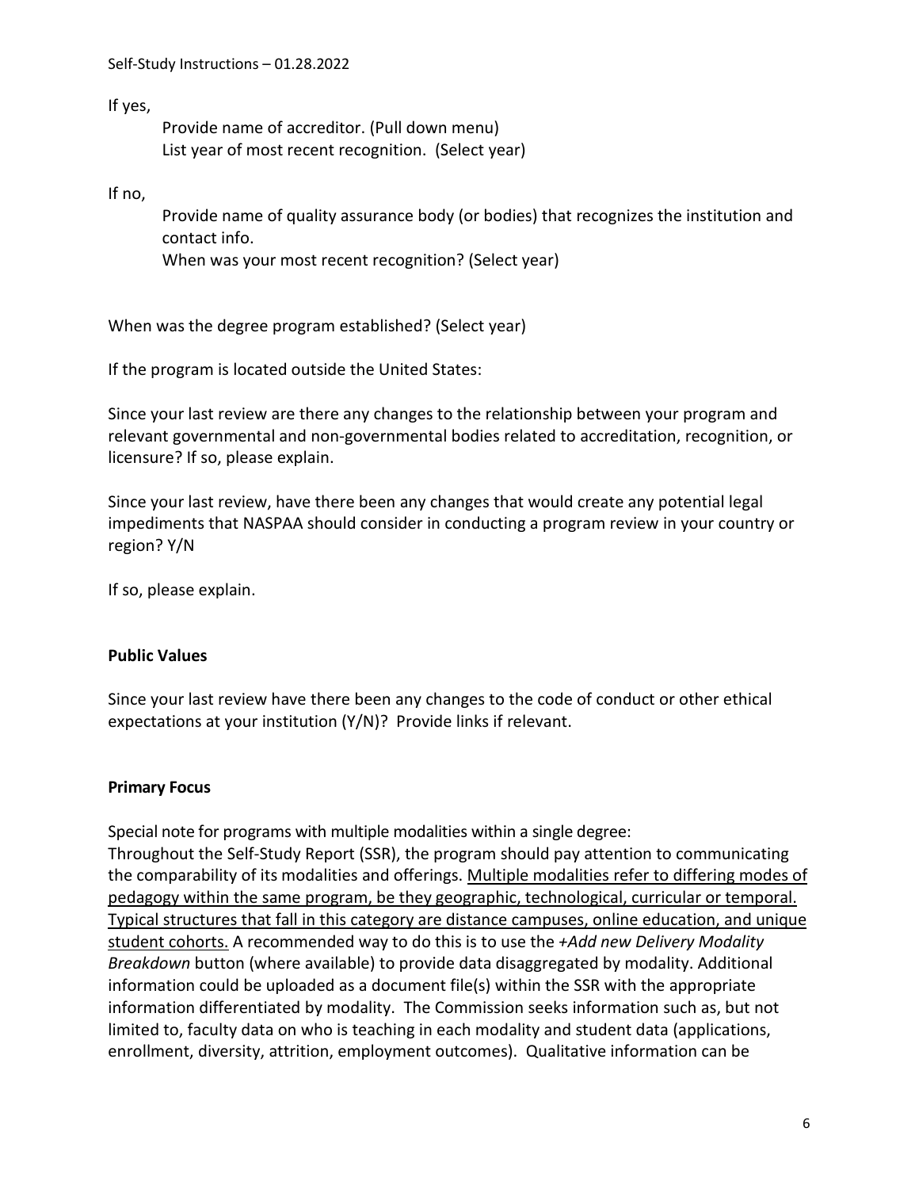If yes,

Provide name of accreditor. (Pull down menu)
List year of most recent recognition. (Select year)

If no,

Provide name of quality assurance body (or bodies) that recognizes the institution and contact info.
When was your most recent recognition? (Select year)

When was the degree program established? (Select year)

If the program is located outside the United States:

Since your last review are there any changes to the relationship between your program and relevant governmental and non-governmental bodies related to accreditation, recognition, or licensure? If so, please explain.

Since your last review, have there been any changes that would create any potential legal impediments that NASPAA should consider in conducting a program review in your country or region? Y/N

If so, please explain.

**Public Values**

Since your last review have there been any changes to the code of conduct or other ethical expectations at your institution (Y/N)? Provide links if relevant.

**Primary Focus**

Special note for programs with multiple modalities within a single degree:
Throughout the Self-Study Report (SSR), the program should pay attention to communicating the comparability of its modalities and offerings. <u>Multiple modalities refer to differing modes of pedagogy within the same program, be they geographic, technological, curricular or temporal. Typical structures that fall in this category are distance campuses, online education, and unique student cohorts.</u> A recommended way to do this is to use the *+Add new Delivery Modality Breakdown* button (where available) to provide data disaggregated by modality. Additional information could be uploaded as a document file(s) within the SSR with the appropriate information differentiated by modality. The Commission seeks information such as, but not limited to, faculty data on who is teaching in each modality and student data (applications, enrollment, diversity, attrition, employment outcomes). Qualitative information can be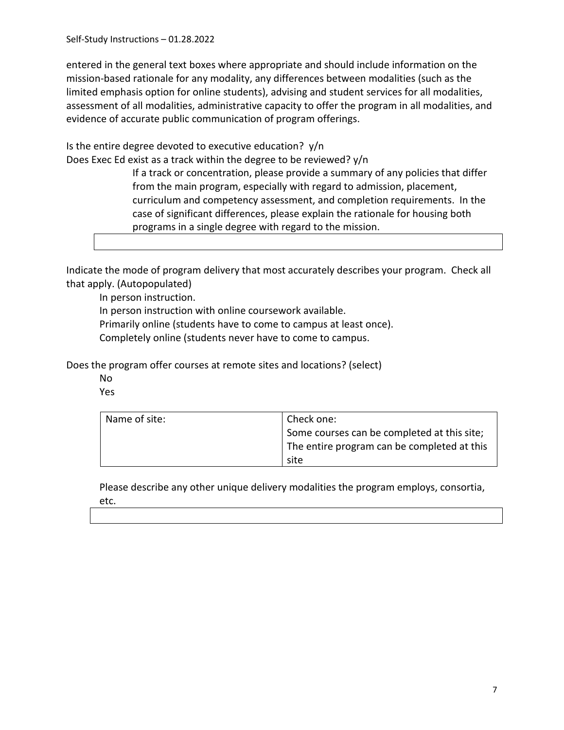entered in the general text boxes where appropriate and should include information on the mission-based rationale for any modality, any differences between modalities (such as the limited emphasis option for online students), advising and student services for all modalities, assessment of all modalities, administrative capacity to offer the program in all modalities, and evidence of accurate public communication of program offerings.

Is the entire degree devoted to executive education? y/n

Does Exec Ed exist as a track within the degree to be reviewed? y/n

> If a track or concentration, please provide a summary of any policies that differ from the main program, especially with regard to admission, placement, curriculum and competency assessment, and completion requirements. In the case of significant differences, please explain the rationale for housing both programs in a single degree with regard to the mission.

| |
|---|
| |

Indicate the mode of program delivery that most accurately describes your program. Check all that apply. (Autopopulated)

- In person instruction.
- In person instruction with online coursework available.
- Primarily online (students have to come to campus at least once).
- Completely online (students never have to come to campus.

Does the program offer courses at remote sites and locations? (select)

- No
- Yes

| Name of site: | Check one:<br>Some courses can be completed at this site;<br>The entire program can be completed at this site |
|---|---|

Please describe any other unique delivery modalities the program employs, consortia, etc.

| |
|---|
| |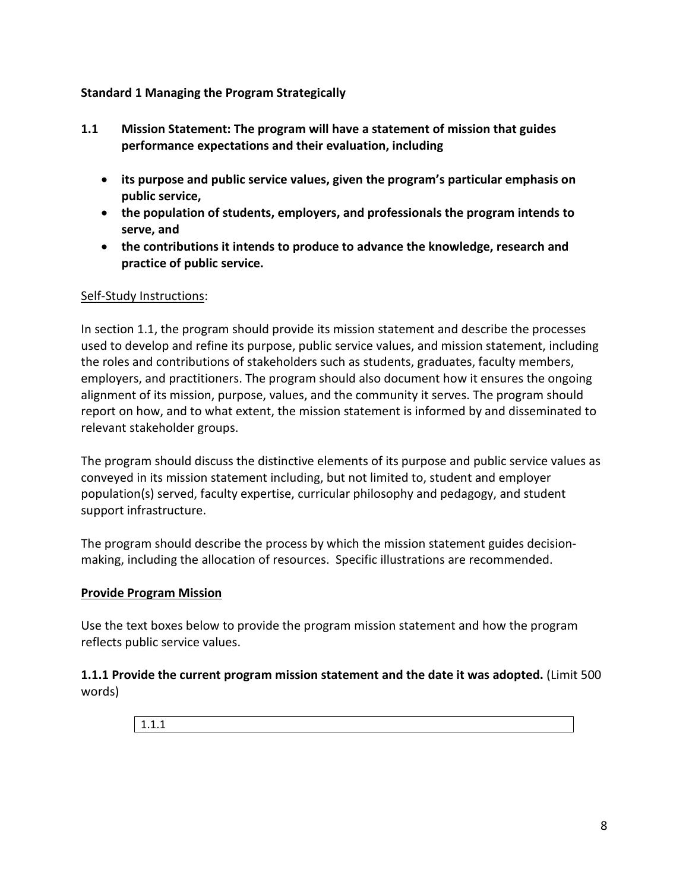**Standard 1 Managing the Program Strategically**

**1.1 Mission Statement: The program will have a statement of mission that guides performance expectations and their evaluation, including**

- **its purpose and public service values, given the program's particular emphasis on public service,**
- **the population of students, employers, and professionals the program intends to serve, and**
- **the contributions it intends to produce to advance the knowledge, research and practice of public service.**

Self-Study Instructions:

In section 1.1, the program should provide its mission statement and describe the processes used to develop and refine its purpose, public service values, and mission statement, including the roles and contributions of stakeholders such as students, graduates, faculty members, employers, and practitioners. The program should also document how it ensures the ongoing alignment of its mission, purpose, values, and the community it serves. The program should report on how, and to what extent, the mission statement is informed by and disseminated to relevant stakeholder groups.

The program should discuss the distinctive elements of its purpose and public service values as conveyed in its mission statement including, but not limited to, student and employer population(s) served, faculty expertise, curricular philosophy and pedagogy, and student support infrastructure.

The program should describe the process by which the mission statement guides decision-making, including the allocation of resources. Specific illustrations are recommended.

**Provide Program Mission**

Use the text boxes below to provide the program mission statement and how the program reflects public service values.

**1.1.1 Provide the current program mission statement and the date it was adopted.** (Limit 500 words)

| 1.1.1 |
|---|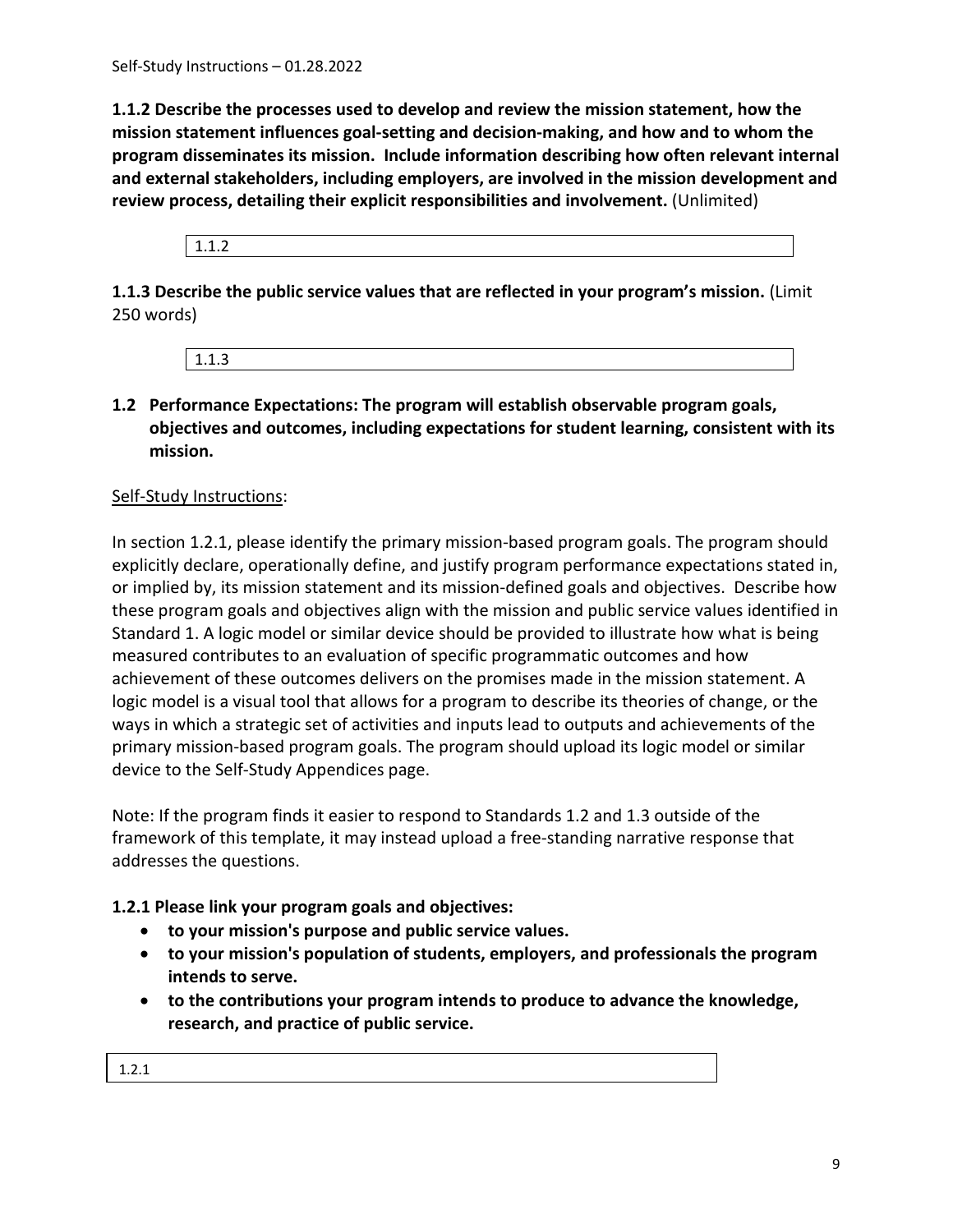**1.1.2 Describe the processes used to develop and review the mission statement, how the mission statement influences goal-setting and decision-making, and how and to whom the program disseminates its mission. Include information describing how often relevant internal and external stakeholders, including employers, are involved in the mission development and review process, detailing their explicit responsibilities and involvement.** (Unlimited)

| 1.1.2 |
|---|

**1.1.3 Describe the public service values that are reflected in your program's mission.** (Limit 250 words)

| 1.1.3 |
|---|

## 1.2 Performance Expectations: The program will establish observable program goals, objectives and outcomes, including expectations for student learning, consistent with its mission.

Self-Study Instructions:

In section 1.2.1, please identify the primary mission-based program goals. The program should explicitly declare, operationally define, and justify program performance expectations stated in, or implied by, its mission statement and its mission-defined goals and objectives. Describe how these program goals and objectives align with the mission and public service values identified in Standard 1. A logic model or similar device should be provided to illustrate how what is being measured contributes to an evaluation of specific programmatic outcomes and how achievement of these outcomes delivers on the promises made in the mission statement. A logic model is a visual tool that allows for a program to describe its theories of change, or the ways in which a strategic set of activities and inputs lead to outputs and achievements of the primary mission-based program goals. The program should upload its logic model or similar device to the Self-Study Appendices page.

Note: If the program finds it easier to respond to Standards 1.2 and 1.3 outside of the framework of this template, it may instead upload a free-standing narrative response that addresses the questions.

**1.2.1 Please link your program goals and objectives:**

- **to your mission's purpose and public service values.**
- **to your mission's population of students, employers, and professionals the program intends to serve.**
- **to the contributions your program intends to produce to advance the knowledge, research, and practice of public service.**

| 1.2.1 |
|---|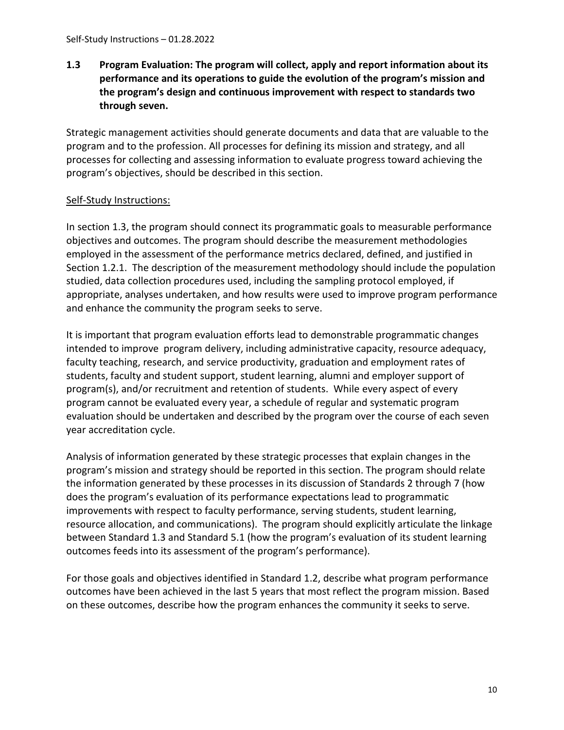**1.3 Program Evaluation: The program will collect, apply and report information about its performance and its operations to guide the evolution of the program's mission and the program's design and continuous improvement with respect to standards two through seven.**

Strategic management activities should generate documents and data that are valuable to the program and to the profession. All processes for defining its mission and strategy, and all processes for collecting and assessing information to evaluate progress toward achieving the program's objectives, should be described in this section.

Self-Study Instructions:

In section 1.3, the program should connect its programmatic goals to measurable performance objectives and outcomes. The program should describe the measurement methodologies employed in the assessment of the performance metrics declared, defined, and justified in Section 1.2.1. The description of the measurement methodology should include the population studied, data collection procedures used, including the sampling protocol employed, if appropriate, analyses undertaken, and how results were used to improve program performance and enhance the community the program seeks to serve.

It is important that program evaluation efforts lead to demonstrable programmatic changes intended to improve program delivery, including administrative capacity, resource adequacy, faculty teaching, research, and service productivity, graduation and employment rates of students, faculty and student support, student learning, alumni and employer support of program(s), and/or recruitment and retention of students. While every aspect of every program cannot be evaluated every year, a schedule of regular and systematic program evaluation should be undertaken and described by the program over the course of each seven year accreditation cycle.

Analysis of information generated by these strategic processes that explain changes in the program's mission and strategy should be reported in this section. The program should relate the information generated by these processes in its discussion of Standards 2 through 7 (how does the program's evaluation of its performance expectations lead to programmatic improvements with respect to faculty performance, serving students, student learning, resource allocation, and communications). The program should explicitly articulate the linkage between Standard 1.3 and Standard 5.1 (how the program's evaluation of its student learning outcomes feeds into its assessment of the program's performance).

For those goals and objectives identified in Standard 1.2, describe what program performance outcomes have been achieved in the last 5 years that most reflect the program mission. Based on these outcomes, describe how the program enhances the community it seeks to serve.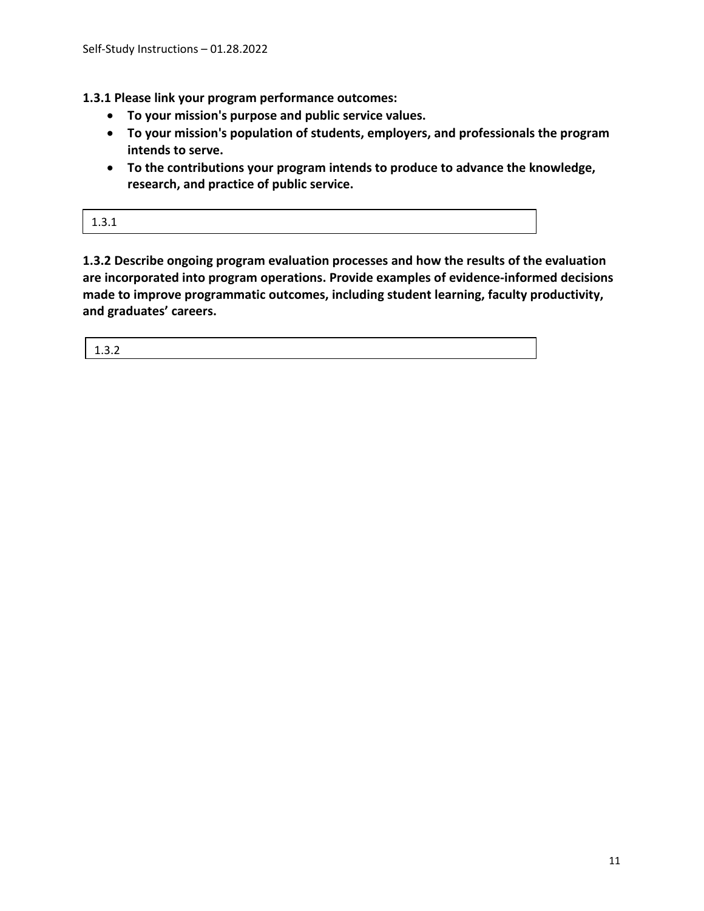**1.3.1 Please link your program performance outcomes:**

- **To your mission's purpose and public service values.**
- **To your mission's population of students, employers, and professionals the program intends to serve.**
- **To the contributions your program intends to produce to advance the knowledge, research, and practice of public service.**

| 1.3.1 |
|---|

**1.3.2 Describe ongoing program evaluation processes and how the results of the evaluation are incorporated into program operations. Provide examples of evidence-informed decisions made to improve programmatic outcomes, including student learning, faculty productivity, and graduates' careers.**

| 1.3.2 |
|---|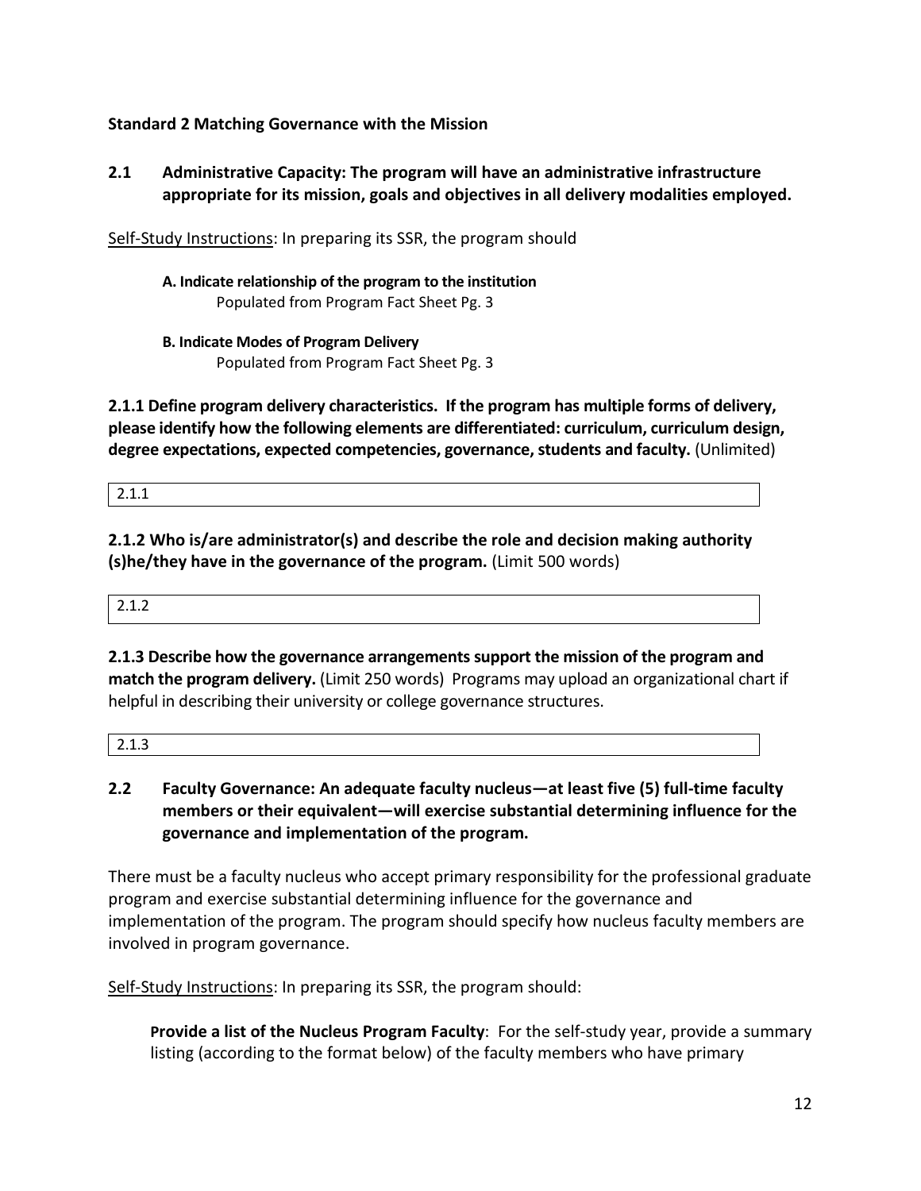**Standard 2 Matching Governance with the Mission**

**2.1 Administrative Capacity: The program will have an administrative infrastructure appropriate for its mission, goals and objectives in all delivery modalities employed.**

Self-Study Instructions: In preparing its SSR, the program should

**A. Indicate relationship of the program to the institution**
Populated from Program Fact Sheet Pg. 3

**B. Indicate Modes of Program Delivery**
Populated from Program Fact Sheet Pg. 3

**2.1.1 Define program delivery characteristics. If the program has multiple forms of delivery, please identify how the following elements are differentiated: curriculum, curriculum design, degree expectations, expected competencies, governance, students and faculty.** (Unlimited)

| 2.1.1 |
|---|

**2.1.2 Who is/are administrator(s) and describe the role and decision making authority (s)he/they have in the governance of the program.** (Limit 500 words)

| 2.1.2 |
|---|

**2.1.3 Describe how the governance arrangements support the mission of the program and match the program delivery.** (Limit 250 words) Programs may upload an organizational chart if helpful in describing their university or college governance structures.

| 2.1.3 |
|---|

**2.2 Faculty Governance: An adequate faculty nucleus—at least five (5) full-time faculty members or their equivalent—will exercise substantial determining influence for the governance and implementation of the program.**

There must be a faculty nucleus who accept primary responsibility for the professional graduate program and exercise substantial determining influence for the governance and implementation of the program. The program should specify how nucleus faculty members are involved in program governance.

Self-Study Instructions: In preparing its SSR, the program should:

**Provide a list of the Nucleus Program Faculty**: For the self-study year, provide a summary listing (according to the format below) of the faculty members who have primary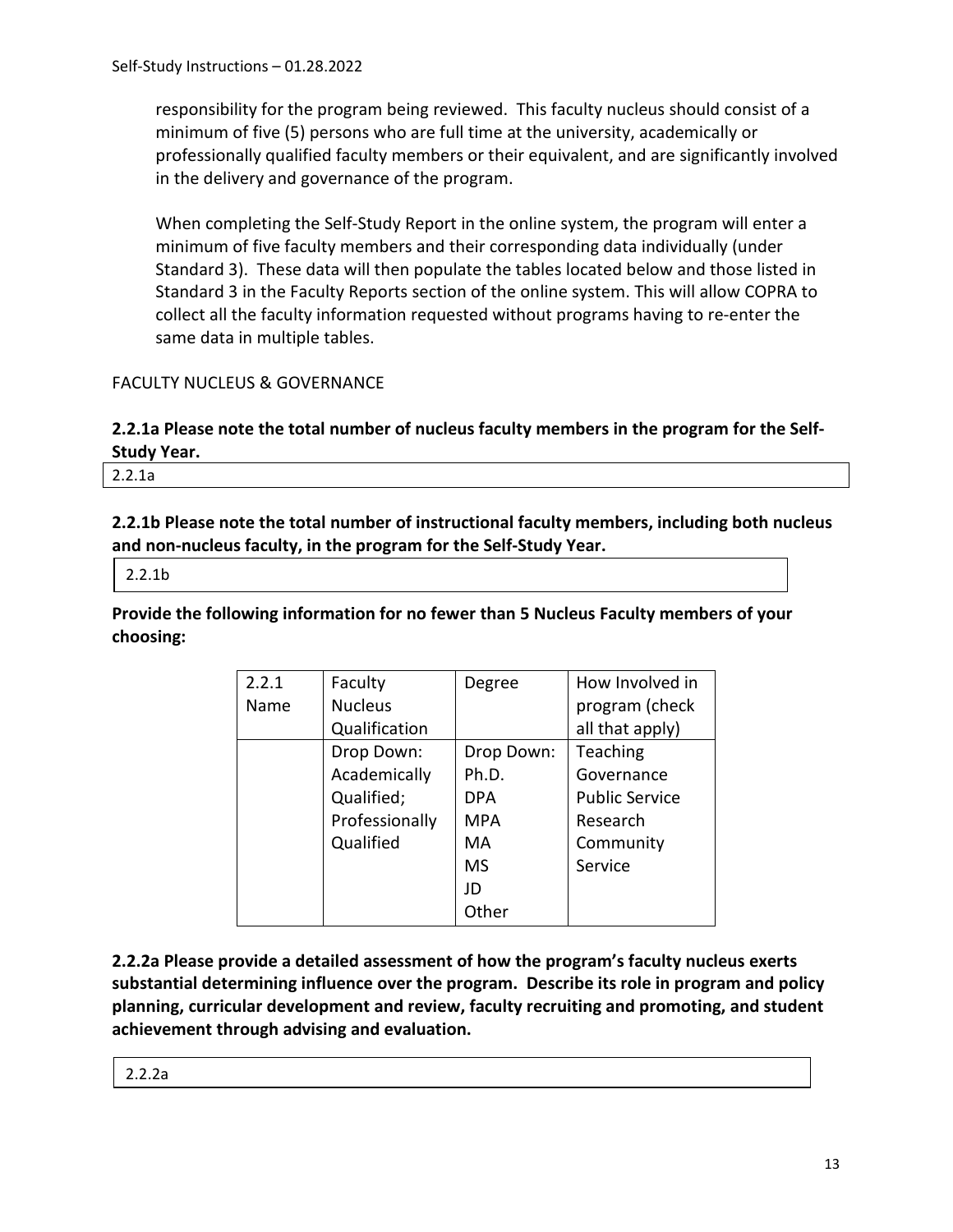responsibility for the program being reviewed. This faculty nucleus should consist of a minimum of five (5) persons who are full time at the university, academically or professionally qualified faculty members or their equivalent, and are significantly involved in the delivery and governance of the program.

When completing the Self-Study Report in the online system, the program will enter a minimum of five faculty members and their corresponding data individually (under Standard 3). These data will then populate the tables located below and those listed in Standard 3 in the Faculty Reports section of the online system. This will allow COPRA to collect all the faculty information requested without programs having to re-enter the same data in multiple tables.

FACULTY NUCLEUS & GOVERNANCE

**2.2.1a Please note the total number of nucleus faculty members in the program for the Self-Study Year.**

| 2.2.1a |
|---|

**2.2.1b Please note the total number of instructional faculty members, including both nucleus and non-nucleus faculty, in the program for the Self-Study Year.**

| 2.2.1b |
|---|

**Provide the following information for no fewer than 5 Nucleus Faculty members of your choosing:**

| 2.2.1 Name | Faculty Nucleus Qualification | Degree | How Involved in program (check all that apply) |
|---|---|---|---|
| | Drop Down: Academically Qualified; Professionally Qualified | Drop Down: Ph.D. DPA MPA MA MS JD Other | Teaching Governance Public Service Research Community Service |

**2.2.2a Please provide a detailed assessment of how the program's faculty nucleus exerts substantial determining influence over the program. Describe its role in program and policy planning, curricular development and review, faculty recruiting and promoting, and student achievement through advising and evaluation.**

| 2.2.2a |
|---|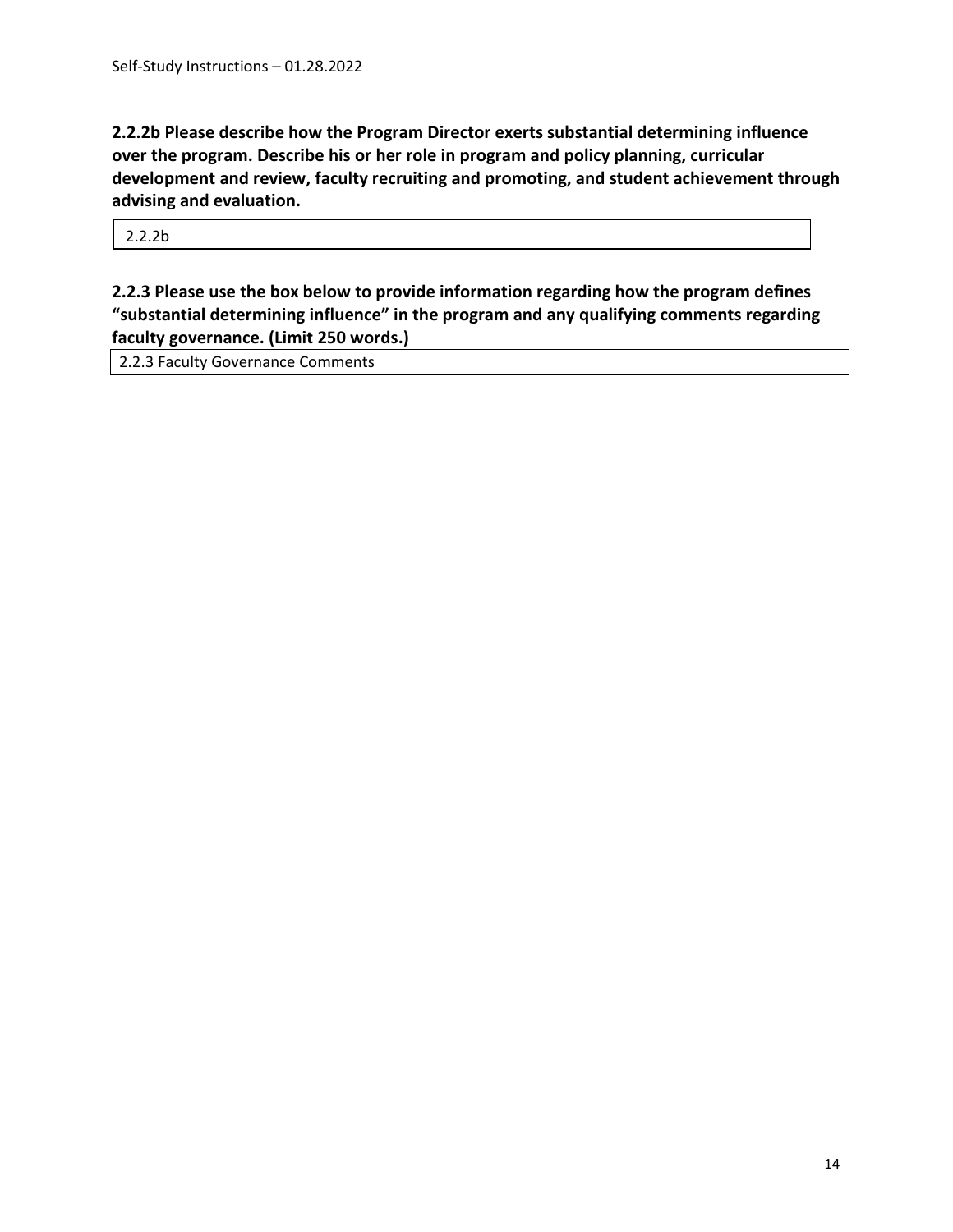**2.2.2b Please describe how the Program Director exerts substantial determining influence over the program. Describe his or her role in program and policy planning, curricular development and review, faculty recruiting and promoting, and student achievement through advising and evaluation.**

| 2.2.2b |
|---|

**2.2.3 Please use the box below to provide information regarding how the program defines "substantial determining influence" in the program and any qualifying comments regarding faculty governance. (Limit 250 words.)**

| 2.2.3 Faculty Governance Comments |
|---|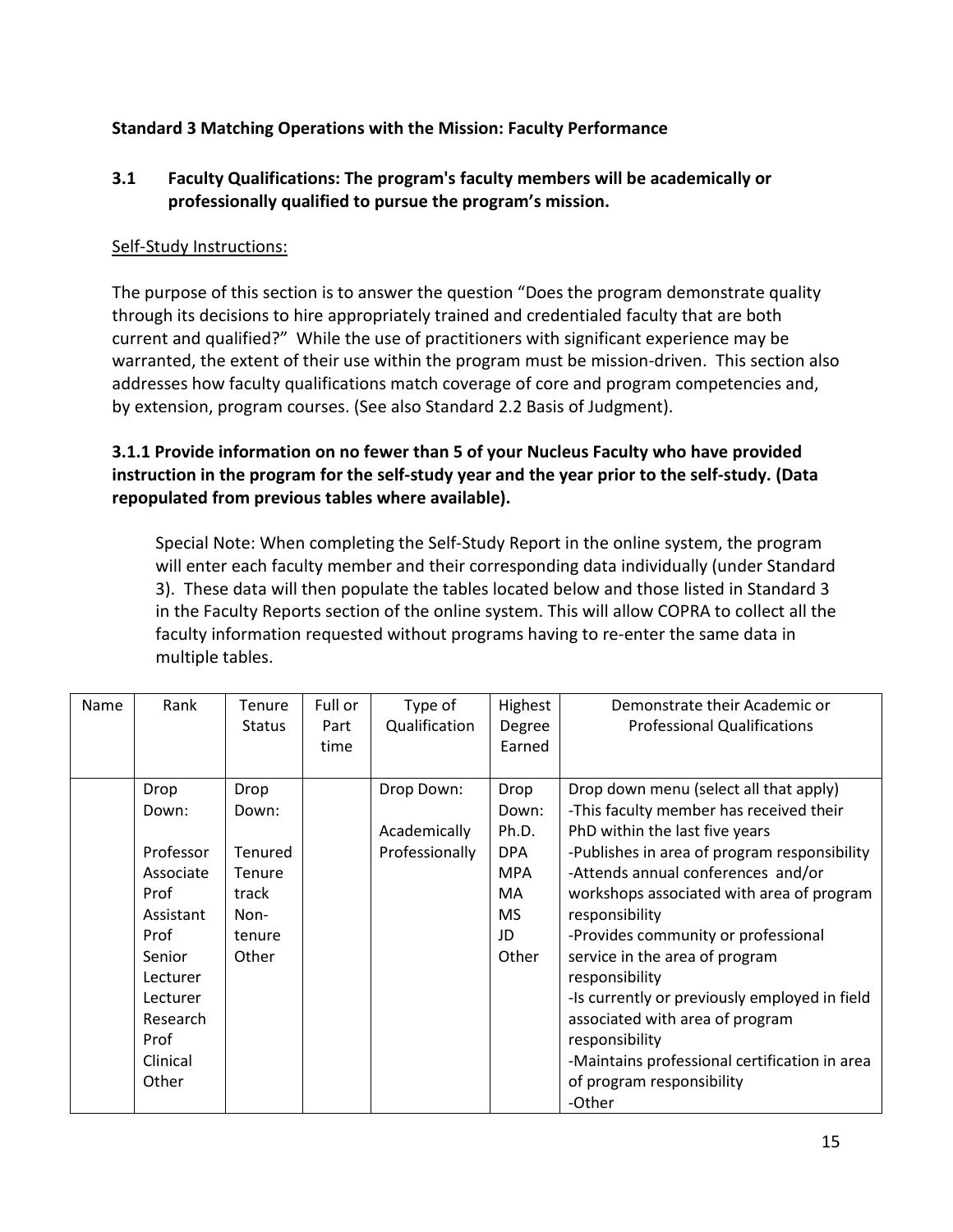**Standard 3 Matching Operations with the Mission: Faculty Performance**

**3.1 Faculty Qualifications: The program's faculty members will be academically or professionally qualified to pursue the program's mission.**

<u>Self-Study Instructions:</u>

The purpose of this section is to answer the question "Does the program demonstrate quality through its decisions to hire appropriately trained and credentialed faculty that are both current and qualified?" While the use of practitioners with significant experience may be warranted, the extent of their use within the program must be mission-driven. This section also addresses how faculty qualifications match coverage of core and program competencies and, by extension, program courses. (See also Standard 2.2 Basis of Judgment).

**3.1.1 Provide information on no fewer than 5 of your Nucleus Faculty who have provided instruction in the program for the self-study year and the year prior to the self-study. (Data repopulated from previous tables where available).**

Special Note: When completing the Self-Study Report in the online system, the program will enter each faculty member and their corresponding data individually (under Standard 3). These data will then populate the tables located below and those listed in Standard 3 in the Faculty Reports section of the online system. This will allow COPRA to collect all the faculty information requested without programs having to re-enter the same data in multiple tables.

| Name | Rank | Tenure Status | Full or Part time | Type of Qualification | Highest Degree Earned | Demonstrate their Academic or Professional Qualifications |
|---|---|---|---|---|---|---|
| | Drop Down:<br><br>Professor<br>Associate Prof<br>Assistant Prof<br>Senior Lecturer<br>Lecturer<br>Research Prof<br>Clinical<br>Other | Drop Down:<br><br>Tenured<br>Tenure track<br>Non-tenure<br>Other | | Drop Down:<br><br>Academically<br>Professionally | Drop Down:<br>Ph.D.<br>DPA<br>MPA<br>MA<br>MS<br>JD<br>Other | Drop down menu (select all that apply)<br>-This faculty member has received their PhD within the last five years<br>-Publishes in area of program responsibility<br>-Attends annual conferences and/or workshops associated with area of program responsibility<br>-Provides community or professional service in the area of program responsibility<br>-Is currently or previously employed in field associated with area of program responsibility<br>-Maintains professional certification in area of program responsibility<br>-Other |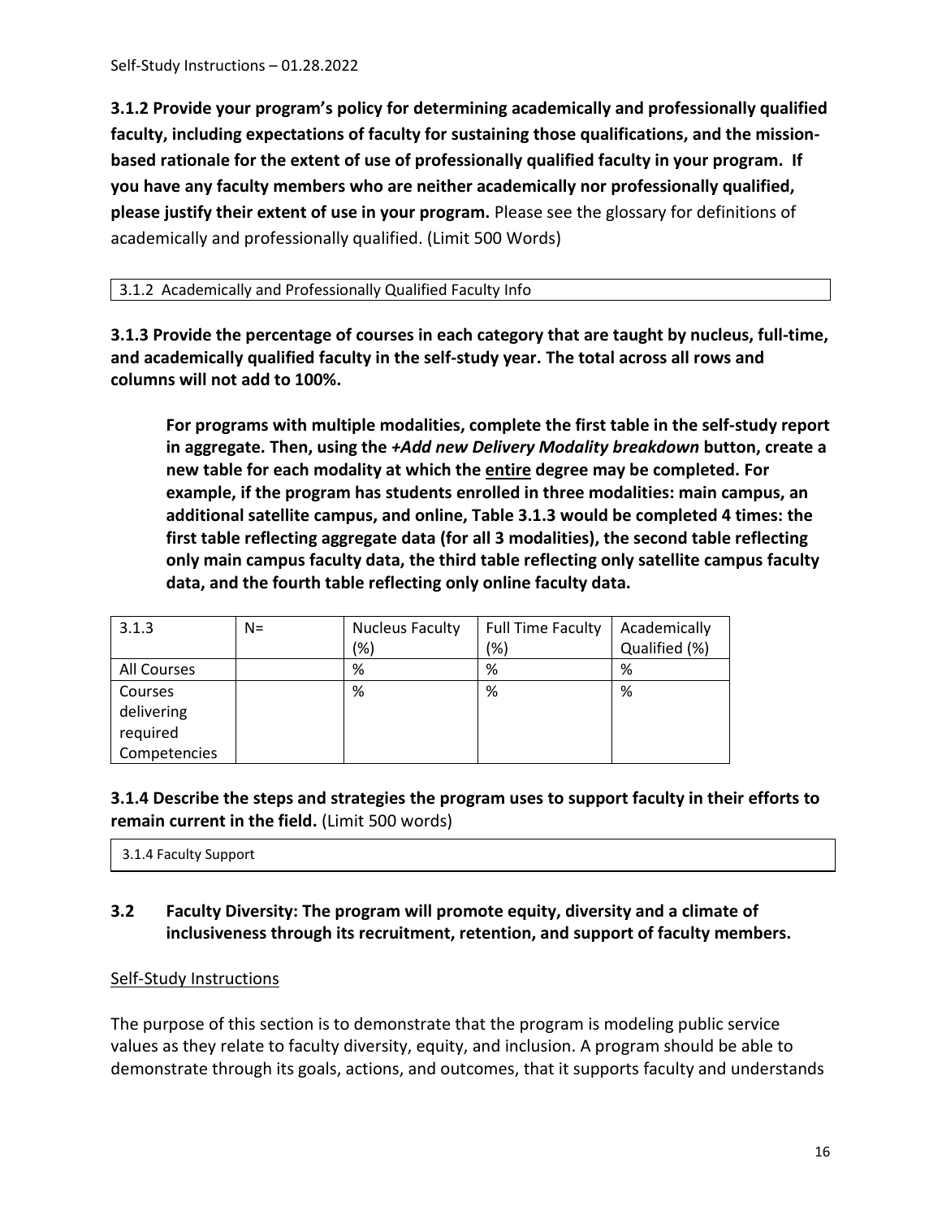**3.1.2 Provide your program's policy for determining academically and professionally qualified faculty, including expectations of faculty for sustaining those qualifications, and the mission-based rationale for the extent of use of professionally qualified faculty in your program. If you have any faculty members who are neither academically nor professionally qualified, please justify their extent of use in your program.** Please see the glossary for definitions of academically and professionally qualified. (Limit 500 Words)

| 3.1.2 Academically and Professionally Qualified Faculty Info |
|---|

**3.1.3 Provide the percentage of courses in each category that are taught by nucleus, full-time, and academically qualified faculty in the self-study year. The total across all rows and columns will not add to 100%.**

> **For programs with multiple modalities, complete the first table in the self-study report in aggregate. Then, using the *+Add new Delivery Modality breakdown* button, create a new table for each modality at which the <u>entire</u> degree may be completed. For example, if the program has students enrolled in three modalities: main campus, an additional satellite campus, and online, Table 3.1.3 would be completed 4 times: the first table reflecting aggregate data (for all 3 modalities), the second table reflecting only main campus faculty data, the third table reflecting only satellite campus faculty data, and the fourth table reflecting only online faculty data.**

| 3.1.3 | N= | Nucleus Faculty (%) | Full Time Faculty (%) | Academically Qualified (%) |
|---|---|---|---|---|
| All Courses | | % | % | % |
| Courses delivering required Competencies | | % | % | % |

**3.1.4 Describe the steps and strategies the program uses to support faculty in their efforts to remain current in the field.** (Limit 500 words)

| 3.1.4 Faculty Support |
|---|

## 3.2 Faculty Diversity: The program will promote equity, diversity and a climate of inclusiveness through its recruitment, retention, and support of faculty members.

<u>Self-Study Instructions</u>

The purpose of this section is to demonstrate that the program is modeling public service values as they relate to faculty diversity, equity, and inclusion. A program should be able to demonstrate through its goals, actions, and outcomes, that it supports faculty and understands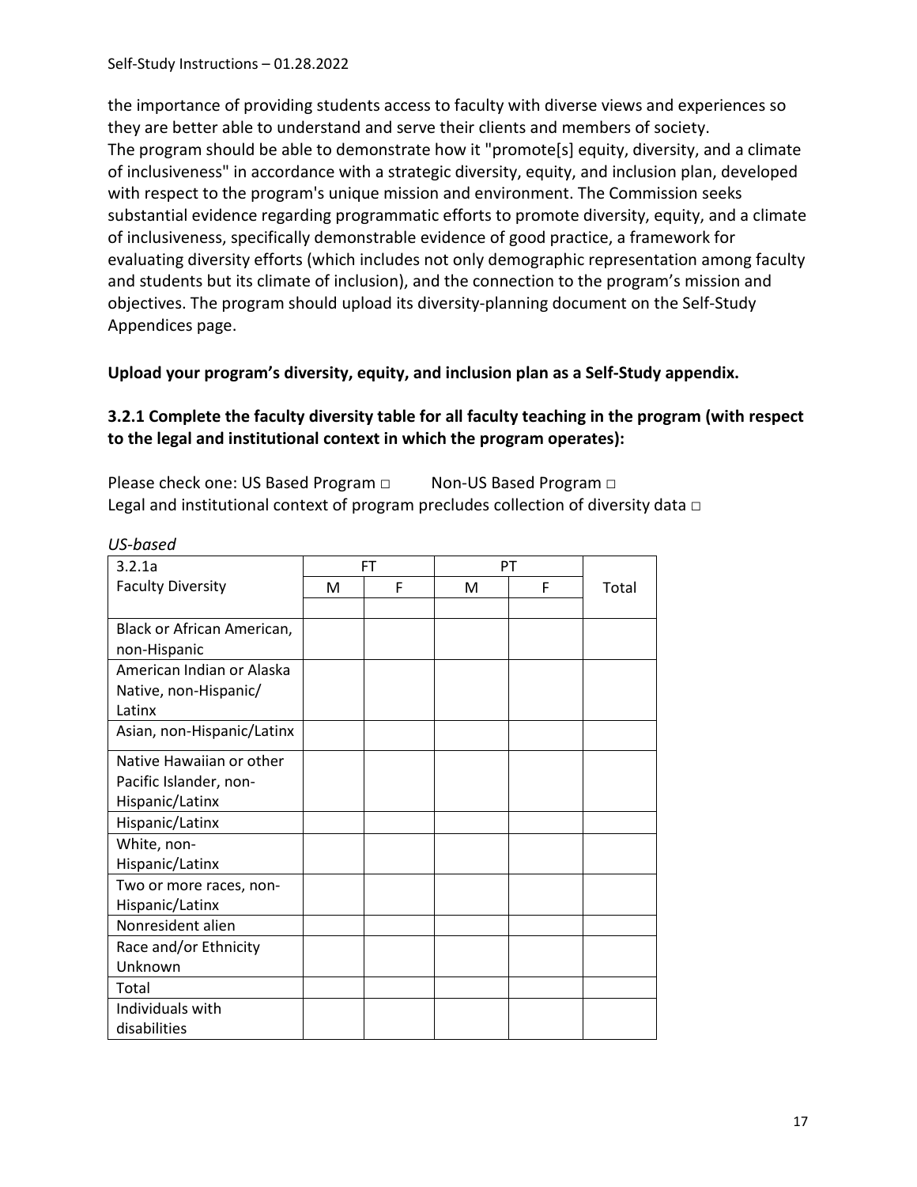the importance of providing students access to faculty with diverse views and experiences so they are better able to understand and serve their clients and members of society.
The program should be able to demonstrate how it "promote[s] equity, diversity, and a climate of inclusiveness" in accordance with a strategic diversity, equity, and inclusion plan, developed with respect to the program's unique mission and environment. The Commission seeks substantial evidence regarding programmatic efforts to promote diversity, equity, and a climate of inclusiveness, specifically demonstrable evidence of good practice, a framework for evaluating diversity efforts (which includes not only demographic representation among faculty and students but its climate of inclusion), and the connection to the program's mission and objectives. The program should upload its diversity-planning document on the Self-Study Appendices page.

**Upload your program's diversity, equity, and inclusion plan as a Self-Study appendix.**

**3.2.1 Complete the faculty diversity table for all faculty teaching in the program (with respect to the legal and institutional context in which the program operates):**

Please check one: US Based Program □ Non-US Based Program □
Legal and institutional context of program precludes collection of diversity data □

*US-based*

| 3.2.1a<br>Faculty Diversity | FT | | PT | | Total |
|---|---|---|---|---|---|
| | M | F | M | F | |
| | | | | | |
| Black or African American, non-Hispanic | | | | | |
| American Indian or Alaska Native, non-Hispanic/ Latinx | | | | | |
| Asian, non-Hispanic/Latinx | | | | | |
| Native Hawaiian or other Pacific Islander, non-Hispanic/Latinx | | | | | |
| Hispanic/Latinx | | | | | |
| White, non-Hispanic/Latinx | | | | | |
| Two or more races, non-Hispanic/Latinx | | | | | |
| Nonresident alien | | | | | |
| Race and/or Ethnicity Unknown | | | | | |
| Total | | | | | |
| Individuals with disabilities | | | | | |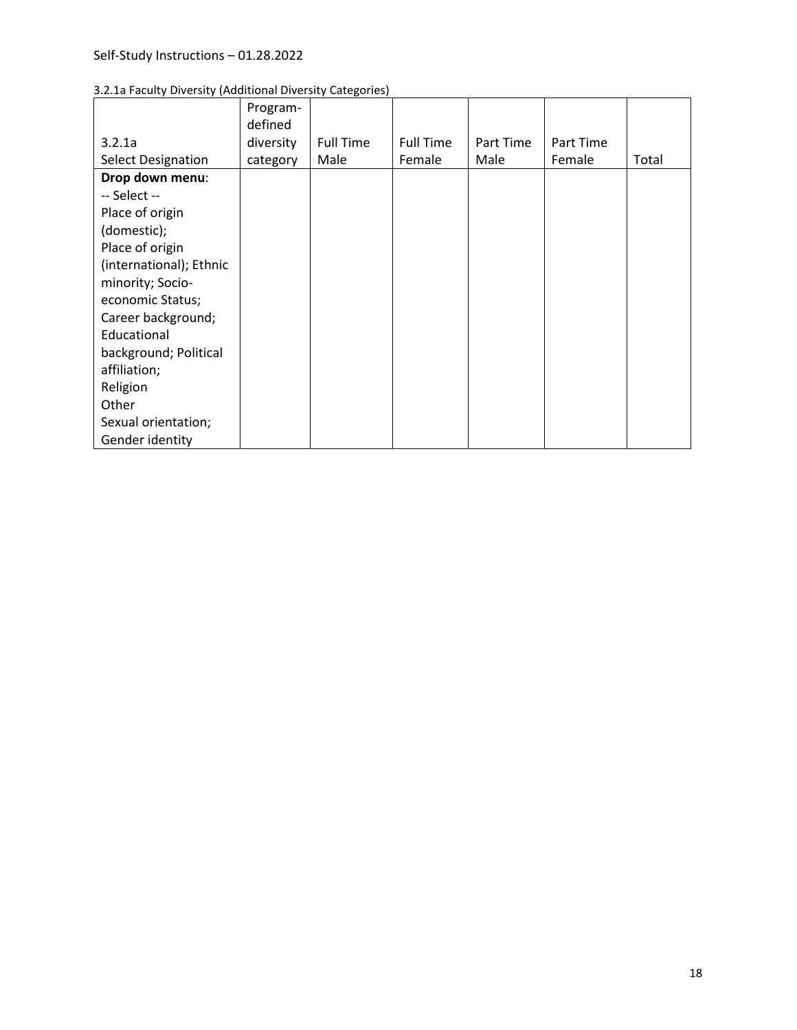3.2.1a Faculty Diversity (Additional Diversity Categories)

| 3.2.1a<br>Select Designation | Program-defined diversity category | Full Time Male | Full Time Female | Part Time Male | Part Time Female | Total |
|---|---|---|---|---|---|---|
| **Drop down menu**:<br>-- Select --<br>Place of origin (domestic);<br>Place of origin (international); Ethnic minority; Socio-economic Status;<br>Career background;<br>Educational background; Political affiliation;<br>Religion<br>Other<br>Sexual orientation;<br>Gender identity | | | | | | |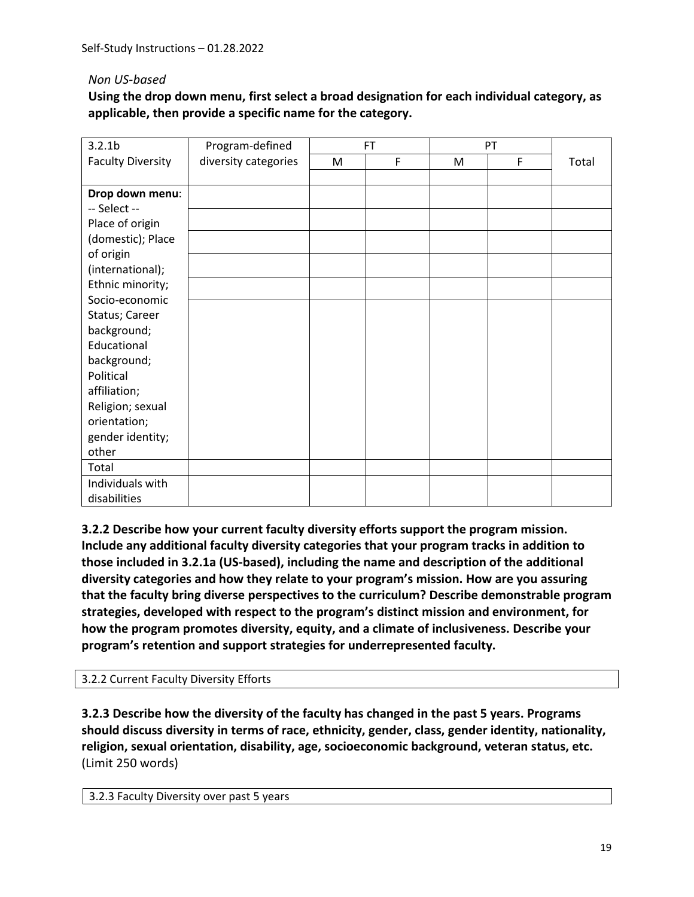*Non US-based*

**Using the drop down menu, first select a broad designation for each individual category, as applicable, then provide a specific name for the category.**

| 3.2.1b Faculty Diversity | Program-defined diversity categories | FT | | PT | | Total |
|---|---|---|---|---|---|---|
| | | M | F | M | F | |
| **Drop down menu**: -- Select -- Place of origin (domestic); Place of origin (international); Ethnic minority; Socio-economic Status; Career background; Educational background; Political affiliation; Religion; sexual orientation; gender identity; other | | | | | | |
| | | | | | | |
| | | | | | | |
| | | | | | | |
| | | | | | | |
| | | | | | | |
| Total | | | | | | |
| Individuals with disabilities | | | | | | |

**3.2.2 Describe how your current faculty diversity efforts support the program mission. Include any additional faculty diversity categories that your program tracks in addition to those included in 3.2.1a (US-based), including the name and description of the additional diversity categories and how they relate to your program's mission. How are you assuring that the faculty bring diverse perspectives to the curriculum? Describe demonstrable program strategies, developed with respect to the program's distinct mission and environment, for how the program promotes diversity, equity, and a climate of inclusiveness. Describe your program's retention and support strategies for underrepresented faculty.**

| 3.2.2 Current Faculty Diversity Efforts |
|---|

**3.2.3 Describe how the diversity of the faculty has changed in the past 5 years. Programs should discuss diversity in terms of race, ethnicity, gender, class, gender identity, nationality, religion, sexual orientation, disability, age, socioeconomic background, veteran status, etc.** (Limit 250 words)

| 3.2.3 Faculty Diversity over past 5 years |
|---|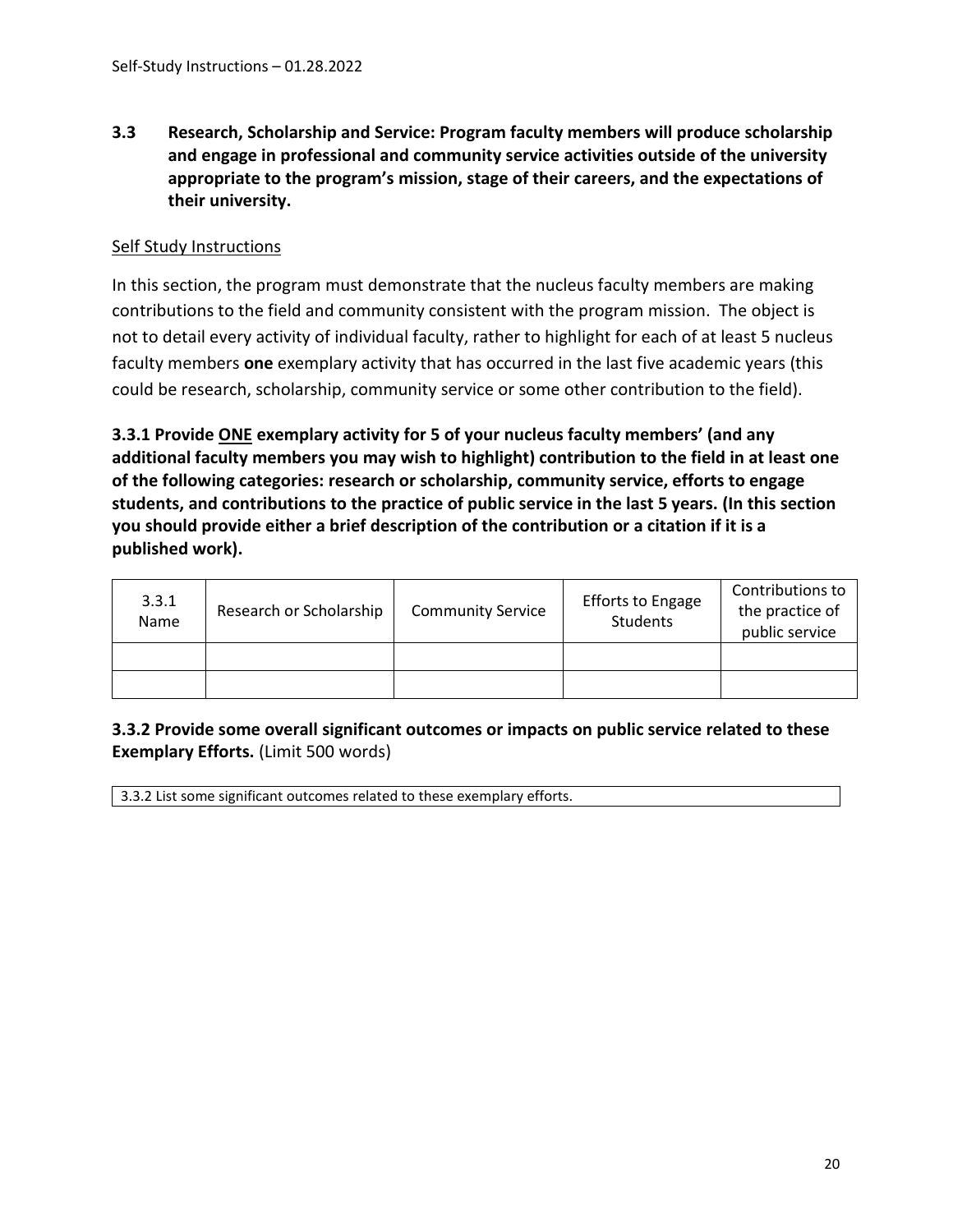### 3.3 Research, Scholarship and Service: Program faculty members will produce scholarship and engage in professional and community service activities outside of the university appropriate to the program's mission, stage of their careers, and the expectations of their university.

Self Study Instructions

In this section, the program must demonstrate that the nucleus faculty members are making contributions to the field and community consistent with the program mission. The object is not to detail every activity of individual faculty, rather to highlight for each of at least 5 nucleus faculty members **one** exemplary activity that has occurred in the last five academic years (this could be research, scholarship, community service or some other contribution to the field).

**3.3.1 Provide ONE exemplary activity for 5 of your nucleus faculty members' (and any additional faculty members you may wish to highlight) contribution to the field in at least one of the following categories: research or scholarship, community service, efforts to engage students, and contributions to the practice of public service in the last 5 years. (In this section you should provide either a brief description of the contribution or a citation if it is a published work).**

| 3.3.1 Name | Research or Scholarship | Community Service | Efforts to Engage Students | Contributions to the practice of public service |
|---|---|---|---|---|
| | | | | |
| | | | | |

**3.3.2 Provide some overall significant outcomes or impacts on public service related to these Exemplary Efforts.** (Limit 500 words)

| 3.3.2 List some significant outcomes related to these exemplary efforts. |
|---|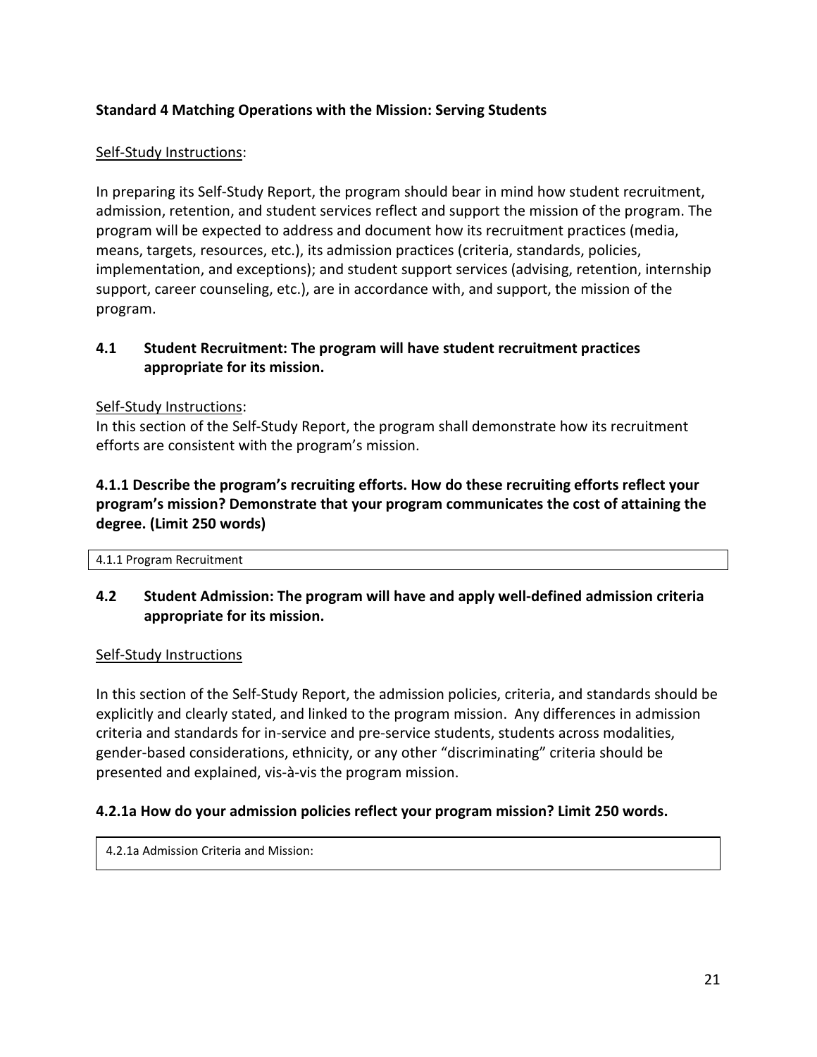### Standard 4 Matching Operations with the Mission: Serving Students

Self-Study Instructions:

In preparing its Self-Study Report, the program should bear in mind how student recruitment, admission, retention, and student services reflect and support the mission of the program. The program will be expected to address and document how its recruitment practices (media, means, targets, resources, etc.), its admission practices (criteria, standards, policies, implementation, and exceptions); and student support services (advising, retention, internship support, career counseling, etc.), are in accordance with, and support, the mission of the program.

### 4.1 Student Recruitment: The program will have student recruitment practices appropriate for its mission.

Self-Study Instructions:

In this section of the Self-Study Report, the program shall demonstrate how its recruitment efforts are consistent with the program's mission.

**4.1.1 Describe the program's recruiting efforts. How do these recruiting efforts reflect your program's mission? Demonstrate that your program communicates the cost of attaining the degree. (Limit 250 words)**

| 4.1.1 Program Recruitment |
| --- |

### 4.2 Student Admission: The program will have and apply well-defined admission criteria appropriate for its mission.

Self-Study Instructions

In this section of the Self-Study Report, the admission policies, criteria, and standards should be explicitly and clearly stated, and linked to the program mission. Any differences in admission criteria and standards for in-service and pre-service students, students across modalities, gender-based considerations, ethnicity, or any other "discriminating" criteria should be presented and explained, vis-à-vis the program mission.

**4.2.1a How do your admission policies reflect your program mission? Limit 250 words.**

| 4.2.1a Admission Criteria and Mission: |
| --- |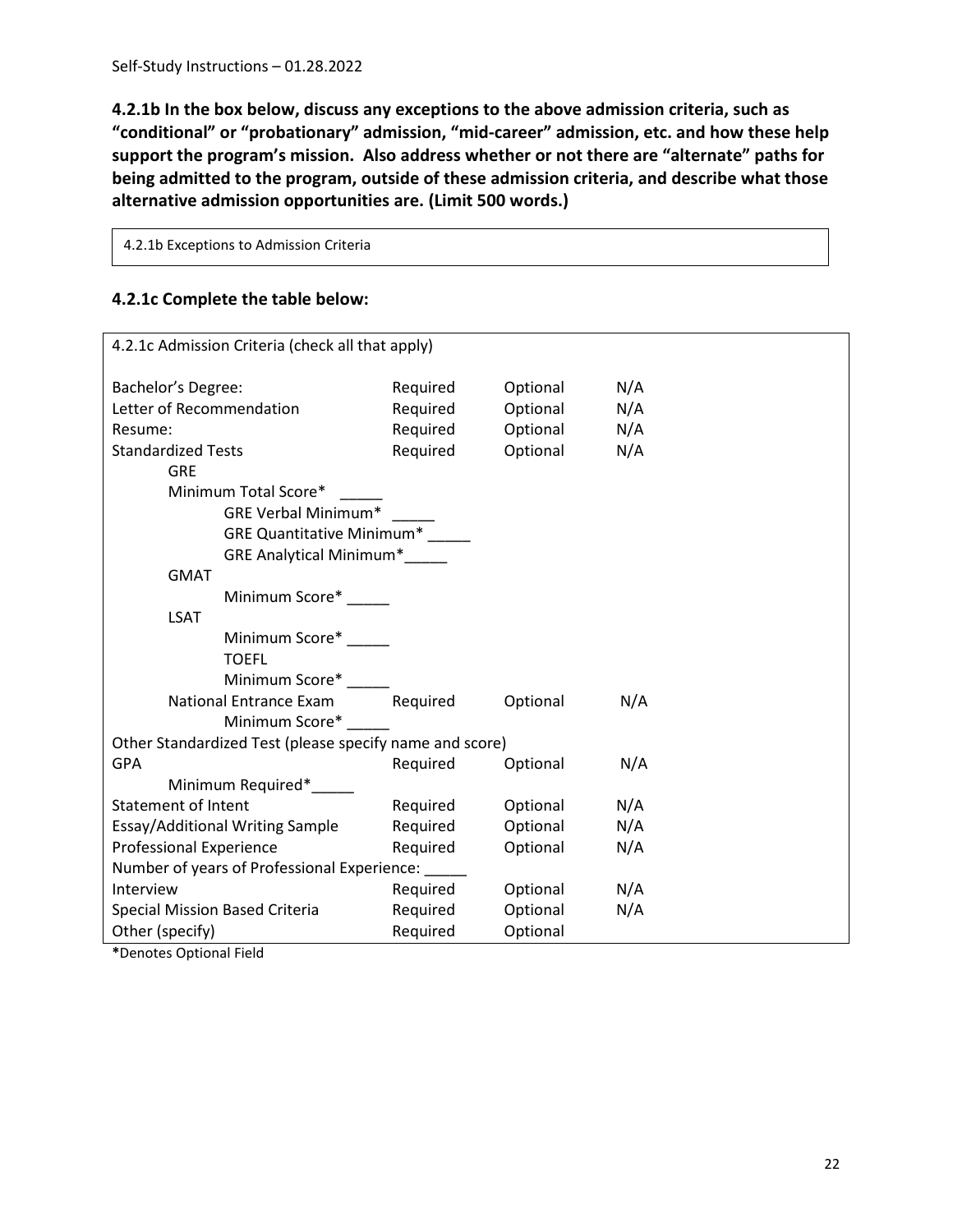**4.2.1b In the box below, discuss any exceptions to the above admission criteria, such as "conditional" or "probationary" admission, "mid-career" admission, etc. and how these help support the program's mission. Also address whether or not there are "alternate" paths for being admitted to the program, outside of these admission criteria, and describe what those alternative admission opportunities are. (Limit 500 words.)**

| 4.2.1b Exceptions to Admission Criteria |
|---|
| |

### 4.2.1c Complete the table below:

| 4.2.1c Admission Criteria (check all that apply) | | | |
|---|---|---|---|
| Bachelor's Degree: | Required | Optional | N/A |
| Letter of Recommendation | Required | Optional | N/A |
| Resume: | Required | Optional | N/A |
| Standardized Tests | Required | Optional | N/A |
| GRE | | | |
| Minimum Total Score* _____ | | | |
| GRE Verbal Minimum* _____ | | | |
| GRE Quantitative Minimum* _____ | | | |
| GRE Analytical Minimum*_____ | | | |
| GMAT | | | |
| Minimum Score* _____ | | | |
| LSAT | | | |
| Minimum Score* _____ | | | |
| TOEFL | | | |
| Minimum Score* _____ | | | |
| National Entrance Exam | Required | Optional | N/A |
| Minimum Score* _____ | | | |
| Other Standardized Test (please specify name and score) | | | |
| GPA | Required | Optional | N/A |
| Minimum Required*_____ | | | |
| Statement of Intent | Required | Optional | N/A |
| Essay/Additional Writing Sample | Required | Optional | N/A |
| Professional Experience | Required | Optional | N/A |
| Number of years of Professional Experience: _____ | | | |
| Interview | Required | Optional | N/A |
| Special Mission Based Criteria | Required | Optional | N/A |
| Other (specify) | Required | Optional | |

*Denotes Optional Field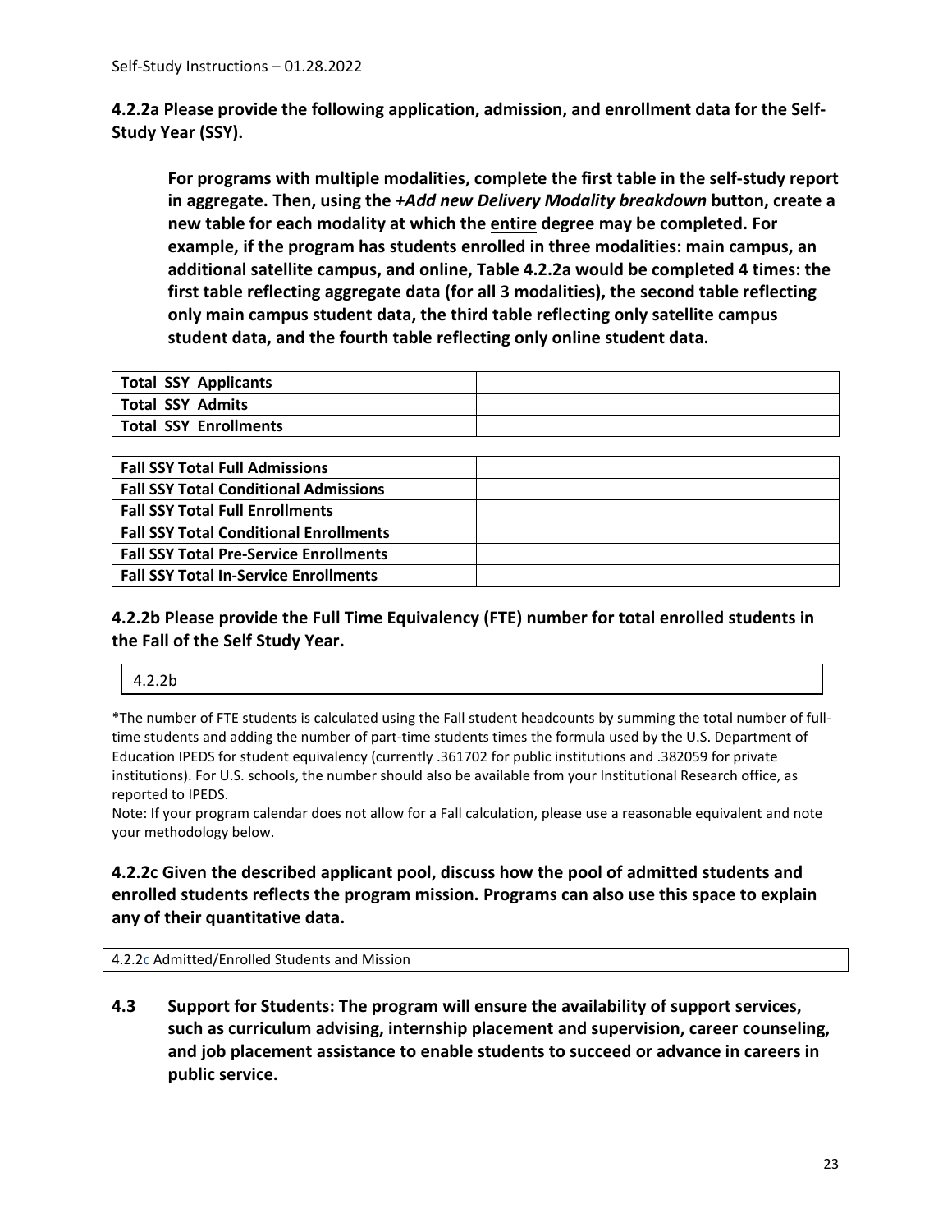**4.2.2a Please provide the following application, admission, and enrollment data for the Self-Study Year (SSY).**

> **For programs with multiple modalities, complete the first table in the self-study report in aggregate. Then, using the *+Add new Delivery Modality breakdown* button, create a new table for each modality at which the <u>entire</u> degree may be completed. For example, if the program has students enrolled in three modalities: main campus, an additional satellite campus, and online, Table 4.2.2a would be completed 4 times: the first table reflecting aggregate data (for all 3 modalities), the second table reflecting only main campus student data, the third table reflecting only satellite campus student data, and the fourth table reflecting only online student data.**

| | |
|---|---|
| **Total SSY Applicants** | |
| **Total SSY Admits** | |
| **Total SSY Enrollments** | |

| | |
|---|---|
| **Fall SSY Total Full Admissions** | |
| **Fall SSY Total Conditional Admissions** | |
| **Fall SSY Total Full Enrollments** | |
| **Fall SSY Total Conditional Enrollments** | |
| **Fall SSY Total Pre-Service Enrollments** | |
| **Fall SSY Total In-Service Enrollments** | |

### 4.2.2b Please provide the Full Time Equivalency (FTE) number for total enrolled students in the Fall of the Self Study Year.

| 4.2.2b |
|---|

*The number of FTE students is calculated using the Fall student headcounts by summing the total number of full-time students and adding the number of part-time students times the formula used by the U.S. Department of Education IPEDS for student equivalency (currently .361702 for public institutions and .382059 for private institutions). For U.S. schools, the number should also be available from your Institutional Research office, as reported to IPEDS.

Note: If your program calendar does not allow for a Fall calculation, please use a reasonable equivalent and note your methodology below.

### 4.2.2c Given the described applicant pool, discuss how the pool of admitted students and enrolled students reflects the program mission. Programs can also use this space to explain any of their quantitative data.

| 4.2.2c Admitted/Enrolled Students and Mission |
|---|

### 4.3 Support for Students: The program will ensure the availability of support services, such as curriculum advising, internship placement and supervision, career counseling, and job placement assistance to enable students to succeed or advance in careers in public service.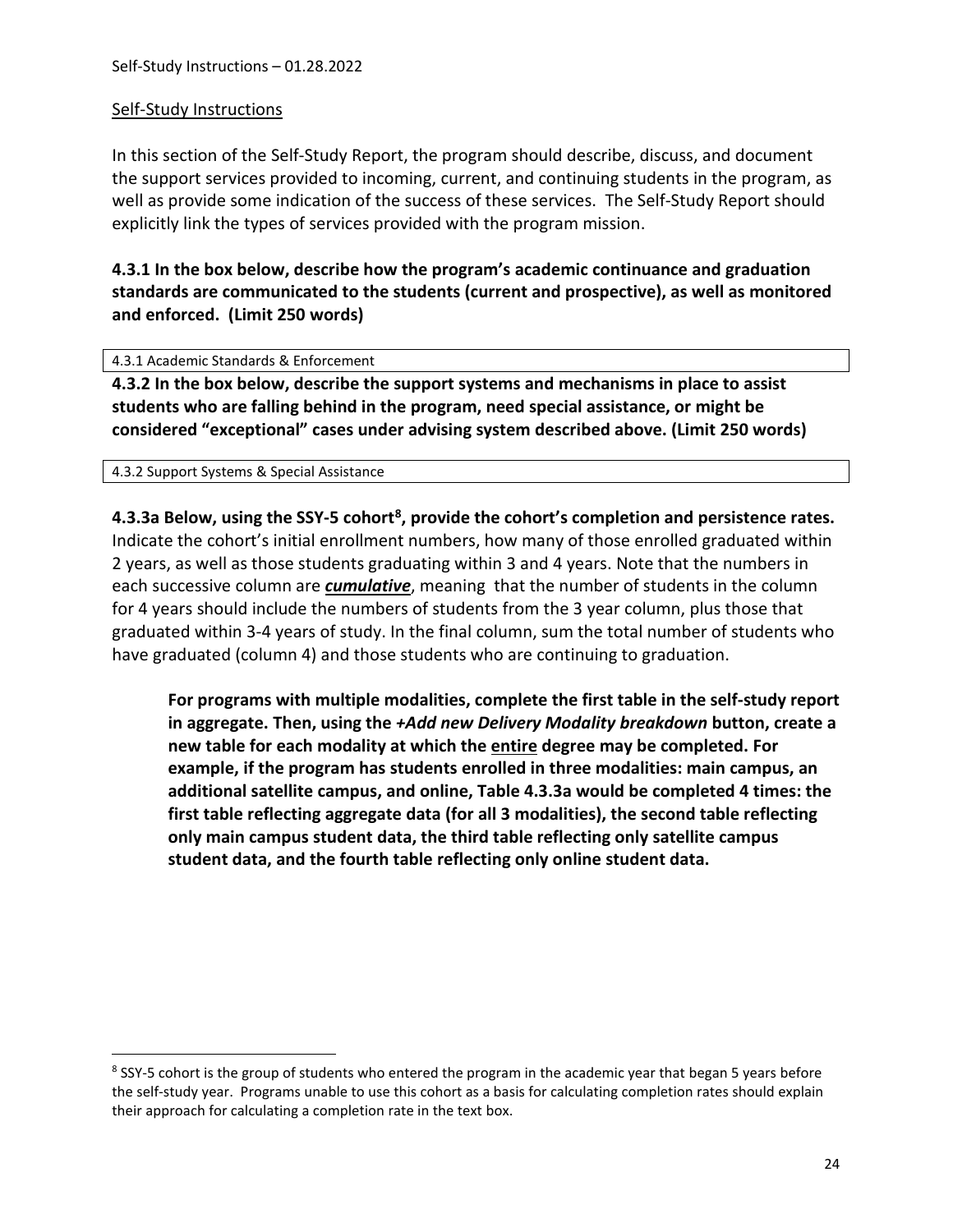## Self-Study Instructions

In this section of the Self-Study Report, the program should describe, discuss, and document the support services provided to incoming, current, and continuing students in the program, as well as provide some indication of the success of these services. The Self-Study Report should explicitly link the types of services provided with the program mission.

**4.3.1 In the box below, describe how the program's academic continuance and graduation standards are communicated to the students (current and prospective), as well as monitored and enforced. (Limit 250 words)**

| 4.3.1 Academic Standards & Enforcement |
|---|

**4.3.2 In the box below, describe the support systems and mechanisms in place to assist students who are falling behind in the program, need special assistance, or might be considered "exceptional" cases under advising system described above. (Limit 250 words)**

| 4.3.2 Support Systems & Special Assistance |
|---|

**4.3.3a Below, using the SSY-5 cohort[8], provide the cohort's completion and persistence rates.** Indicate the cohort's initial enrollment numbers, how many of those enrolled graduated within 2 years, as well as those students graduating within 3 and 4 years. Note that the numbers in each successive column are ***cumulative***, meaning that the number of students in the column for 4 years should include the numbers of students from the 3 year column, plus those that graduated within 3-4 years of study. In the final column, sum the total number of students who have graduated (column 4) and those students who are continuing to graduation.

> **For programs with multiple modalities, complete the first table in the self-study report in aggregate. Then, using the *+Add new Delivery Modality breakdown* button, create a new table for each modality at which the entire degree may be completed. For example, if the program has students enrolled in three modalities: main campus, an additional satellite campus, and online, Table 4.3.3a would be completed 4 times: the first table reflecting aggregate data (for all 3 modalities), the second table reflecting only main campus student data, the third table reflecting only satellite campus student data, and the fourth table reflecting only online student data.**

[8] SSY-5 cohort is the group of students who entered the program in the academic year that began 5 years before the self-study year. Programs unable to use this cohort as a basis for calculating completion rates should explain their approach for calculating a completion rate in the text box.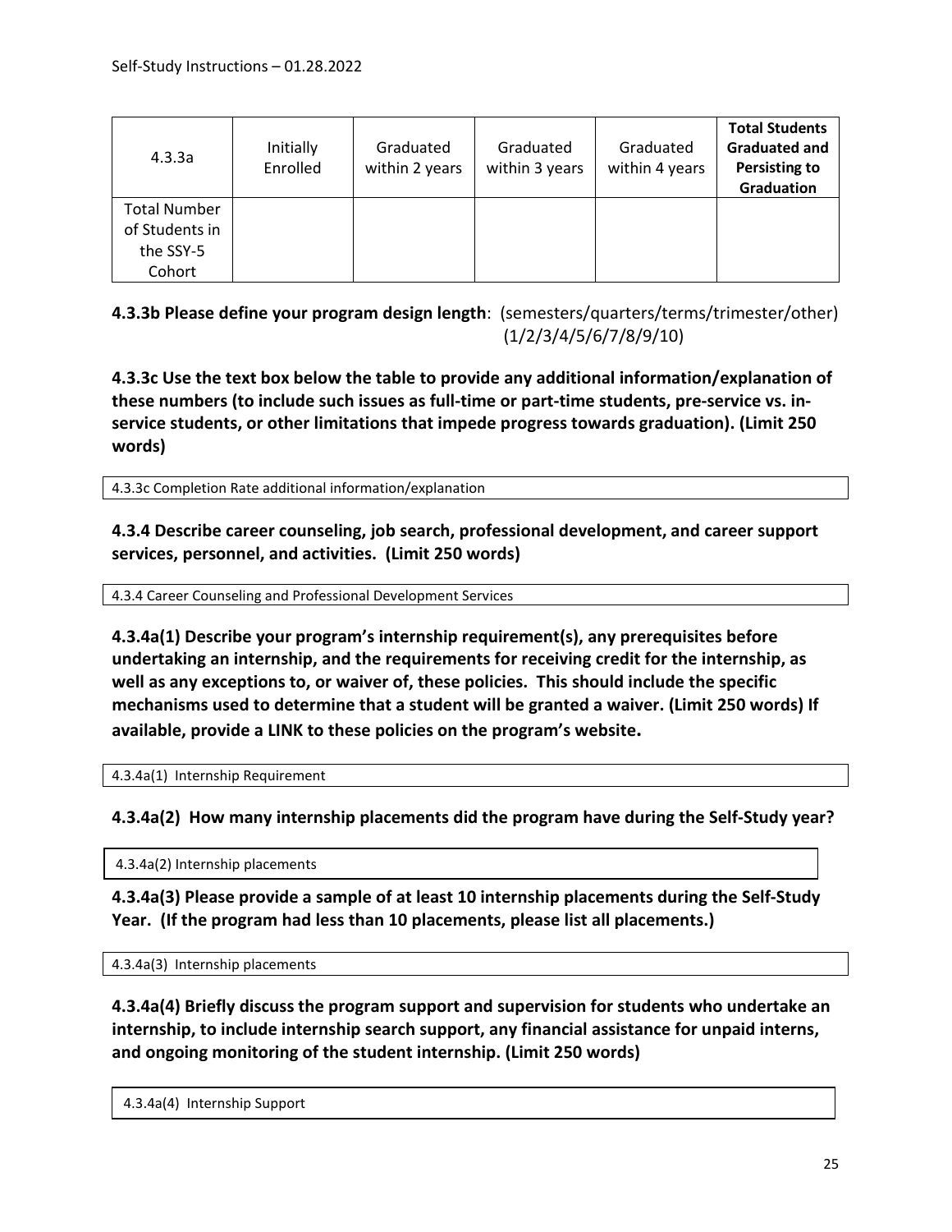| 4.3.3a | Initially Enrolled | Graduated within 2 years | Graduated within 3 years | Graduated within 4 years | **Total Students Graduated and Persisting to Graduation** |
| --- | --- | --- | --- | --- | --- |
| Total Number of Students in the SSY-5 Cohort | | | | | |

**4.3.3b Please define your program design length**: (semesters/quarters/terms/trimester/other) (1/2/3/4/5/6/7/8/9/10)

**4.3.3c Use the text box below the table to provide any additional information/explanation of these numbers (to include such issues as full-time or part-time students, pre-service vs. in-service students, or other limitations that impede progress towards graduation). (Limit 250 words)**

| 4.3.3c Completion Rate additional information/explanation |
| --- |

**4.3.4 Describe career counseling, job search, professional development, and career support services, personnel, and activities. (Limit 250 words)**

| 4.3.4 Career Counseling and Professional Development Services |
| --- |

**4.3.4a(1) Describe your program's internship requirement(s), any prerequisites before undertaking an internship, and the requirements for receiving credit for the internship, as well as any exceptions to, or waiver of, these policies. This should include the specific mechanisms used to determine that a student will be granted a waiver. (Limit 250 words) If available, provide a LINK to these policies on the program's website.**

| 4.3.4a(1) Internship Requirement |
| --- |

**4.3.4a(2) How many internship placements did the program have during the Self-Study year?**

| 4.3.4a(2) Internship placements |
| --- |

**4.3.4a(3) Please provide a sample of at least 10 internship placements during the Self-Study Year. (If the program had less than 10 placements, please list all placements.)**

| 4.3.4a(3) Internship placements |
| --- |

**4.3.4a(4) Briefly discuss the program support and supervision for students who undertake an internship, to include internship search support, any financial assistance for unpaid interns, and ongoing monitoring of the student internship. (Limit 250 words)**

| 4.3.4a(4) Internship Support |
| --- |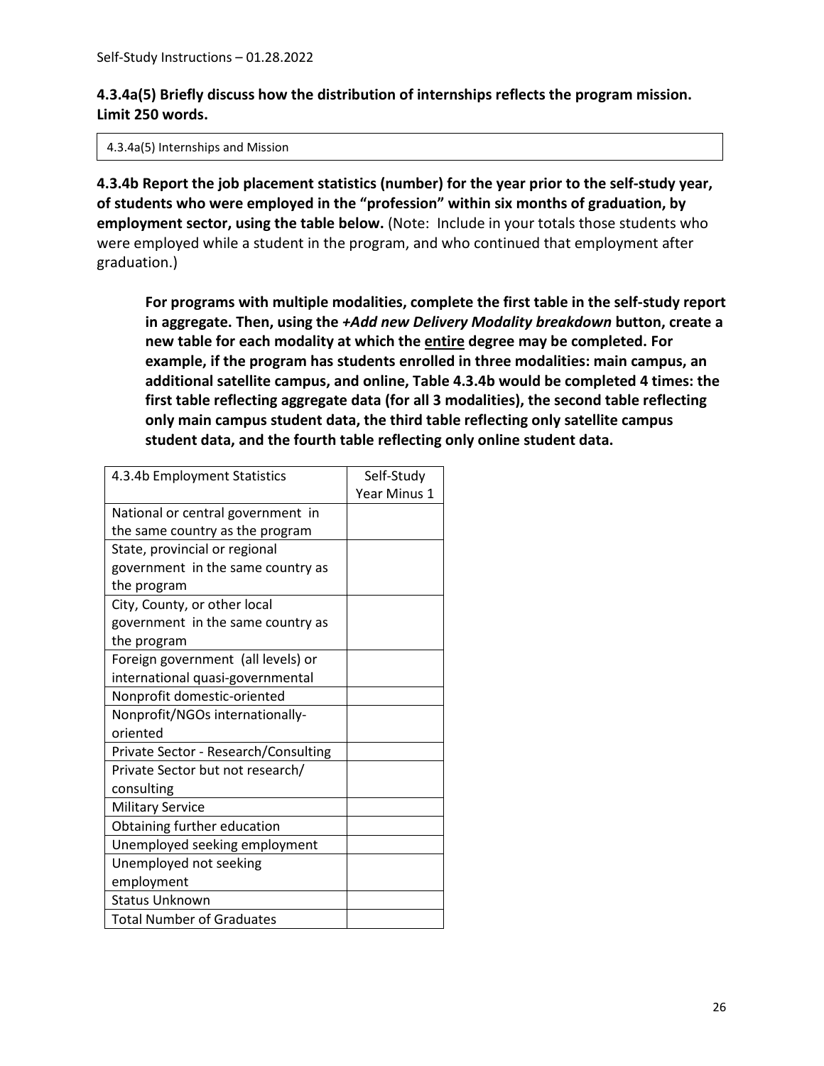**4.3.4a(5) Briefly discuss how the distribution of internships reflects the program mission. Limit 250 words.**

| 4.3.4a(5) Internships and Mission |
|---|
| |

**4.3.4b Report the job placement statistics (number) for the year prior to the self-study year, of students who were employed in the "profession" within six months of graduation, by employment sector, using the table below.** (Note: Include in your totals those students who were employed while a student in the program, and who continued that employment after graduation.)

> **For programs with multiple modalities, complete the first table in the self-study report in aggregate. Then, using the *+Add new Delivery Modality breakdown* button, create a new table for each modality at which the <u>entire</u> degree may be completed. For example, if the program has students enrolled in three modalities: main campus, an additional satellite campus, and online, Table 4.3.4b would be completed 4 times: the first table reflecting aggregate data (for all 3 modalities), the second table reflecting only main campus student data, the third table reflecting only satellite campus student data, and the fourth table reflecting only online student data.**

| 4.3.4b Employment Statistics | Self-Study Year Minus 1 |
|---|---|
| National or central government in the same country as the program | |
| State, provincial or regional government in the same country as the program | |
| City, County, or other local government in the same country as the program | |
| Foreign government (all levels) or international quasi-governmental | |
| Nonprofit domestic-oriented | |
| Nonprofit/NGOs internationally-oriented | |
| Private Sector - Research/Consulting | |
| Private Sector but not research/ consulting | |
| Military Service | |
| Obtaining further education | |
| Unemployed seeking employment | |
| Unemployed not seeking employment | |
| Status Unknown | |
| Total Number of Graduates | |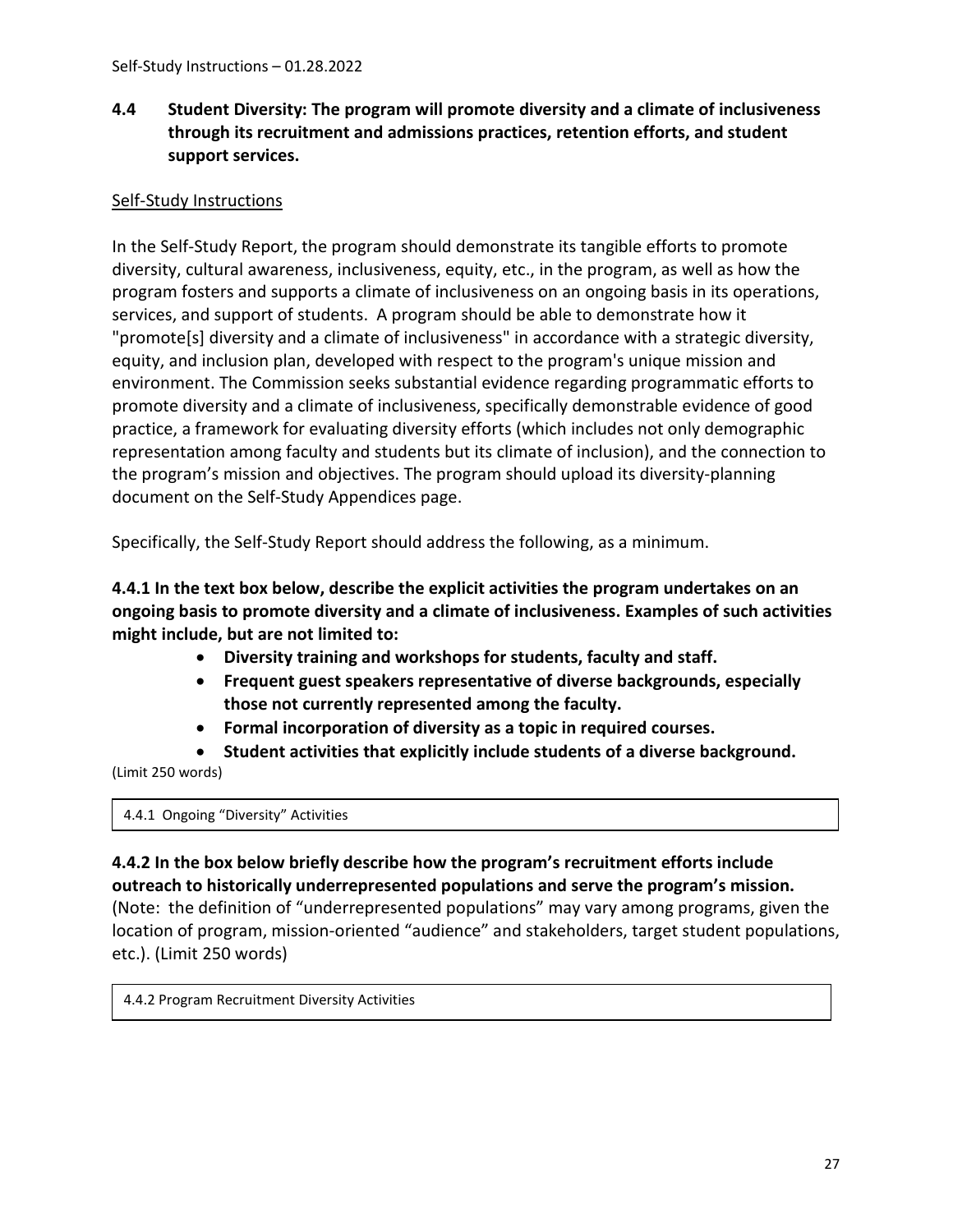## 4.4 Student Diversity: The program will promote diversity and a climate of inclusiveness through its recruitment and admissions practices, retention efforts, and student support services.

Self-Study Instructions

In the Self-Study Report, the program should demonstrate its tangible efforts to promote diversity, cultural awareness, inclusiveness, equity, etc., in the program, as well as how the program fosters and supports a climate of inclusiveness on an ongoing basis in its operations, services, and support of students. A program should be able to demonstrate how it "promote[s] diversity and a climate of inclusiveness" in accordance with a strategic diversity, equity, and inclusion plan, developed with respect to the program's unique mission and environment. The Commission seeks substantial evidence regarding programmatic efforts to promote diversity and a climate of inclusiveness, specifically demonstrable evidence of good practice, a framework for evaluating diversity efforts (which includes not only demographic representation among faculty and students but its climate of inclusion), and the connection to the program's mission and objectives. The program should upload its diversity-planning document on the Self-Study Appendices page.

Specifically, the Self-Study Report should address the following, as a minimum.

**4.4.1 In the text box below, describe the explicit activities the program undertakes on an ongoing basis to promote diversity and a climate of inclusiveness. Examples of such activities might include, but are not limited to:**

- **Diversity training and workshops for students, faculty and staff.**
- **Frequent guest speakers representative of diverse backgrounds, especially those not currently represented among the faculty.**
- **Formal incorporation of diversity as a topic in required courses.**
- **Student activities that explicitly include students of a diverse background.**

(Limit 250 words)

| 4.4.1 Ongoing "Diversity" Activities |
|---|

**4.4.2 In the box below briefly describe how the program's recruitment efforts include outreach to historically underrepresented populations and serve the program's mission.** (Note: the definition of "underrepresented populations" may vary among programs, given the location of program, mission-oriented "audience" and stakeholders, target student populations, etc.). (Limit 250 words)

| 4.4.2 Program Recruitment Diversity Activities |
|---|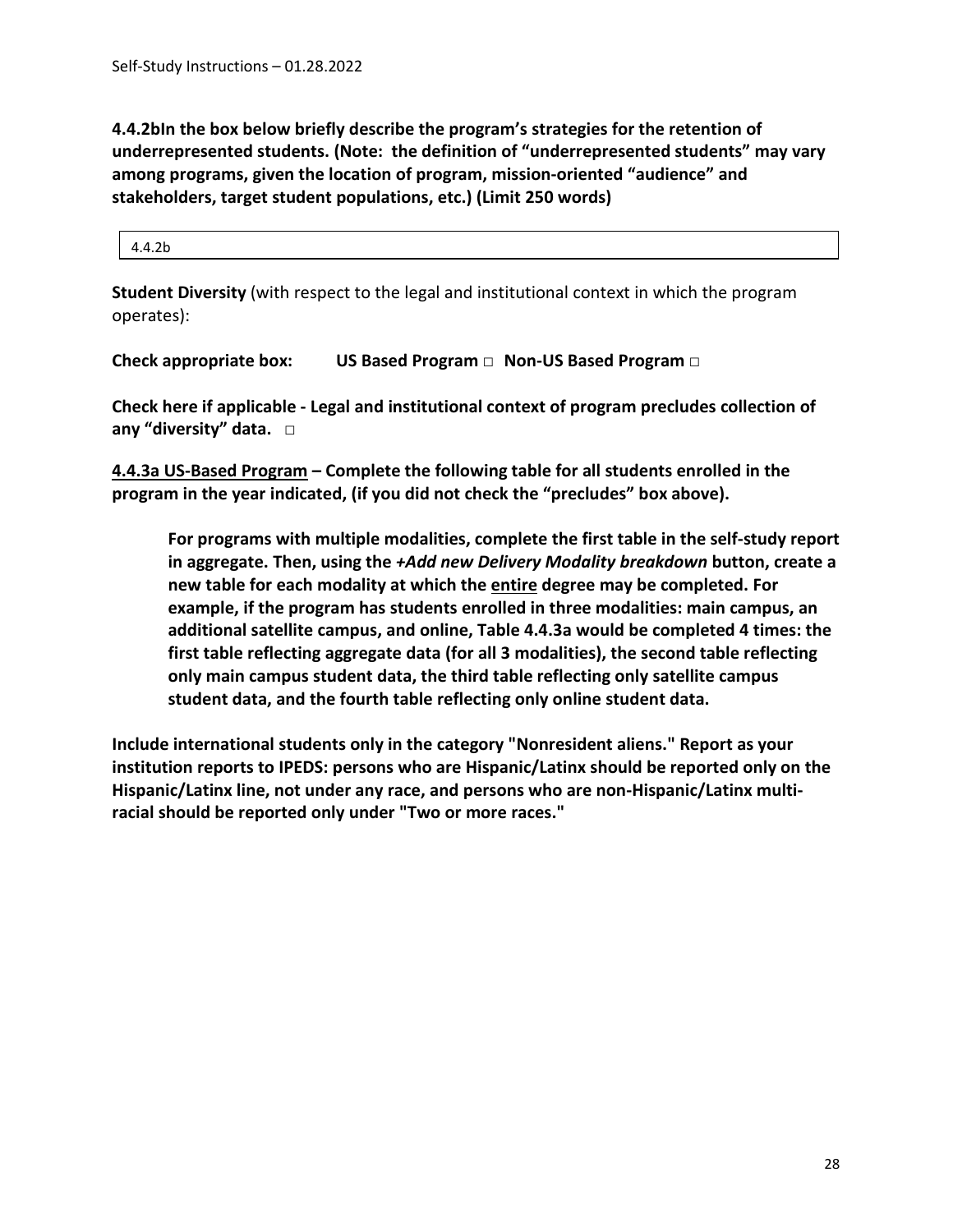**4.4.2bIn the box below briefly describe the program's strategies for the retention of underrepresented students. (Note: the definition of "underrepresented students" may vary among programs, given the location of program, mission-oriented "audience" and stakeholders, target student populations, etc.) (Limit 250 words)**

| 4.4.2b |
|---|

**Student Diversity** (with respect to the legal and institutional context in which the program operates):

**Check appropriate box: US Based Program □ Non-US Based Program □**

**Check here if applicable - Legal and institutional context of program precludes collection of any "diversity" data. □**

**4.4.3a US-Based Program – Complete the following table for all students enrolled in the program in the year indicated, (if you did not check the "precludes" box above).**

> **For programs with multiple modalities, complete the first table in the self-study report in aggregate. Then, using the *+Add new Delivery Modality breakdown* button, create a new table for each modality at which the entire degree may be completed. For example, if the program has students enrolled in three modalities: main campus, an additional satellite campus, and online, Table 4.4.3a would be completed 4 times: the first table reflecting aggregate data (for all 3 modalities), the second table reflecting only main campus student data, the third table reflecting only satellite campus student data, and the fourth table reflecting only online student data.**

**Include international students only in the category "Nonresident aliens." Report as your institution reports to IPEDS: persons who are Hispanic/Latinx should be reported only on the Hispanic/Latinx line, not under any race, and persons who are non-Hispanic/Latinx multi-racial should be reported only under "Two or more races."**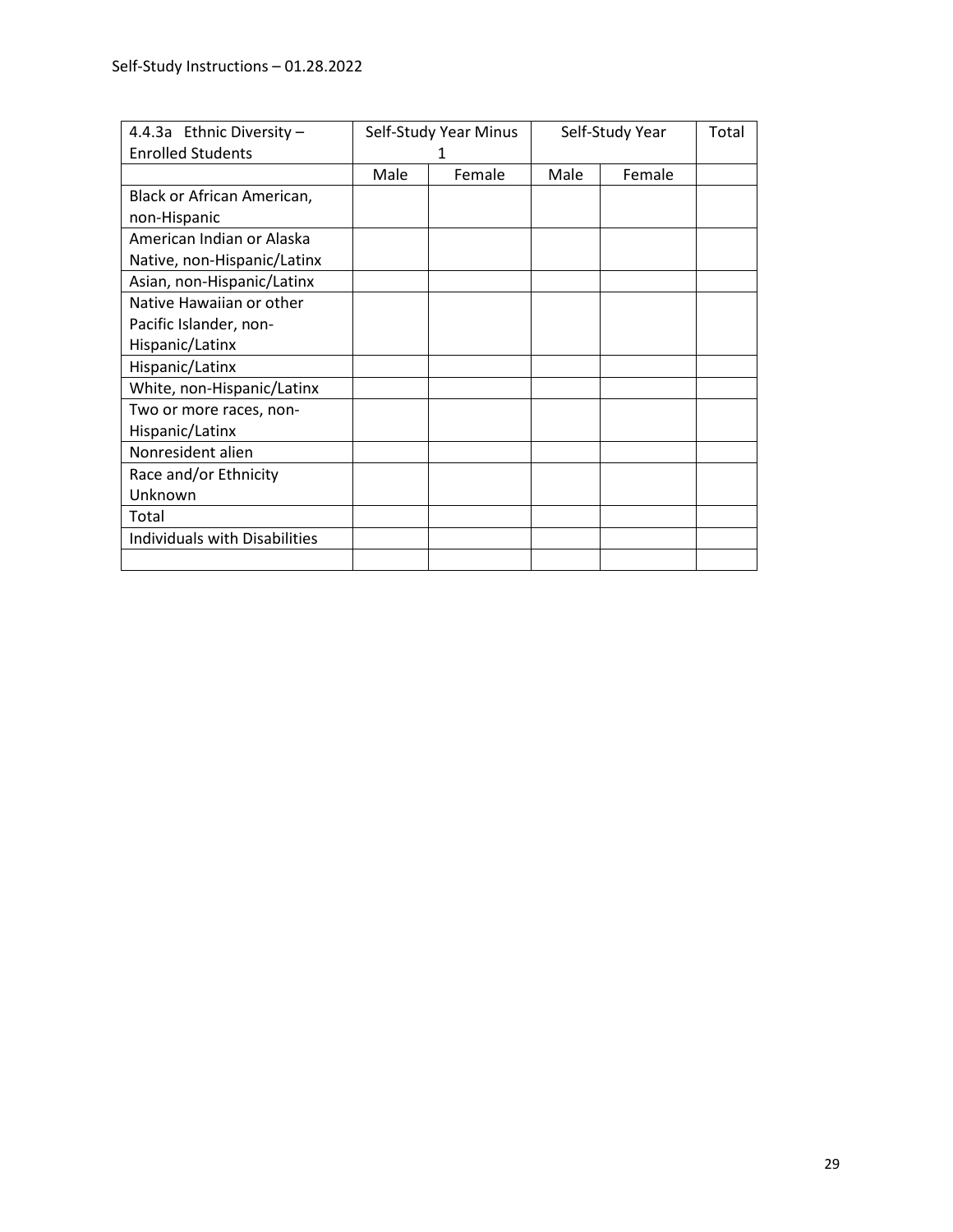| 4.4.3a Ethnic Diversity – Enrolled Students | Self-Study Year Minus 1 | | Self-Study Year | | Total |
|---|---|---|---|---|---|
| | Male | Female | Male | Female | |
| Black or African American, non-Hispanic | | | | | |
| American Indian or Alaska Native, non-Hispanic/Latinx | | | | | |
| Asian, non-Hispanic/Latinx | | | | | |
| Native Hawaiian or other Pacific Islander, non-Hispanic/Latinx | | | | | |
| Hispanic/Latinx | | | | | |
| White, non-Hispanic/Latinx | | | | | |
| Two or more races, non-Hispanic/Latinx | | | | | |
| Nonresident alien | | | | | |
| Race and/or Ethnicity Unknown | | | | | |
| Total | | | | | |
| Individuals with Disabilities | | | | | |
| | | | | | |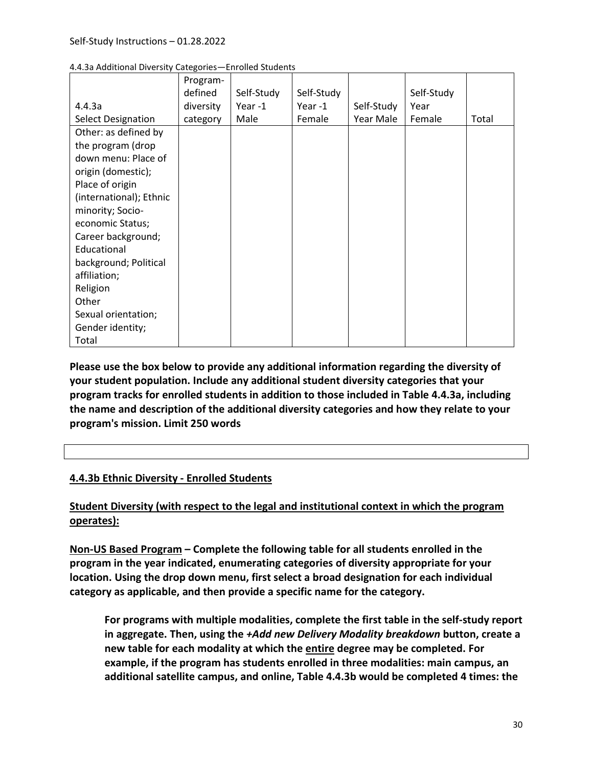4.4.3a Additional Diversity Categories—Enrolled Students

| 4.4.3a<br>Select Designation | Program-defined diversity category | Self-Study Year -1 Male | Self-Study Year -1 Female | Self-Study Year Male | Self-Study Year Female | Total |
|---|---|---|---|---|---|---|
| Other: as defined by the program (drop down menu: Place of origin (domestic); Place of origin (international); Ethnic minority; Socio-economic Status; Career background; Educational background; Political affiliation; Religion Other Sexual orientation; Gender identity; Total | | | | | | |

**Please use the box below to provide any additional information regarding the diversity of your student population. Include any additional student diversity categories that your program tracks for enrolled students in addition to those included in Table 4.4.3a, including the name and description of the additional diversity categories and how they relate to your program's mission. Limit 250 words**

| |
|---|

**4.4.3b Ethnic Diversity - Enrolled Students**

**Student Diversity (with respect to the legal and institutional context in which the program operates):**

**Non-US Based Program – Complete the following table for all students enrolled in the program in the year indicated, enumerating categories of diversity appropriate for your location. Using the drop down menu, first select a broad designation for each individual category as applicable, and then provide a specific name for the category.**

> **For programs with multiple modalities, complete the first table in the self-study report in aggregate. Then, using the *+Add new Delivery Modality breakdown* button, create a new table for each modality at which the entire degree may be completed. For example, if the program has students enrolled in three modalities: main campus, an additional satellite campus, and online, Table 4.4.3b would be completed 4 times: the**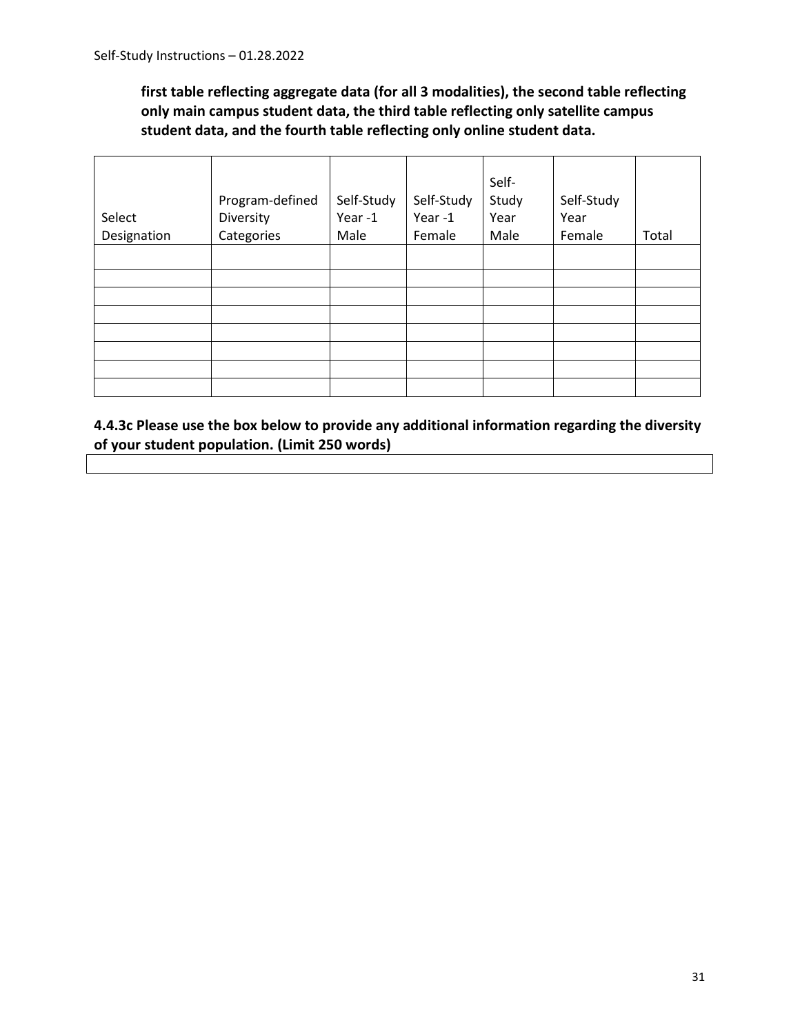**first table reflecting aggregate data (for all 3 modalities), the second table reflecting only main campus student data, the third table reflecting only satellite campus student data, and the fourth table reflecting only online student data.**

| Select Designation | Program-defined Diversity Categories | Self-Study Year -1 Male | Self-Study Year -1 Female | Self-Study Year Male | Self-Study Year Female | Total |
|---|---|---|---|---|---|---|
| | | | | | | |
| | | | | | | |
| | | | | | | |
| | | | | | | |
| | | | | | | |
| | | | | | | |
| | | | | | | |
| | | | | | | |

**4.4.3c Please use the box below to provide any additional information regarding the diversity of your student population. (Limit 250 words)**

| |
|---|
| |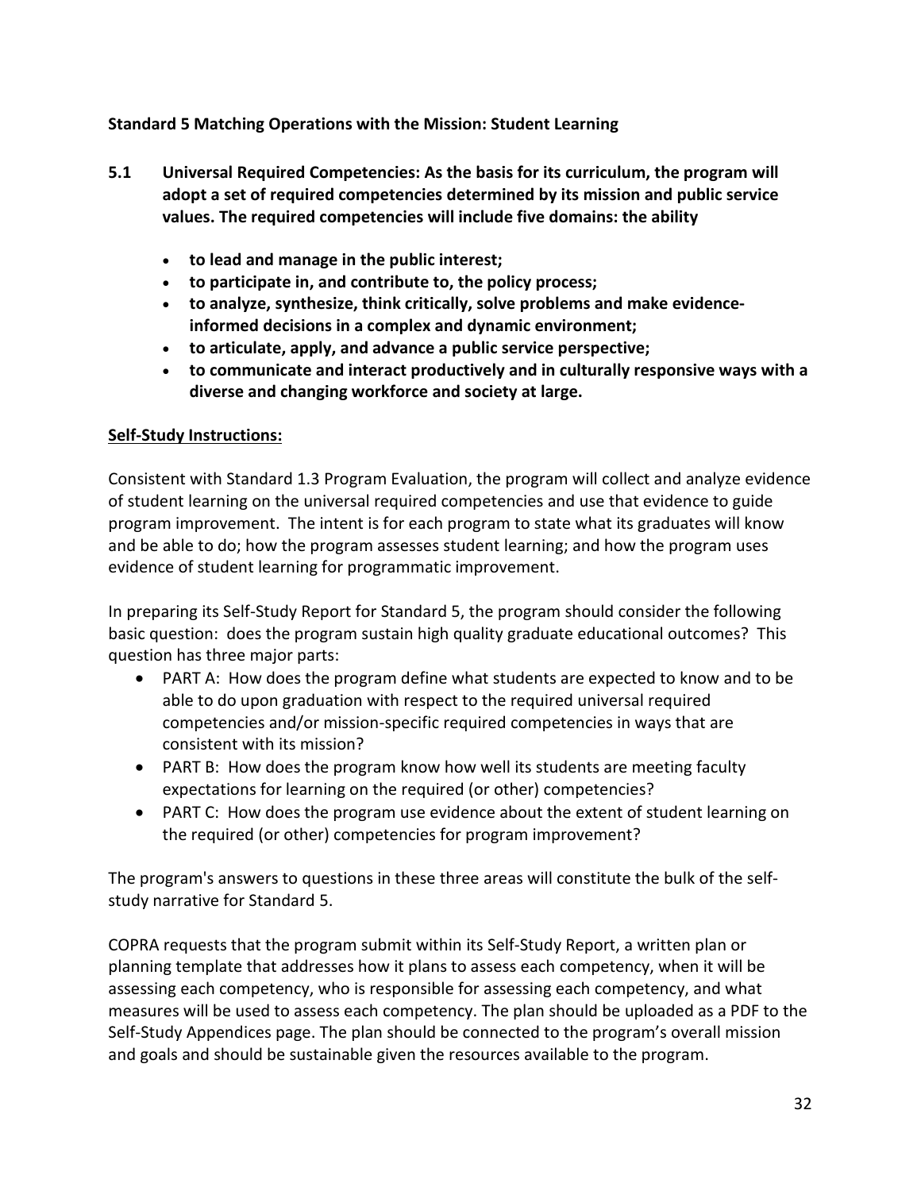**Standard 5 Matching Operations with the Mission: Student Learning**

**5.1 Universal Required Competencies: As the basis for its curriculum, the program will adopt a set of required competencies determined by its mission and public service values. The required competencies will include five domains: the ability**

- **to lead and manage in the public interest;**
- **to participate in, and contribute to, the policy process;**
- **to analyze, synthesize, think critically, solve problems and make evidence-informed decisions in a complex and dynamic environment;**
- **to articulate, apply, and advance a public service perspective;**
- **to communicate and interact productively and in culturally responsive ways with a diverse and changing workforce and society at large.**

**Self-Study Instructions:**

Consistent with Standard 1.3 Program Evaluation, the program will collect and analyze evidence of student learning on the universal required competencies and use that evidence to guide program improvement. The intent is for each program to state what its graduates will know and be able to do; how the program assesses student learning; and how the program uses evidence of student learning for programmatic improvement.

In preparing its Self-Study Report for Standard 5, the program should consider the following basic question: does the program sustain high quality graduate educational outcomes? This question has three major parts:

- PART A: How does the program define what students are expected to know and to be able to do upon graduation with respect to the required universal required competencies and/or mission-specific required competencies in ways that are consistent with its mission?
- PART B: How does the program know how well its students are meeting faculty expectations for learning on the required (or other) competencies?
- PART C: How does the program use evidence about the extent of student learning on the required (or other) competencies for program improvement?

The program's answers to questions in these three areas will constitute the bulk of the self-study narrative for Standard 5.

COPRA requests that the program submit within its Self-Study Report, a written plan or planning template that addresses how it plans to assess each competency, when it will be assessing each competency, who is responsible for assessing each competency, and what measures will be used to assess each competency. The plan should be uploaded as a PDF to the Self-Study Appendices page. The plan should be connected to the program's overall mission and goals and should be sustainable given the resources available to the program.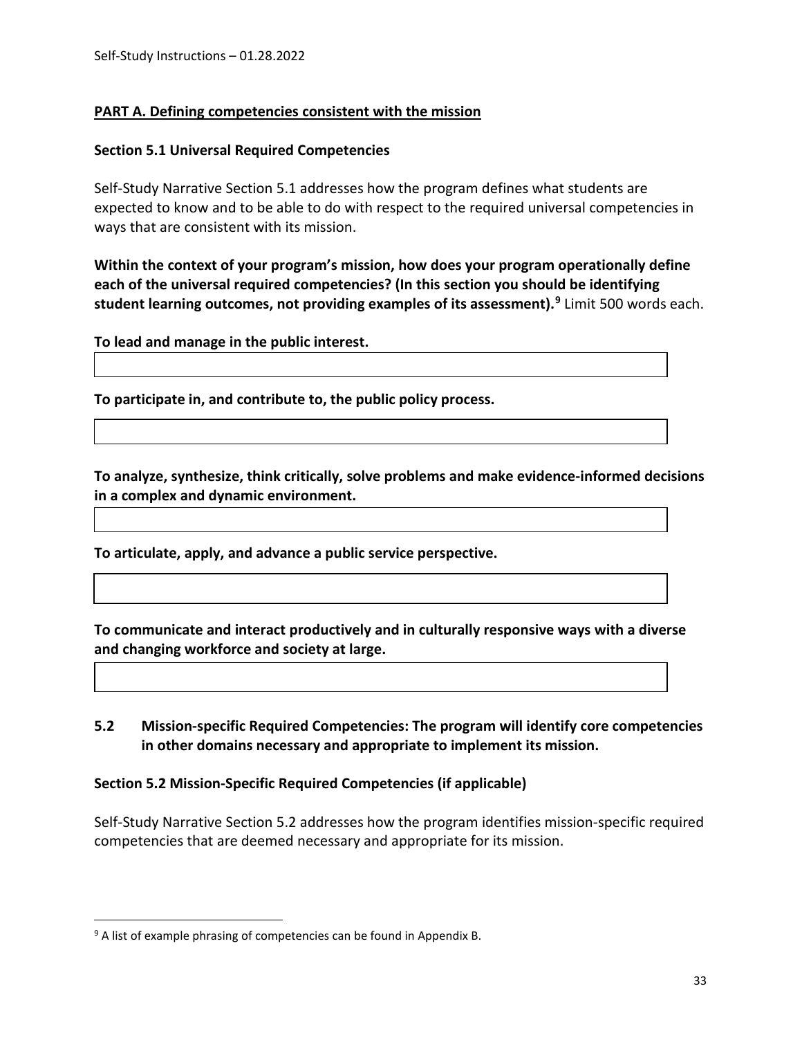**PART A. Defining competencies consistent with the mission**

**Section 5.1 Universal Required Competencies**

Self-Study Narrative Section 5.1 addresses how the program defines what students are expected to know and to be able to do with respect to the required universal competencies in ways that are consistent with its mission.

**Within the context of your program's mission, how does your program operationally define each of the universal required competencies? (In this section you should be identifying student learning outcomes, not providing examples of its assessment).**[9] Limit 500 words each.

**To lead and manage in the public interest.**

|  |
|---|
|  |

**To participate in, and contribute to, the public policy process.**

|  |
|---|
|  |

**To analyze, synthesize, think critically, solve problems and make evidence-informed decisions in a complex and dynamic environment.**

|  |
|---|
|  |

**To articulate, apply, and advance a public service perspective.**

|  |
|---|
|  |

**To communicate and interact productively and in culturally responsive ways with a diverse and changing workforce and society at large.**

|  |
|---|
|  |

**5.2 Mission-specific Required Competencies: The program will identify core competencies in other domains necessary and appropriate to implement its mission.**

**Section 5.2 Mission-Specific Required Competencies (if applicable)**

Self-Study Narrative Section 5.2 addresses how the program identifies mission-specific required competencies that are deemed necessary and appropriate for its mission.

---

[9] A list of example phrasing of competencies can be found in Appendix B.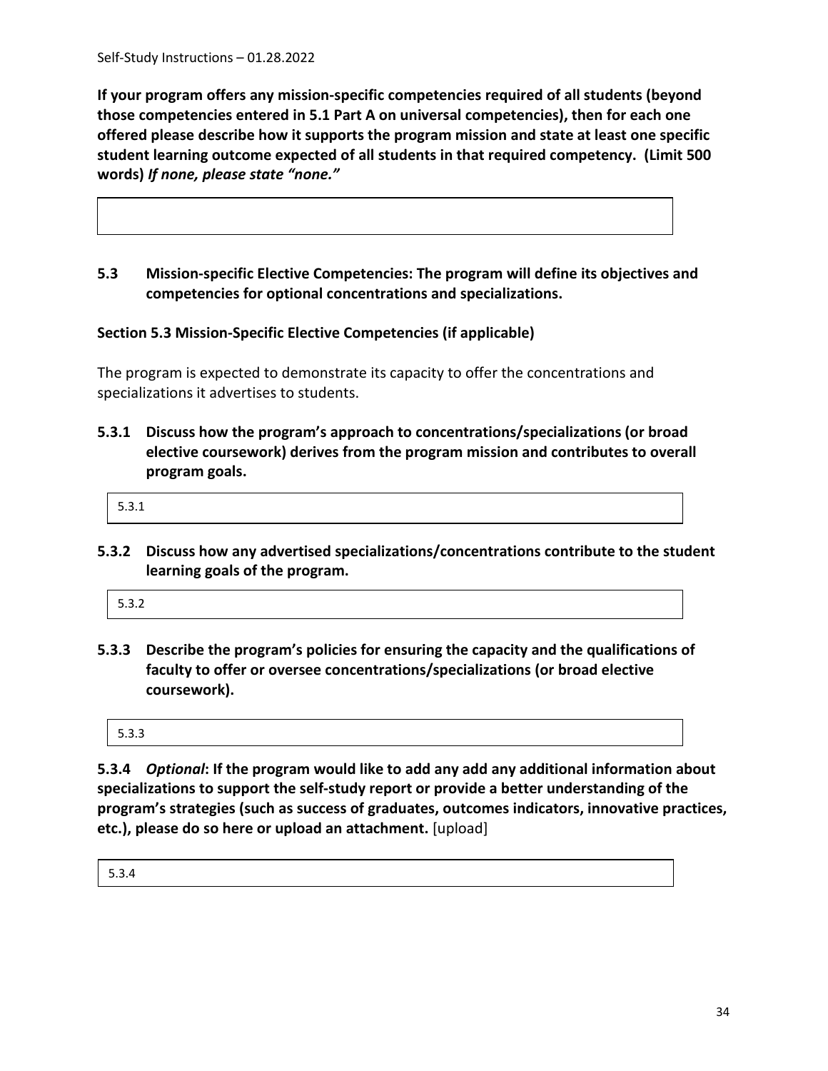**If your program offers any mission-specific competencies required of all students (beyond those competencies entered in 5.1 Part A on universal competencies), then for each one offered please describe how it supports the program mission and state at least one specific student learning outcome expected of all students in that required competency. (Limit 500 words)** ***If none, please state "none."***

| |
|---|
| |

**5.3 Mission-specific Elective Competencies: The program will define its objectives and competencies for optional concentrations and specializations.**

**Section 5.3 Mission-Specific Elective Competencies (if applicable)**

The program is expected to demonstrate its capacity to offer the concentrations and specializations it advertises to students.

**5.3.1 Discuss how the program's approach to concentrations/specializations (or broad elective coursework) derives from the program mission and contributes to overall program goals.**

| 5.3.1 |
|---|

**5.3.2 Discuss how any advertised specializations/concentrations contribute to the student learning goals of the program.**

| 5.3.2 |
|---|

**5.3.3 Describe the program's policies for ensuring the capacity and the qualifications of faculty to offer or oversee concentrations/specializations (or broad elective coursework).**

| 5.3.3 |
|---|

**5.3.4** ***Optional*****: If the program would like to add any add any additional information about specializations to support the self-study report or provide a better understanding of the program's strategies (such as success of graduates, outcomes indicators, innovative practices, etc.), please do so here or upload an attachment.** [upload]

| 5.3.4 |
|---|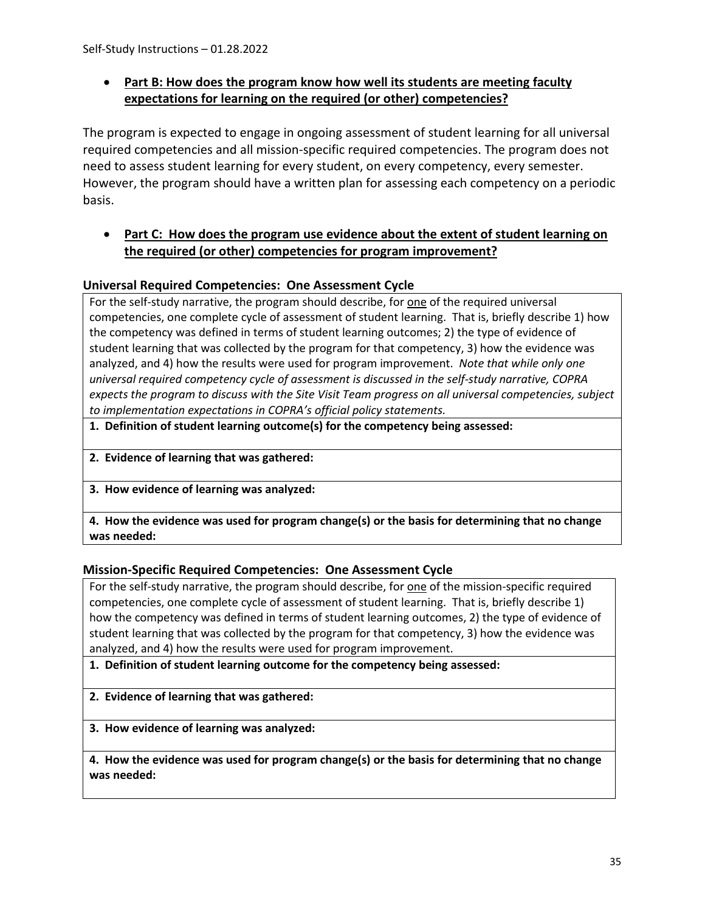- **Part B: How does the program know how well its students are meeting faculty expectations for learning on the required (or other) competencies?**

The program is expected to engage in ongoing assessment of student learning for all universal required competencies and all mission-specific required competencies. The program does not need to assess student learning for every student, on every competency, every semester. However, the program should have a written plan for assessing each competency on a periodic basis.

- **Part C: How does the program use evidence about the extent of student learning on the required (or other) competencies for program improvement?**

### Universal Required Competencies: One Assessment Cycle

| For the self-study narrative, the program should describe, for one of the required universal competencies, one complete cycle of assessment of student learning. That is, briefly describe 1) how the competency was defined in terms of student learning outcomes; 2) the type of evidence of student learning that was collected by the program for that competency, 3) how the evidence was analyzed, and 4) how the results were used for program improvement. *Note that while only one universal required competency cycle of assessment is discussed in the self-study narrative, COPRA expects the program to discuss with the Site Visit Team progress on all universal competencies, subject to implementation expectations in COPRA's official policy statements.* |
|---|
| **1. Definition of student learning outcome(s) for the competency being assessed:** |
| **2. Evidence of learning that was gathered:** |
| **3. How evidence of learning was analyzed:** |
| **4. How the evidence was used for program change(s) or the basis for determining that no change was needed:** |

### Mission-Specific Required Competencies: One Assessment Cycle

| For the self-study narrative, the program should describe, for one of the mission-specific required competencies, one complete cycle of assessment of student learning. That is, briefly describe 1) how the competency was defined in terms of student learning outcomes, 2) the type of evidence of student learning that was collected by the program for that competency, 3) how the evidence was analyzed, and 4) how the results were used for program improvement. |
|---|
| **1. Definition of student learning outcome for the competency being assessed:** |
| **2. Evidence of learning that was gathered:** |
| **3. How evidence of learning was analyzed:** |
| **4. How the evidence was used for program change(s) or the basis for determining that no change was needed:** |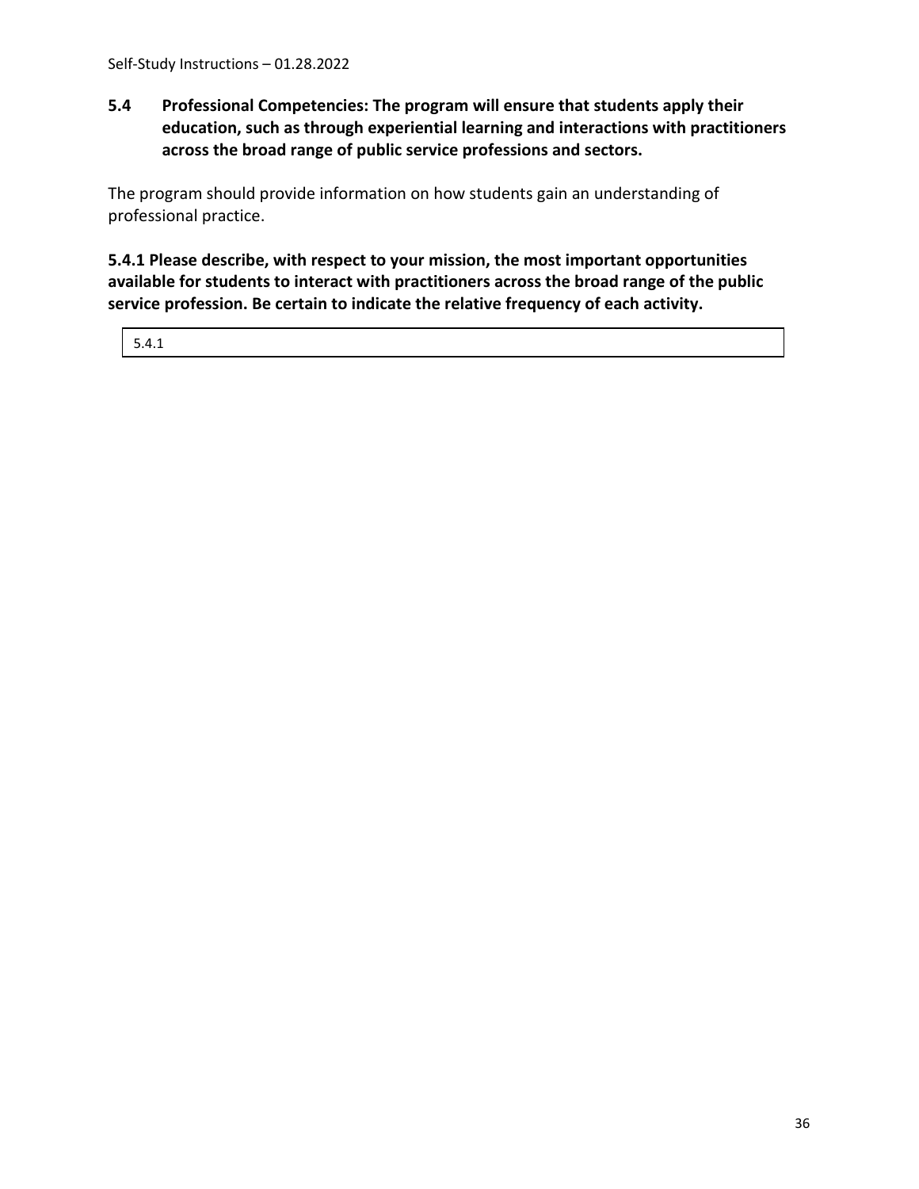**5.4 Professional Competencies: The program will ensure that students apply their education, such as through experiential learning and interactions with practitioners across the broad range of public service professions and sectors.**

The program should provide information on how students gain an understanding of professional practice.

**5.4.1 Please describe, with respect to your mission, the most important opportunities available for students to interact with practitioners across the broad range of the public service profession. Be certain to indicate the relative frequency of each activity.**

| 5.4.1 |
| --- |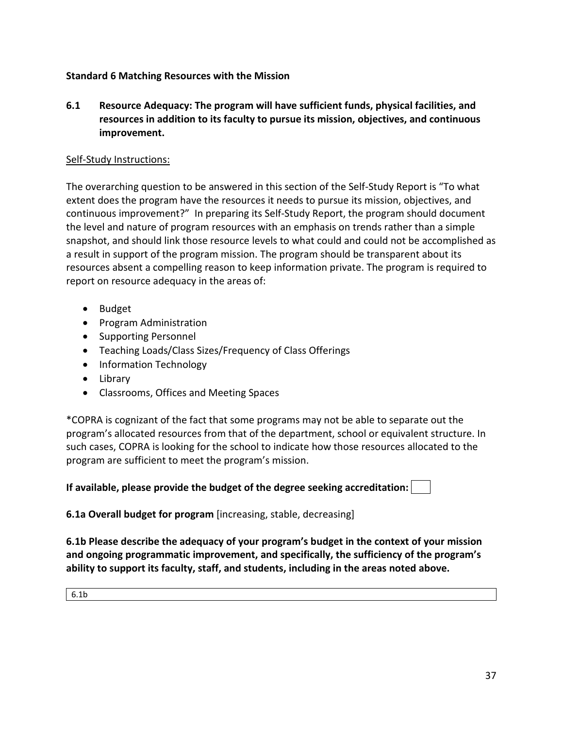**Standard 6 Matching Resources with the Mission**

**6.1 Resource Adequacy: The program will have sufficient funds, physical facilities, and resources in addition to its faculty to pursue its mission, objectives, and continuous improvement.**

Self-Study Instructions:

The overarching question to be answered in this section of the Self-Study Report is "To what extent does the program have the resources it needs to pursue its mission, objectives, and continuous improvement?" In preparing its Self-Study Report, the program should document the level and nature of program resources with an emphasis on trends rather than a simple snapshot, and should link those resource levels to what could and could not be accomplished as a result in support of the program mission. The program should be transparent about its resources absent a compelling reason to keep information private. The program is required to report on resource adequacy in the areas of:

- Budget
- Program Administration
- Supporting Personnel
- Teaching Loads/Class Sizes/Frequency of Class Offerings
- Information Technology
- Library
- Classrooms, Offices and Meeting Spaces

*COPRA is cognizant of the fact that some programs may not be able to separate out the program's allocated resources from that of the department, school or equivalent structure. In such cases, COPRA is looking for the school to indicate how those resources allocated to the program are sufficient to meet the program's mission.

**If available, please provide the budget of the degree seeking accreditation:**

**6.1a Overall budget for program** [increasing, stable, decreasing]

**6.1b Please describe the adequacy of your program's budget in the context of your mission and ongoing programmatic improvement, and specifically, the sufficiency of the program's ability to support its faculty, staff, and students, including in the areas noted above.**

| 6.1b |
|---|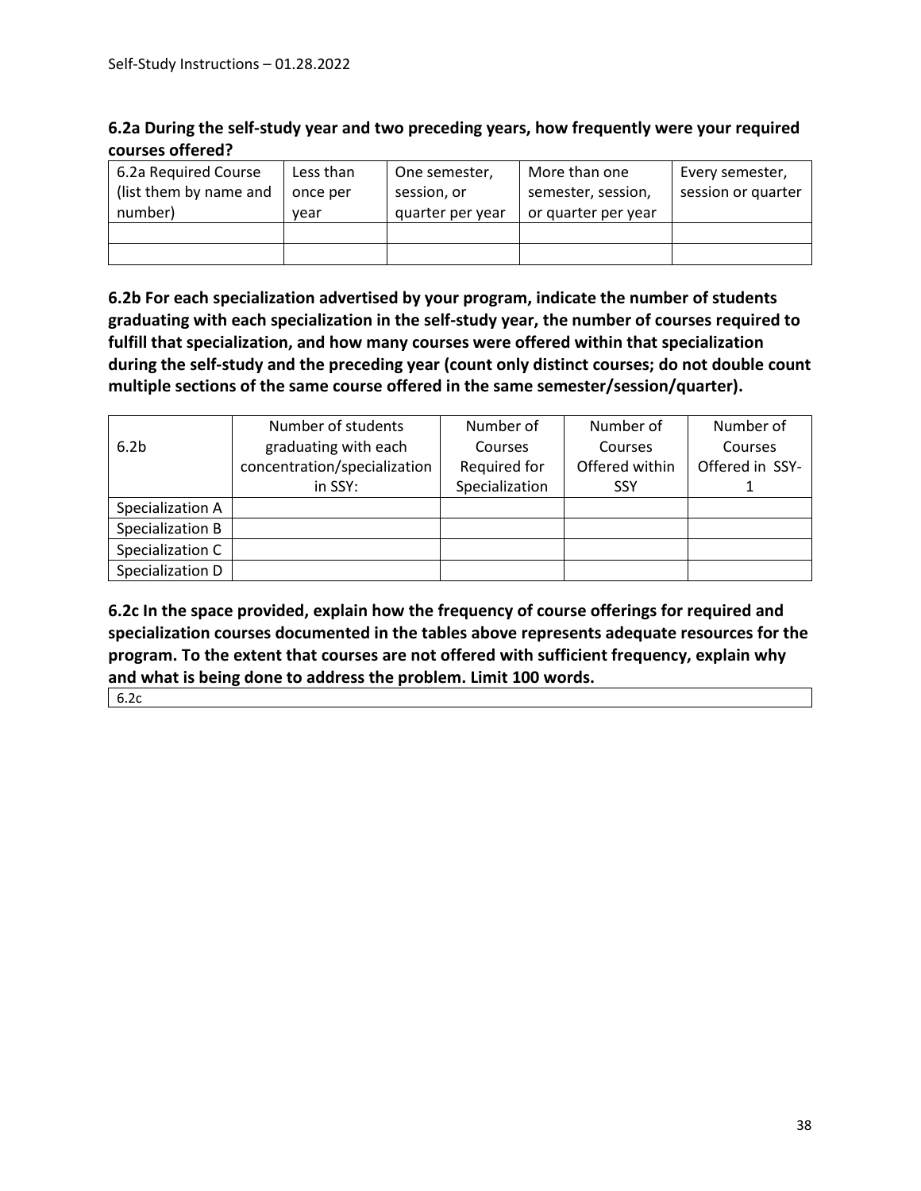**6.2a During the self-study year and two preceding years, how frequently were your required courses offered?**

| 6.2a Required Course (list them by name and number) | Less than once per year | One semester, session, or quarter per year | More than one semester, session, or quarter per year | Every semester, session or quarter |
|---|---|---|---|---|
| | | | | |
| | | | | |

**6.2b For each specialization advertised by your program, indicate the number of students graduating with each specialization in the self-study year, the number of courses required to fulfill that specialization, and how many courses were offered within that specialization during the self-study and the preceding year (count only distinct courses; do not double count multiple sections of the same course offered in the same semester/session/quarter).**

| 6.2b | Number of students graduating with each concentration/specialization in SSY: | Number of Courses Required for Specialization | Number of Courses Offered within SSY | Number of Courses Offered in SSY-1 |
|---|---|---|---|---|
| Specialization A | | | | |
| Specialization B | | | | |
| Specialization C | | | | |
| Specialization D | | | | |

**6.2c In the space provided, explain how the frequency of course offerings for required and specialization courses documented in the tables above represents adequate resources for the program. To the extent that courses are not offered with sufficient frequency, explain why and what is being done to address the problem. Limit 100 words.**

| 6.2c |
|---|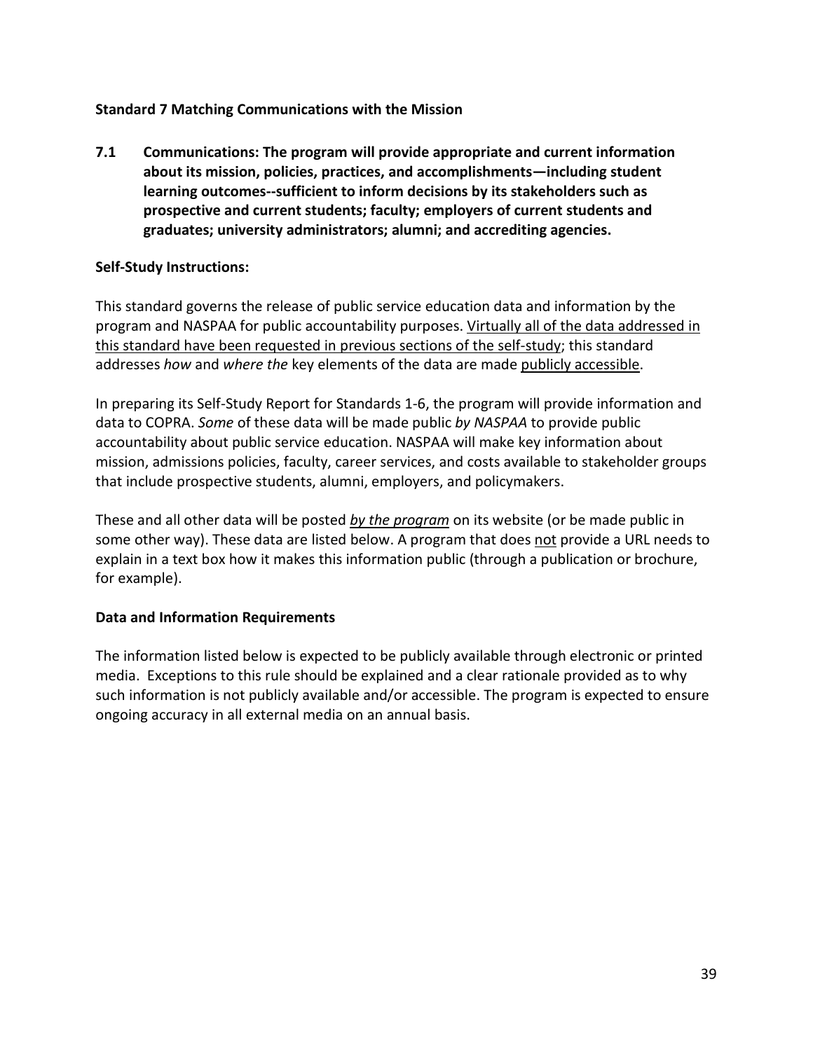**Standard 7 Matching Communications with the Mission**

**7.1 Communications: The program will provide appropriate and current information about its mission, policies, practices, and accomplishments—including student learning outcomes--sufficient to inform decisions by its stakeholders such as prospective and current students; faculty; employers of current students and graduates; university administrators; alumni; and accrediting agencies.**

**Self-Study Instructions:**

This standard governs the release of public service education data and information by the program and NASPAA for public accountability purposes. Virtually all of the data addressed in this standard have been requested in previous sections of the self-study; this standard addresses *how* and *where the* key elements of the data are made publicly accessible.

In preparing its Self-Study Report for Standards 1-6, the program will provide information and data to COPRA. *Some* of these data will be made public *by NASPAA* to provide public accountability about public service education. NASPAA will make key information about mission, admissions policies, faculty, career services, and costs available to stakeholder groups that include prospective students, alumni, employers, and policymakers.

These and all other data will be posted ***by the program*** on its website (or be made public in some other way). These data are listed below. A program that does not provide a URL needs to explain in a text box how it makes this information public (through a publication or brochure, for example).

**Data and Information Requirements**

The information listed below is expected to be publicly available through electronic or printed media. Exceptions to this rule should be explained and a clear rationale provided as to why such information is not publicly available and/or accessible. The program is expected to ensure ongoing accuracy in all external media on an annual basis.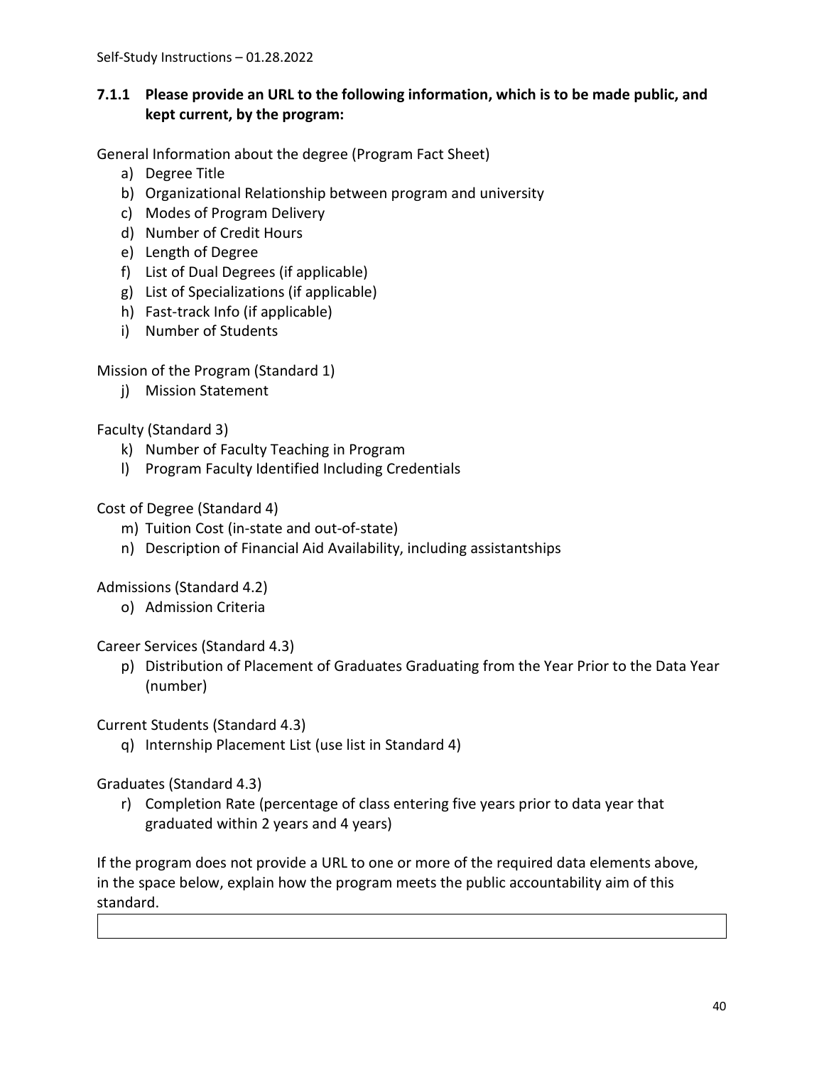### 7.1.1 Please provide an URL to the following information, which is to be made public, and kept current, by the program:

General Information about the degree (Program Fact Sheet)

a) Degree Title
b) Organizational Relationship between program and university
c) Modes of Program Delivery
d) Number of Credit Hours
e) Length of Degree
f) List of Dual Degrees (if applicable)
g) List of Specializations (if applicable)
h) Fast-track Info (if applicable)
i) Number of Students

Mission of the Program (Standard 1)

j) Mission Statement

Faculty (Standard 3)

k) Number of Faculty Teaching in Program
l) Program Faculty Identified Including Credentials

Cost of Degree (Standard 4)

m) Tuition Cost (in-state and out-of-state)
n) Description of Financial Aid Availability, including assistantships

Admissions (Standard 4.2)

o) Admission Criteria

Career Services (Standard 4.3)

p) Distribution of Placement of Graduates Graduating from the Year Prior to the Data Year (number)

Current Students (Standard 4.3)

q) Internship Placement List (use list in Standard 4)

Graduates (Standard 4.3)

r) Completion Rate (percentage of class entering five years prior to data year that graduated within 2 years and 4 years)

If the program does not provide a URL to one or more of the required data elements above, in the space below, explain how the program meets the public accountability aim of this standard.

| |
|---|
| |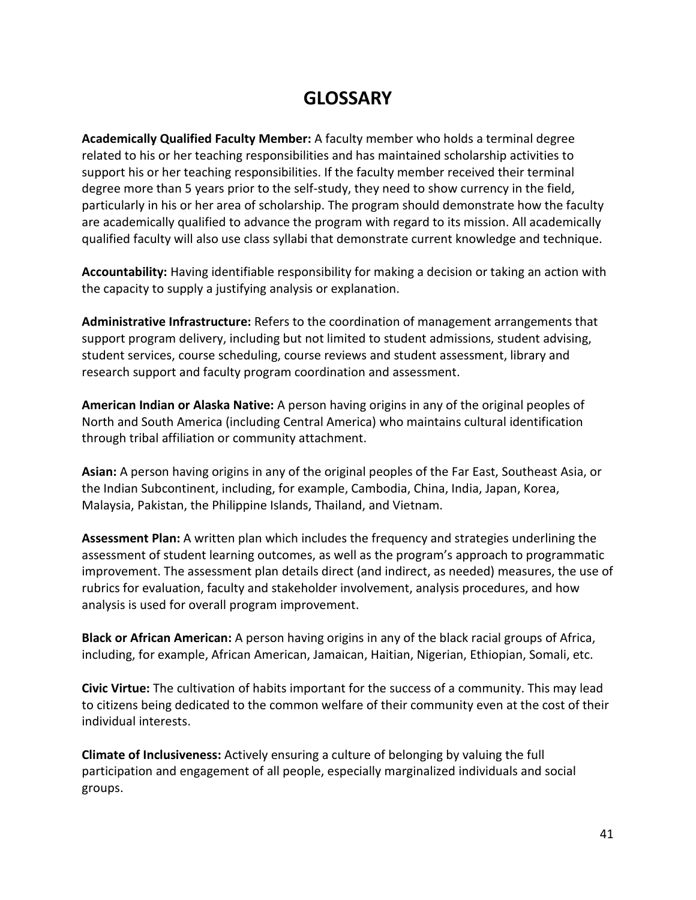# GLOSSARY

**Academically Qualified Faculty Member:** A faculty member who holds a terminal degree related to his or her teaching responsibilities and has maintained scholarship activities to support his or her teaching responsibilities. If the faculty member received their terminal degree more than 5 years prior to the self-study, they need to show currency in the field, particularly in his or her area of scholarship. The program should demonstrate how the faculty are academically qualified to advance the program with regard to its mission. All academically qualified faculty will also use class syllabi that demonstrate current knowledge and technique.

**Accountability:** Having identifiable responsibility for making a decision or taking an action with the capacity to supply a justifying analysis or explanation.

**Administrative Infrastructure:** Refers to the coordination of management arrangements that support program delivery, including but not limited to student admissions, student advising, student services, course scheduling, course reviews and student assessment, library and research support and faculty program coordination and assessment.

**American Indian or Alaska Native:** A person having origins in any of the original peoples of North and South America (including Central America) who maintains cultural identification through tribal affiliation or community attachment.

**Asian:** A person having origins in any of the original peoples of the Far East, Southeast Asia, or the Indian Subcontinent, including, for example, Cambodia, China, India, Japan, Korea, Malaysia, Pakistan, the Philippine Islands, Thailand, and Vietnam.

**Assessment Plan:** A written plan which includes the frequency and strategies underlining the assessment of student learning outcomes, as well as the program's approach to programmatic improvement. The assessment plan details direct (and indirect, as needed) measures, the use of rubrics for evaluation, faculty and stakeholder involvement, analysis procedures, and how analysis is used for overall program improvement.

**Black or African American:** A person having origins in any of the black racial groups of Africa, including, for example, African American, Jamaican, Haitian, Nigerian, Ethiopian, Somali, etc.

**Civic Virtue:** The cultivation of habits important for the success of a community. This may lead to citizens being dedicated to the common welfare of their community even at the cost of their individual interests.

**Climate of Inclusiveness:** Actively ensuring a culture of belonging by valuing the full participation and engagement of all people, especially marginalized individuals and social groups.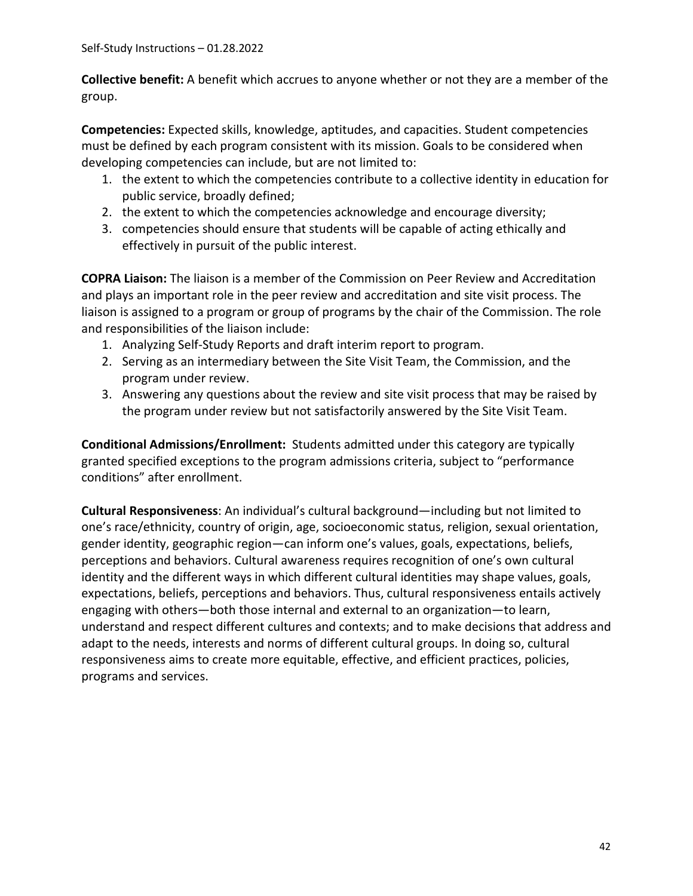**Collective benefit:** A benefit which accrues to anyone whether or not they are a member of the group.

**Competencies:** Expected skills, knowledge, aptitudes, and capacities. Student competencies must be defined by each program consistent with its mission. Goals to be considered when developing competencies can include, but are not limited to:

1. the extent to which the competencies contribute to a collective identity in education for public service, broadly defined;
2. the extent to which the competencies acknowledge and encourage diversity;
3. competencies should ensure that students will be capable of acting ethically and effectively in pursuit of the public interest.

**COPRA Liaison:** The liaison is a member of the Commission on Peer Review and Accreditation and plays an important role in the peer review and accreditation and site visit process. The liaison is assigned to a program or group of programs by the chair of the Commission. The role and responsibilities of the liaison include:

1. Analyzing Self-Study Reports and draft interim report to program.
2. Serving as an intermediary between the Site Visit Team, the Commission, and the program under review.
3. Answering any questions about the review and site visit process that may be raised by the program under review but not satisfactorily answered by the Site Visit Team.

**Conditional Admissions/Enrollment:** Students admitted under this category are typically granted specified exceptions to the program admissions criteria, subject to "performance conditions" after enrollment.

**Cultural Responsiveness**: An individual's cultural background—including but not limited to one's race/ethnicity, country of origin, age, socioeconomic status, religion, sexual orientation, gender identity, geographic region—can inform one's values, goals, expectations, beliefs, perceptions and behaviors. Cultural awareness requires recognition of one's own cultural identity and the different ways in which different cultural identities may shape values, goals, expectations, beliefs, perceptions and behaviors. Thus, cultural responsiveness entails actively engaging with others—both those internal and external to an organization—to learn, understand and respect different cultures and contexts; and to make decisions that address and adapt to the needs, interests and norms of different cultural groups. In doing so, cultural responsiveness aims to create more equitable, effective, and efficient practices, policies, programs and services.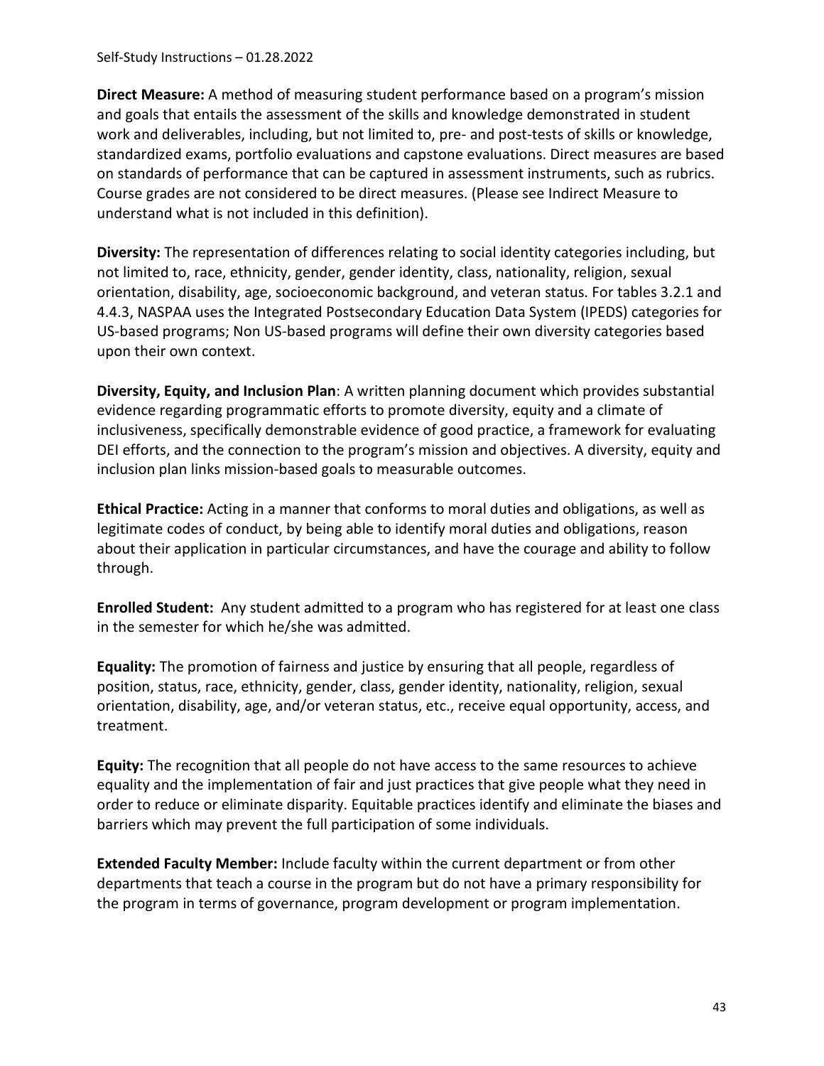**Direct Measure:** A method of measuring student performance based on a program's mission and goals that entails the assessment of the skills and knowledge demonstrated in student work and deliverables, including, but not limited to, pre- and post-tests of skills or knowledge, standardized exams, portfolio evaluations and capstone evaluations. Direct measures are based on standards of performance that can be captured in assessment instruments, such as rubrics. Course grades are not considered to be direct measures. (Please see Indirect Measure to understand what is not included in this definition).

**Diversity:** The representation of differences relating to social identity categories including, but not limited to, race, ethnicity, gender, gender identity, class, nationality, religion, sexual orientation, disability, age, socioeconomic background, and veteran status. For tables 3.2.1 and 4.4.3, NASPAA uses the Integrated Postsecondary Education Data System (IPEDS) categories for US-based programs; Non US-based programs will define their own diversity categories based upon their own context.

**Diversity, Equity, and Inclusion Plan**: A written planning document which provides substantial evidence regarding programmatic efforts to promote diversity, equity and a climate of inclusiveness, specifically demonstrable evidence of good practice, a framework for evaluating DEI efforts, and the connection to the program's mission and objectives. A diversity, equity and inclusion plan links mission-based goals to measurable outcomes.

**Ethical Practice:** Acting in a manner that conforms to moral duties and obligations, as well as legitimate codes of conduct, by being able to identify moral duties and obligations, reason about their application in particular circumstances, and have the courage and ability to follow through.

**Enrolled Student:** Any student admitted to a program who has registered for at least one class in the semester for which he/she was admitted.

**Equality:** The promotion of fairness and justice by ensuring that all people, regardless of position, status, race, ethnicity, gender, class, gender identity, nationality, religion, sexual orientation, disability, age, and/or veteran status, etc., receive equal opportunity, access, and treatment.

**Equity:** The recognition that all people do not have access to the same resources to achieve equality and the implementation of fair and just practices that give people what they need in order to reduce or eliminate disparity. Equitable practices identify and eliminate the biases and barriers which may prevent the full participation of some individuals.

**Extended Faculty Member:** Include faculty within the current department or from other departments that teach a course in the program but do not have a primary responsibility for the program in terms of governance, program development or program implementation.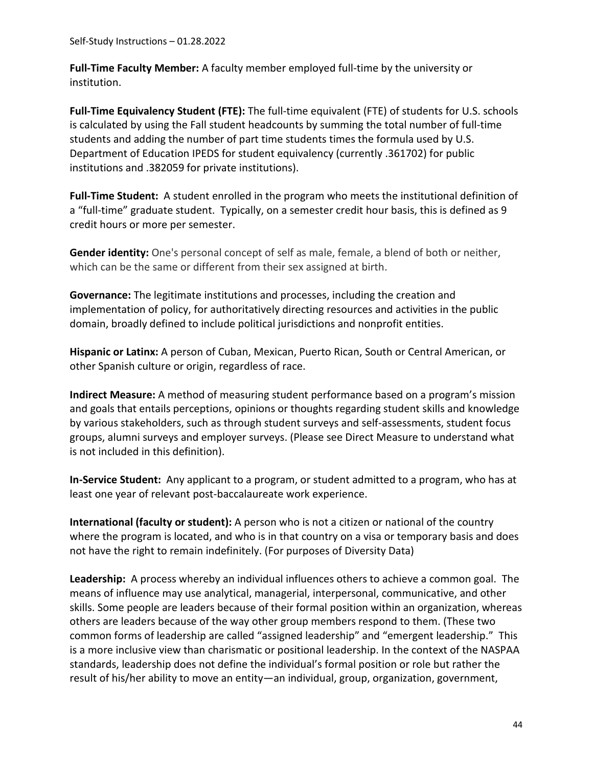**Full-Time Faculty Member:** A faculty member employed full-time by the university or institution.

**Full-Time Equivalency Student (FTE):** The full-time equivalent (FTE) of students for U.S. schools is calculated by using the Fall student headcounts by summing the total number of full-time students and adding the number of part time students times the formula used by U.S. Department of Education IPEDS for student equivalency (currently .361702) for public institutions and .382059 for private institutions).

**Full-Time Student:** A student enrolled in the program who meets the institutional definition of a "full-time" graduate student. Typically, on a semester credit hour basis, this is defined as 9 credit hours or more per semester.

**Gender identity:** One's personal concept of self as male, female, a blend of both or neither, which can be the same or different from their sex assigned at birth.

**Governance:** The legitimate institutions and processes, including the creation and implementation of policy, for authoritatively directing resources and activities in the public domain, broadly defined to include political jurisdictions and nonprofit entities.

**Hispanic or Latinx:** A person of Cuban, Mexican, Puerto Rican, South or Central American, or other Spanish culture or origin, regardless of race.

**Indirect Measure:** A method of measuring student performance based on a program's mission and goals that entails perceptions, opinions or thoughts regarding student skills and knowledge by various stakeholders, such as through student surveys and self-assessments, student focus groups, alumni surveys and employer surveys. (Please see Direct Measure to understand what is not included in this definition).

**In-Service Student:** Any applicant to a program, or student admitted to a program, who has at least one year of relevant post-baccalaureate work experience.

**International (faculty or student):** A person who is not a citizen or national of the country where the program is located, and who is in that country on a visa or temporary basis and does not have the right to remain indefinitely. (For purposes of Diversity Data)

**Leadership:** A process whereby an individual influences others to achieve a common goal. The means of influence may use analytical, managerial, interpersonal, communicative, and other skills. Some people are leaders because of their formal position within an organization, whereas others are leaders because of the way other group members respond to them. (These two common forms of leadership are called "assigned leadership" and "emergent leadership." This is a more inclusive view than charismatic or positional leadership. In the context of the NASPAA standards, leadership does not define the individual's formal position or role but rather the result of his/her ability to move an entity—an individual, group, organization, government,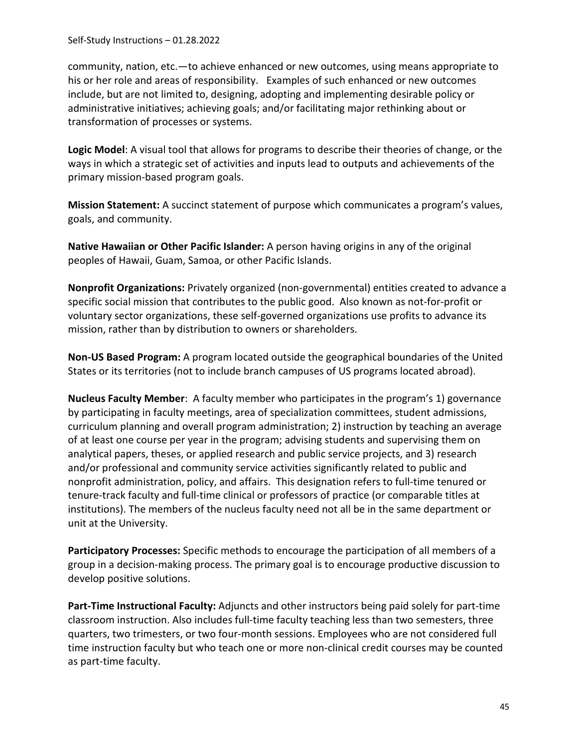community, nation, etc.—to achieve enhanced or new outcomes, using means appropriate to his or her role and areas of responsibility. Examples of such enhanced or new outcomes include, but are not limited to, designing, adopting and implementing desirable policy or administrative initiatives; achieving goals; and/or facilitating major rethinking about or transformation of processes or systems.

**Logic Model**: A visual tool that allows for programs to describe their theories of change, or the ways in which a strategic set of activities and inputs lead to outputs and achievements of the primary mission-based program goals.

**Mission Statement:** A succinct statement of purpose which communicates a program's values, goals, and community.

**Native Hawaiian or Other Pacific Islander:** A person having origins in any of the original peoples of Hawaii, Guam, Samoa, or other Pacific Islands.

**Nonprofit Organizations:** Privately organized (non-governmental) entities created to advance a specific social mission that contributes to the public good. Also known as not-for-profit or voluntary sector organizations, these self-governed organizations use profits to advance its mission, rather than by distribution to owners or shareholders.

**Non-US Based Program:** A program located outside the geographical boundaries of the United States or its territories (not to include branch campuses of US programs located abroad).

**Nucleus Faculty Member**: A faculty member who participates in the program's 1) governance by participating in faculty meetings, area of specialization committees, student admissions, curriculum planning and overall program administration; 2) instruction by teaching an average of at least one course per year in the program; advising students and supervising them on analytical papers, theses, or applied research and public service projects, and 3) research and/or professional and community service activities significantly related to public and nonprofit administration, policy, and affairs. This designation refers to full-time tenured or tenure-track faculty and full-time clinical or professors of practice (or comparable titles at institutions). The members of the nucleus faculty need not all be in the same department or unit at the University.

**Participatory Processes:** Specific methods to encourage the participation of all members of a group in a decision-making process. The primary goal is to encourage productive discussion to develop positive solutions.

**Part-Time Instructional Faculty:** Adjuncts and other instructors being paid solely for part-time classroom instruction. Also includes full-time faculty teaching less than two semesters, three quarters, two trimesters, or two four-month sessions. Employees who are not considered full time instruction faculty but who teach one or more non-clinical credit courses may be counted as part-time faculty.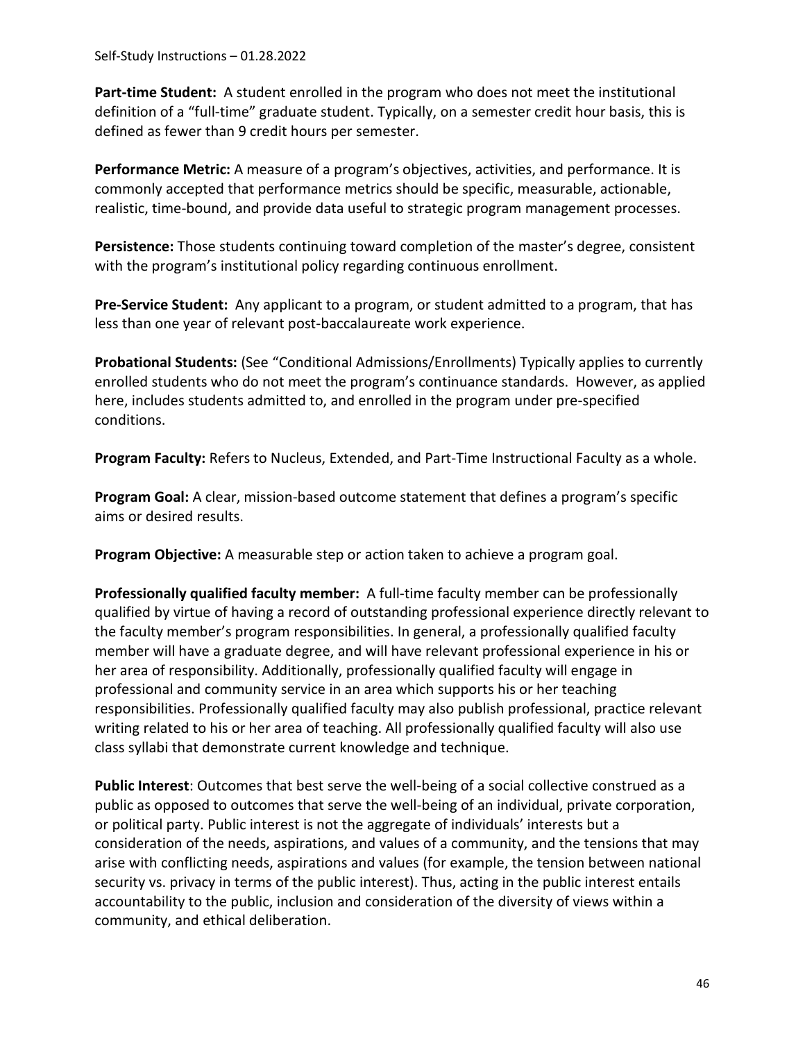**Part-time Student:** A student enrolled in the program who does not meet the institutional definition of a "full-time" graduate student. Typically, on a semester credit hour basis, this is defined as fewer than 9 credit hours per semester.

**Performance Metric:** A measure of a program's objectives, activities, and performance. It is commonly accepted that performance metrics should be specific, measurable, actionable, realistic, time-bound, and provide data useful to strategic program management processes.

**Persistence:** Those students continuing toward completion of the master's degree, consistent with the program's institutional policy regarding continuous enrollment.

**Pre-Service Student:** Any applicant to a program, or student admitted to a program, that has less than one year of relevant post-baccalaureate work experience.

**Probational Students:** (See "Conditional Admissions/Enrollments) Typically applies to currently enrolled students who do not meet the program's continuance standards. However, as applied here, includes students admitted to, and enrolled in the program under pre-specified conditions.

**Program Faculty:** Refers to Nucleus, Extended, and Part-Time Instructional Faculty as a whole.

**Program Goal:** A clear, mission-based outcome statement that defines a program's specific aims or desired results.

**Program Objective:** A measurable step or action taken to achieve a program goal.

**Professionally qualified faculty member:** A full-time faculty member can be professionally qualified by virtue of having a record of outstanding professional experience directly relevant to the faculty member's program responsibilities. In general, a professionally qualified faculty member will have a graduate degree, and will have relevant professional experience in his or her area of responsibility. Additionally, professionally qualified faculty will engage in professional and community service in an area which supports his or her teaching responsibilities. Professionally qualified faculty may also publish professional, practice relevant writing related to his or her area of teaching. All professionally qualified faculty will also use class syllabi that demonstrate current knowledge and technique.

**Public Interest**: Outcomes that best serve the well-being of a social collective construed as a public as opposed to outcomes that serve the well-being of an individual, private corporation, or political party. Public interest is not the aggregate of individuals' interests but a consideration of the needs, aspirations, and values of a community, and the tensions that may arise with conflicting needs, aspirations and values (for example, the tension between national security vs. privacy in terms of the public interest). Thus, acting in the public interest entails accountability to the public, inclusion and consideration of the diversity of views within a community, and ethical deliberation.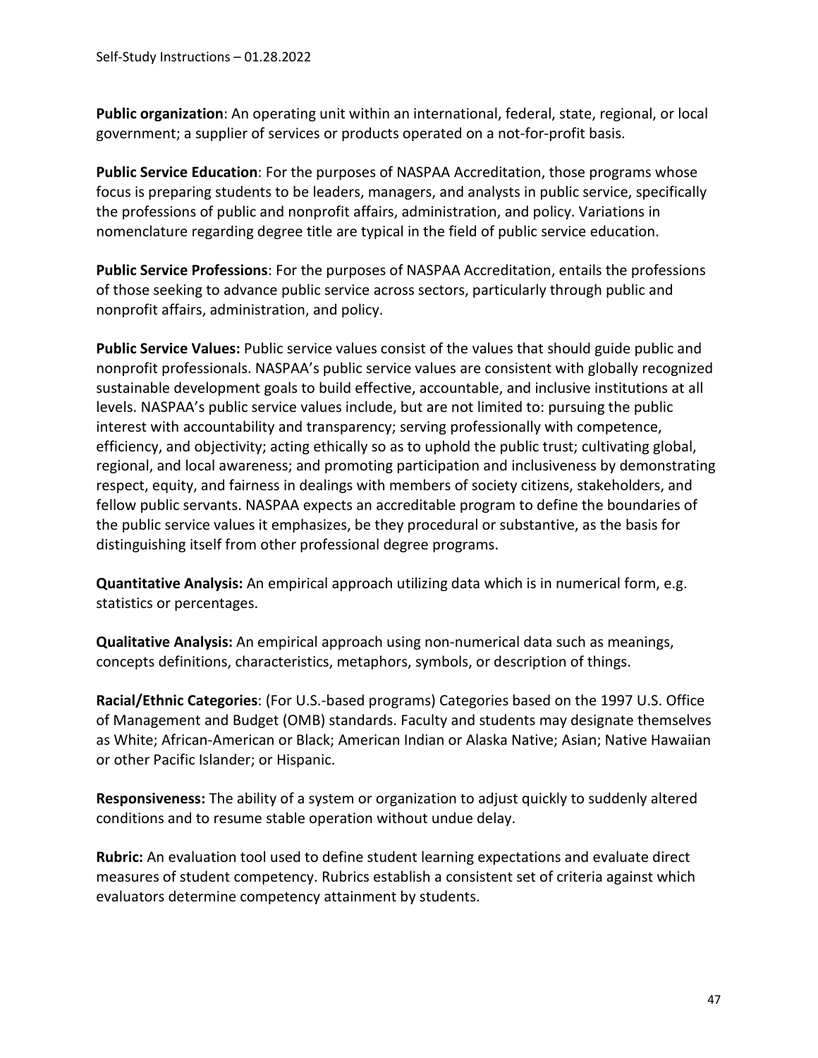**Public organization**: An operating unit within an international, federal, state, regional, or local government; a supplier of services or products operated on a not-for-profit basis.

**Public Service Education**: For the purposes of NASPAA Accreditation, those programs whose focus is preparing students to be leaders, managers, and analysts in public service, specifically the professions of public and nonprofit affairs, administration, and policy. Variations in nomenclature regarding degree title are typical in the field of public service education.

**Public Service Professions**: For the purposes of NASPAA Accreditation, entails the professions of those seeking to advance public service across sectors, particularly through public and nonprofit affairs, administration, and policy.

**Public Service Values:** Public service values consist of the values that should guide public and nonprofit professionals. NASPAA's public service values are consistent with globally recognized sustainable development goals to build effective, accountable, and inclusive institutions at all levels. NASPAA's public service values include, but are not limited to: pursuing the public interest with accountability and transparency; serving professionally with competence, efficiency, and objectivity; acting ethically so as to uphold the public trust; cultivating global, regional, and local awareness; and promoting participation and inclusiveness by demonstrating respect, equity, and fairness in dealings with members of society citizens, stakeholders, and fellow public servants. NASPAA expects an accreditable program to define the boundaries of the public service values it emphasizes, be they procedural or substantive, as the basis for distinguishing itself from other professional degree programs.

**Quantitative Analysis:** An empirical approach utilizing data which is in numerical form, e.g. statistics or percentages.

**Qualitative Analysis:** An empirical approach using non-numerical data such as meanings, concepts definitions, characteristics, metaphors, symbols, or description of things.

**Racial/Ethnic Categories**: (For U.S.-based programs) Categories based on the 1997 U.S. Office of Management and Budget (OMB) standards. Faculty and students may designate themselves as White; African-American or Black; American Indian or Alaska Native; Asian; Native Hawaiian or other Pacific Islander; or Hispanic.

**Responsiveness:** The ability of a system or organization to adjust quickly to suddenly altered conditions and to resume stable operation without undue delay.

**Rubric:** An evaluation tool used to define student learning expectations and evaluate direct measures of student competency. Rubrics establish a consistent set of criteria against which evaluators determine competency attainment by students.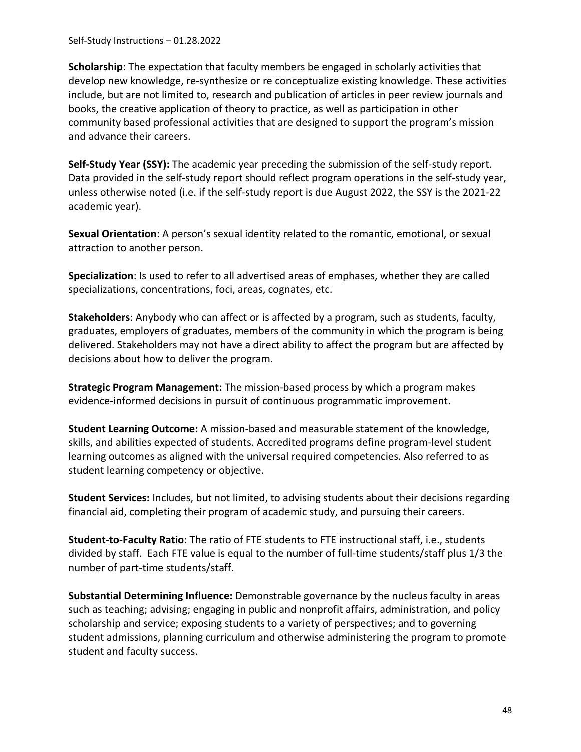**Scholarship**: The expectation that faculty members be engaged in scholarly activities that develop new knowledge, re-synthesize or re conceptualize existing knowledge. These activities include, but are not limited to, research and publication of articles in peer review journals and books, the creative application of theory to practice, as well as participation in other community based professional activities that are designed to support the program's mission and advance their careers.

**Self-Study Year (SSY):** The academic year preceding the submission of the self-study report. Data provided in the self-study report should reflect program operations in the self-study year, unless otherwise noted (i.e. if the self-study report is due August 2022, the SSY is the 2021-22 academic year).

**Sexual Orientation**: A person's sexual identity related to the romantic, emotional, or sexual attraction to another person.

**Specialization**: Is used to refer to all advertised areas of emphases, whether they are called specializations, concentrations, foci, areas, cognates, etc.

**Stakeholders**: Anybody who can affect or is affected by a program, such as students, faculty, graduates, employers of graduates, members of the community in which the program is being delivered. Stakeholders may not have a direct ability to affect the program but are affected by decisions about how to deliver the program.

**Strategic Program Management:** The mission-based process by which a program makes evidence-informed decisions in pursuit of continuous programmatic improvement.

**Student Learning Outcome:** A mission-based and measurable statement of the knowledge, skills, and abilities expected of students. Accredited programs define program-level student learning outcomes as aligned with the universal required competencies. Also referred to as student learning competency or objective.

**Student Services:** Includes, but not limited, to advising students about their decisions regarding financial aid, completing their program of academic study, and pursuing their careers.

**Student-to-Faculty Ratio**: The ratio of FTE students to FTE instructional staff, i.e., students divided by staff. Each FTE value is equal to the number of full-time students/staff plus 1/3 the number of part-time students/staff.

**Substantial Determining Influence:** Demonstrable governance by the nucleus faculty in areas such as teaching; advising; engaging in public and nonprofit affairs, administration, and policy scholarship and service; exposing students to a variety of perspectives; and to governing student admissions, planning curriculum and otherwise administering the program to promote student and faculty success.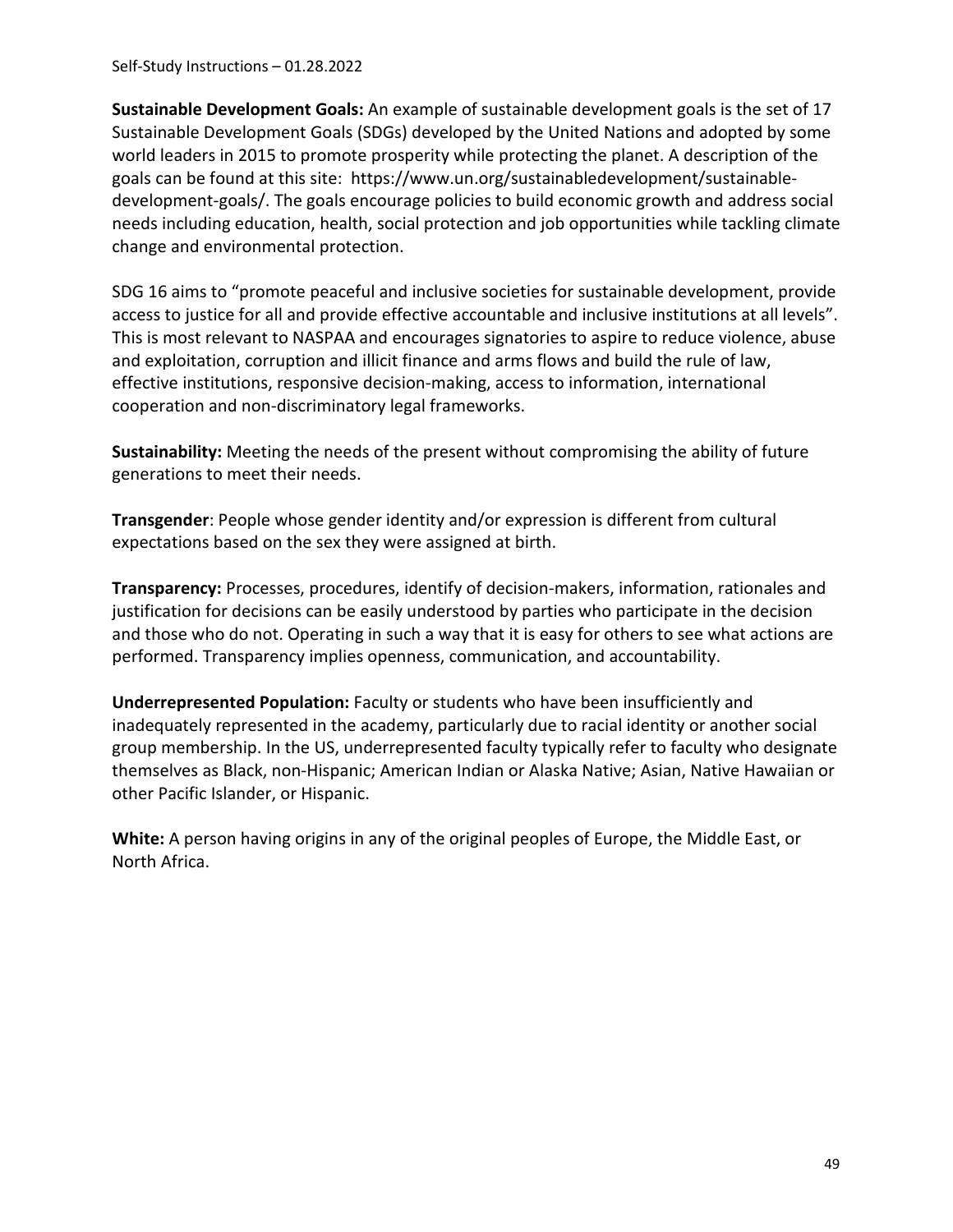**Sustainable Development Goals:** An example of sustainable development goals is the set of 17 Sustainable Development Goals (SDGs) developed by the United Nations and adopted by some world leaders in 2015 to promote prosperity while protecting the planet. A description of the goals can be found at this site: https://www.un.org/sustainabledevelopment/sustainable-development-goals/. The goals encourage policies to build economic growth and address social needs including education, health, social protection and job opportunities while tackling climate change and environmental protection.

SDG 16 aims to "promote peaceful and inclusive societies for sustainable development, provide access to justice for all and provide effective accountable and inclusive institutions at all levels". This is most relevant to NASPAA and encourages signatories to aspire to reduce violence, abuse and exploitation, corruption and illicit finance and arms flows and build the rule of law, effective institutions, responsive decision-making, access to information, international cooperation and non-discriminatory legal frameworks.

**Sustainability:** Meeting the needs of the present without compromising the ability of future generations to meet their needs.

**Transgender**: People whose gender identity and/or expression is different from cultural expectations based on the sex they were assigned at birth.

**Transparency:** Processes, procedures, identify of decision-makers, information, rationales and justification for decisions can be easily understood by parties who participate in the decision and those who do not. Operating in such a way that it is easy for others to see what actions are performed. Transparency implies openness, communication, and accountability.

**Underrepresented Population:** Faculty or students who have been insufficiently and inadequately represented in the academy, particularly due to racial identity or another social group membership. In the US, underrepresented faculty typically refer to faculty who designate themselves as Black, non-Hispanic; American Indian or Alaska Native; Asian, Native Hawaiian or other Pacific Islander, or Hispanic.

**White:** A person having origins in any of the original peoples of Europe, the Middle East, or North Africa.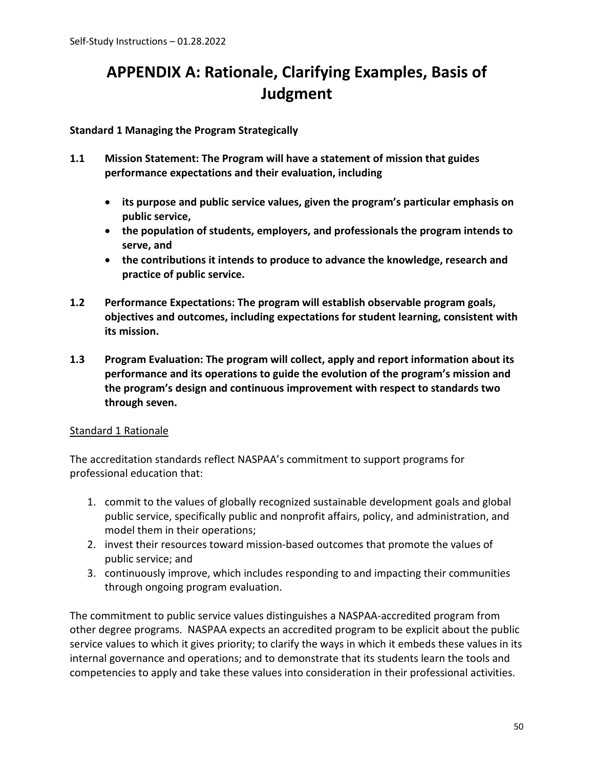# APPENDIX A: Rationale, Clarifying Examples, Basis of Judgment

**Standard 1 Managing the Program Strategically**

**1.1 Mission Statement: The Program will have a statement of mission that guides performance expectations and their evaluation, including**

- **its purpose and public service values, given the program's particular emphasis on public service,**
- **the population of students, employers, and professionals the program intends to serve, and**
- **the contributions it intends to produce to advance the knowledge, research and practice of public service.**

**1.2 Performance Expectations: The program will establish observable program goals, objectives and outcomes, including expectations for student learning, consistent with its mission.**

**1.3 Program Evaluation: The program will collect, apply and report information about its performance and its operations to guide the evolution of the program's mission and the program's design and continuous improvement with respect to standards two through seven.**

<u>Standard 1 Rationale</u>

The accreditation standards reflect NASPAA's commitment to support programs for professional education that:

1. commit to the values of globally recognized sustainable development goals and global public service, specifically public and nonprofit affairs, policy, and administration, and model them in their operations;
2. invest their resources toward mission-based outcomes that promote the values of public service; and
3. continuously improve, which includes responding to and impacting their communities through ongoing program evaluation.

The commitment to public service values distinguishes a NASPAA-accredited program from other degree programs. NASPAA expects an accredited program to be explicit about the public service values to which it gives priority; to clarify the ways in which it embeds these values in its internal governance and operations; and to demonstrate that its students learn the tools and competencies to apply and take these values into consideration in their professional activities.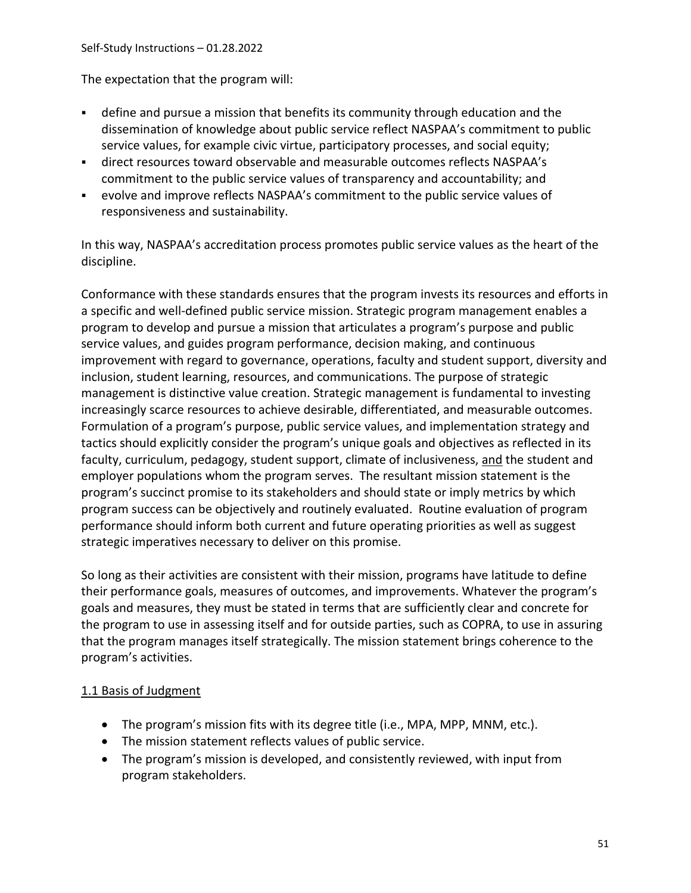The expectation that the program will:

- define and pursue a mission that benefits its community through education and the dissemination of knowledge about public service reflect NASPAA's commitment to public service values, for example civic virtue, participatory processes, and social equity;
- direct resources toward observable and measurable outcomes reflects NASPAA's commitment to the public service values of transparency and accountability; and
- evolve and improve reflects NASPAA's commitment to the public service values of responsiveness and sustainability.

In this way, NASPAA's accreditation process promotes public service values as the heart of the discipline.

Conformance with these standards ensures that the program invests its resources and efforts in a specific and well-defined public service mission. Strategic program management enables a program to develop and pursue a mission that articulates a program's purpose and public service values, and guides program performance, decision making, and continuous improvement with regard to governance, operations, faculty and student support, diversity and inclusion, student learning, resources, and communications. The purpose of strategic management is distinctive value creation. Strategic management is fundamental to investing increasingly scarce resources to achieve desirable, differentiated, and measurable outcomes. Formulation of a program's purpose, public service values, and implementation strategy and tactics should explicitly consider the program's unique goals and objectives as reflected in its faculty, curriculum, pedagogy, student support, climate of inclusiveness, <u>and</u> the student and employer populations whom the program serves. The resultant mission statement is the program's succinct promise to its stakeholders and should state or imply metrics by which program success can be objectively and routinely evaluated. Routine evaluation of program performance should inform both current and future operating priorities as well as suggest strategic imperatives necessary to deliver on this promise.

So long as their activities are consistent with their mission, programs have latitude to define their performance goals, measures of outcomes, and improvements. Whatever the program's goals and measures, they must be stated in terms that are sufficiently clear and concrete for the program to use in assessing itself and for outside parties, such as COPRA, to use in assuring that the program manages itself strategically. The mission statement brings coherence to the program's activities.

<u>1.1 Basis of Judgment</u>

- The program's mission fits with its degree title (i.e., MPA, MPP, MNM, etc.).
- The mission statement reflects values of public service.
- The program's mission is developed, and consistently reviewed, with input from program stakeholders.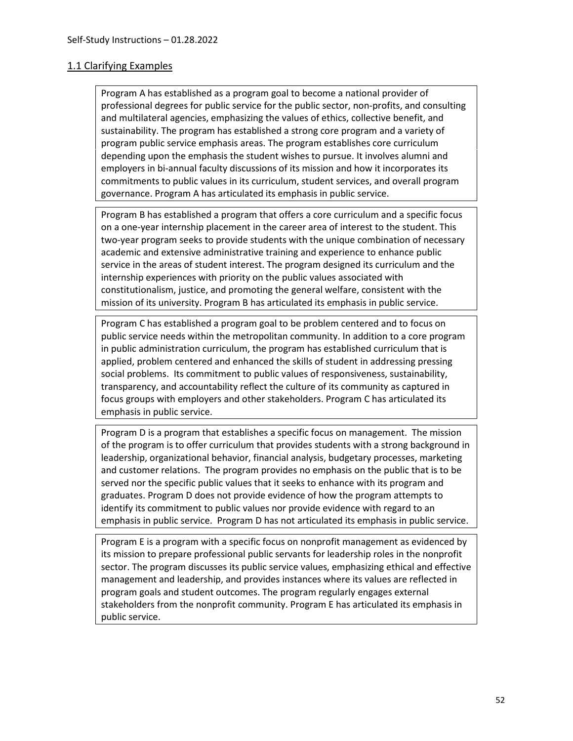## 1.1 Clarifying Examples

Program A has established as a program goal to become a national provider of professional degrees for public service for the public sector, non-profits, and consulting and multilateral agencies, emphasizing the values of ethics, collective benefit, and sustainability. The program has established a strong core program and a variety of program public service emphasis areas. The program establishes core curriculum depending upon the emphasis the student wishes to pursue. It involves alumni and employers in bi-annual faculty discussions of its mission and how it incorporates its commitments to public values in its curriculum, student services, and overall program governance. Program A has articulated its emphasis in public service.

Program B has established a program that offers a core curriculum and a specific focus on a one-year internship placement in the career area of interest to the student. This two-year program seeks to provide students with the unique combination of necessary academic and extensive administrative training and experience to enhance public service in the areas of student interest. The program designed its curriculum and the internship experiences with priority on the public values associated with constitutionalism, justice, and promoting the general welfare, consistent with the mission of its university. Program B has articulated its emphasis in public service.

Program C has established a program goal to be problem centered and to focus on public service needs within the metropolitan community. In addition to a core program in public administration curriculum, the program has established curriculum that is applied, problem centered and enhanced the skills of student in addressing pressing social problems. Its commitment to public values of responsiveness, sustainability, transparency, and accountability reflect the culture of its community as captured in focus groups with employers and other stakeholders. Program C has articulated its emphasis in public service.

Program D is a program that establishes a specific focus on management. The mission of the program is to offer curriculum that provides students with a strong background in leadership, organizational behavior, financial analysis, budgetary processes, marketing and customer relations. The program provides no emphasis on the public that is to be served nor the specific public values that it seeks to enhance with its program and graduates. Program D does not provide evidence of how the program attempts to identify its commitment to public values nor provide evidence with regard to an emphasis in public service. Program D has not articulated its emphasis in public service.

Program E is a program with a specific focus on nonprofit management as evidenced by its mission to prepare professional public servants for leadership roles in the nonprofit sector. The program discusses its public service values, emphasizing ethical and effective management and leadership, and provides instances where its values are reflected in program goals and student outcomes. The program regularly engages external stakeholders from the nonprofit community. Program E has articulated its emphasis in public service.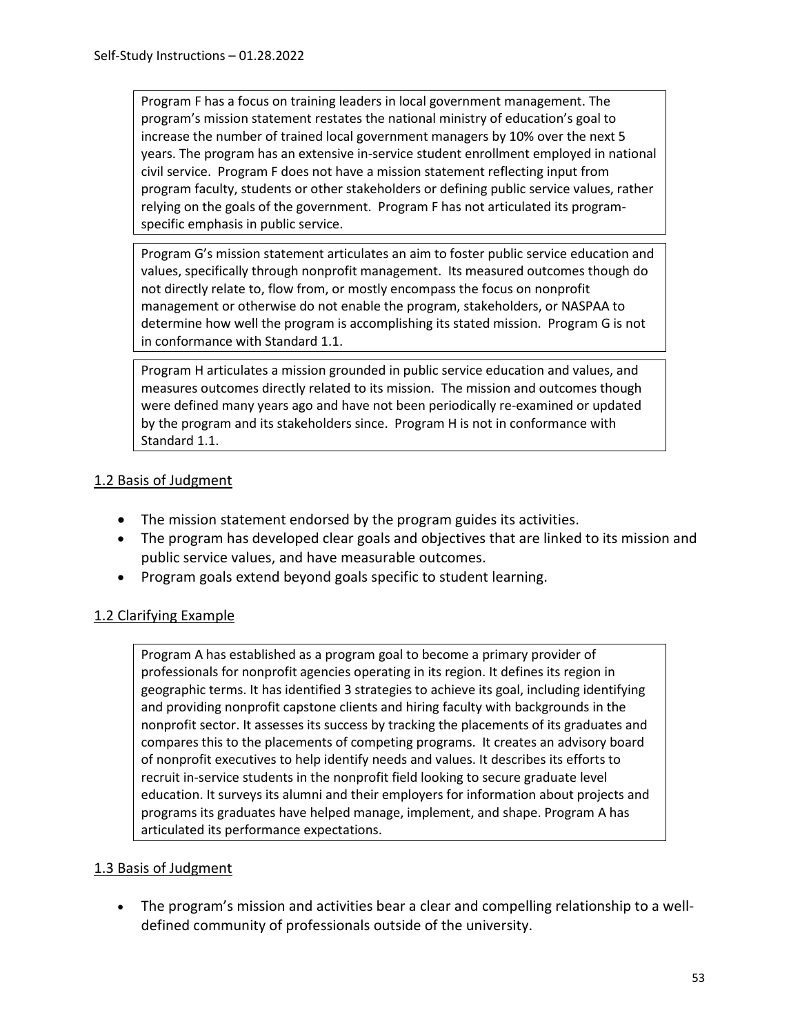Program F has a focus on training leaders in local government management. The program's mission statement restates the national ministry of education's goal to increase the number of trained local government managers by 10% over the next 5 years. The program has an extensive in-service student enrollment employed in national civil service. Program F does not have a mission statement reflecting input from program faculty, students or other stakeholders or defining public service values, rather relying on the goals of the government. Program F has not articulated its program-specific emphasis in public service.

Program G's mission statement articulates an aim to foster public service education and values, specifically through nonprofit management. Its measured outcomes though do not directly relate to, flow from, or mostly encompass the focus on nonprofit management or otherwise do not enable the program, stakeholders, or NASPAA to determine how well the program is accomplishing its stated mission. Program G is not in conformance with Standard 1.1.

Program H articulates a mission grounded in public service education and values, and measures outcomes directly related to its mission. The mission and outcomes though were defined many years ago and have not been periodically re-examined or updated by the program and its stakeholders since. Program H is not in conformance with Standard 1.1.

## 1.2 Basis of Judgment

- The mission statement endorsed by the program guides its activities.
- The program has developed clear goals and objectives that are linked to its mission and public service values, and have measurable outcomes.
- Program goals extend beyond goals specific to student learning.

## 1.2 Clarifying Example

Program A has established as a program goal to become a primary provider of professionals for nonprofit agencies operating in its region. It defines its region in geographic terms. It has identified 3 strategies to achieve its goal, including identifying and providing nonprofit capstone clients and hiring faculty with backgrounds in the nonprofit sector. It assesses its success by tracking the placements of its graduates and compares this to the placements of competing programs. It creates an advisory board of nonprofit executives to help identify needs and values. It describes its efforts to recruit in-service students in the nonprofit field looking to secure graduate level education. It surveys its alumni and their employers for information about projects and programs its graduates have helped manage, implement, and shape. Program A has articulated its performance expectations.

## 1.3 Basis of Judgment

- The program's mission and activities bear a clear and compelling relationship to a well-defined community of professionals outside of the university.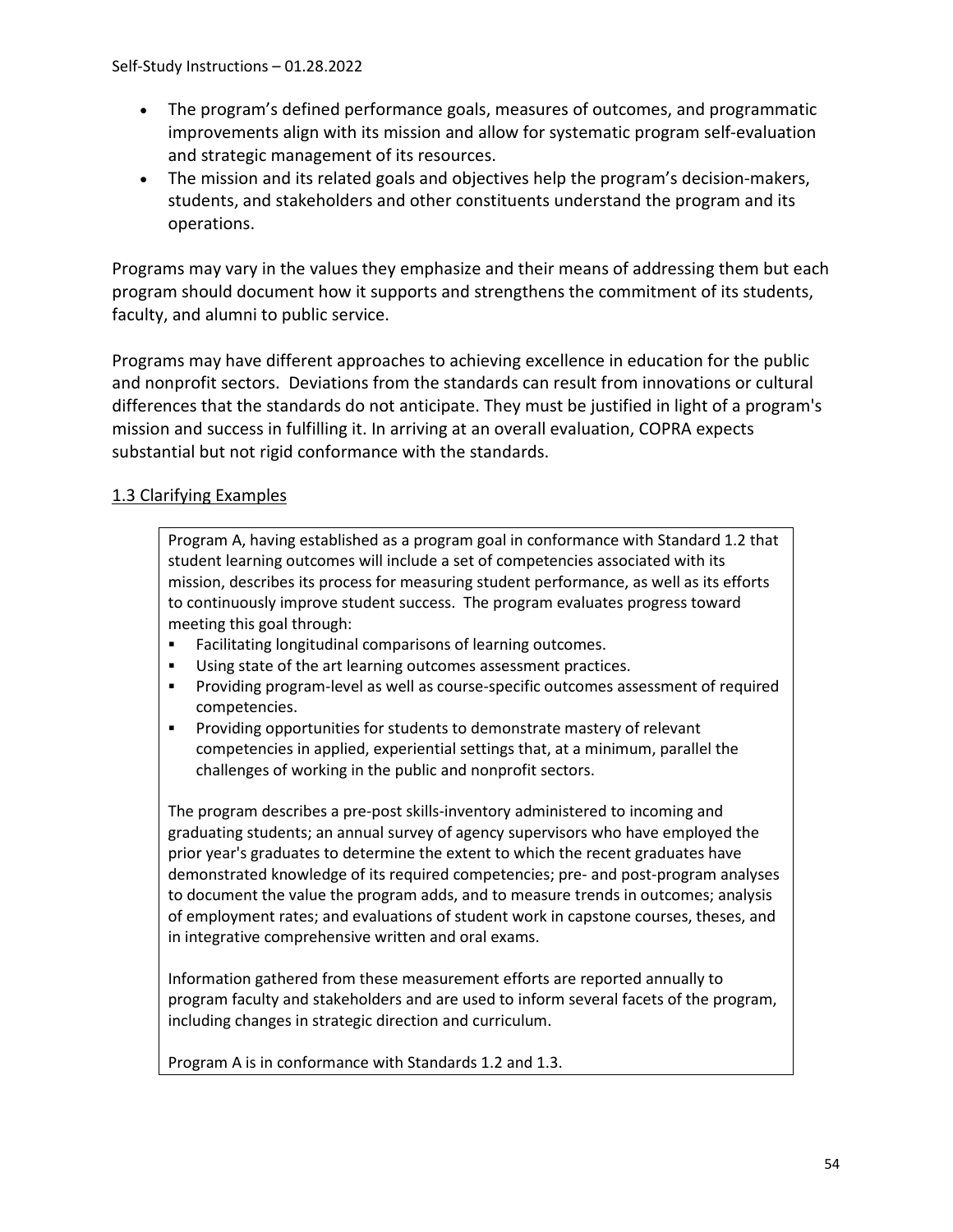- The program's defined performance goals, measures of outcomes, and programmatic improvements align with its mission and allow for systematic program self-evaluation and strategic management of its resources.
- The mission and its related goals and objectives help the program's decision-makers, students, and stakeholders and other constituents understand the program and its operations.

Programs may vary in the values they emphasize and their means of addressing them but each program should document how it supports and strengthens the commitment of its students, faculty, and alumni to public service.

Programs may have different approaches to achieving excellence in education for the public and nonprofit sectors. Deviations from the standards can result from innovations or cultural differences that the standards do not anticipate. They must be justified in light of a program's mission and success in fulfilling it. In arriving at an overall evaluation, COPRA expects substantial but not rigid conformance with the standards.

<u>1.3 Clarifying Examples</u>

> Program A, having established as a program goal in conformance with Standard 1.2 that student learning outcomes will include a set of competencies associated with its mission, describes its process for measuring student performance, as well as its efforts to continuously improve student success. The program evaluates progress toward meeting this goal through:
>
> - Facilitating longitudinal comparisons of learning outcomes.
> - Using state of the art learning outcomes assessment practices.
> - Providing program-level as well as course-specific outcomes assessment of required competencies.
> - Providing opportunities for students to demonstrate mastery of relevant competencies in applied, experiential settings that, at a minimum, parallel the challenges of working in the public and nonprofit sectors.
>
> The program describes a pre-post skills-inventory administered to incoming and graduating students; an annual survey of agency supervisors who have employed the prior year's graduates to determine the extent to which the recent graduates have demonstrated knowledge of its required competencies; pre- and post-program analyses to document the value the program adds, and to measure trends in outcomes; analysis of employment rates; and evaluations of student work in capstone courses, theses, and in integrative comprehensive written and oral exams.
>
> Information gathered from these measurement efforts are reported annually to program faculty and stakeholders and are used to inform several facets of the program, including changes in strategic direction and curriculum.
>
> Program A is in conformance with Standards 1.2 and 1.3.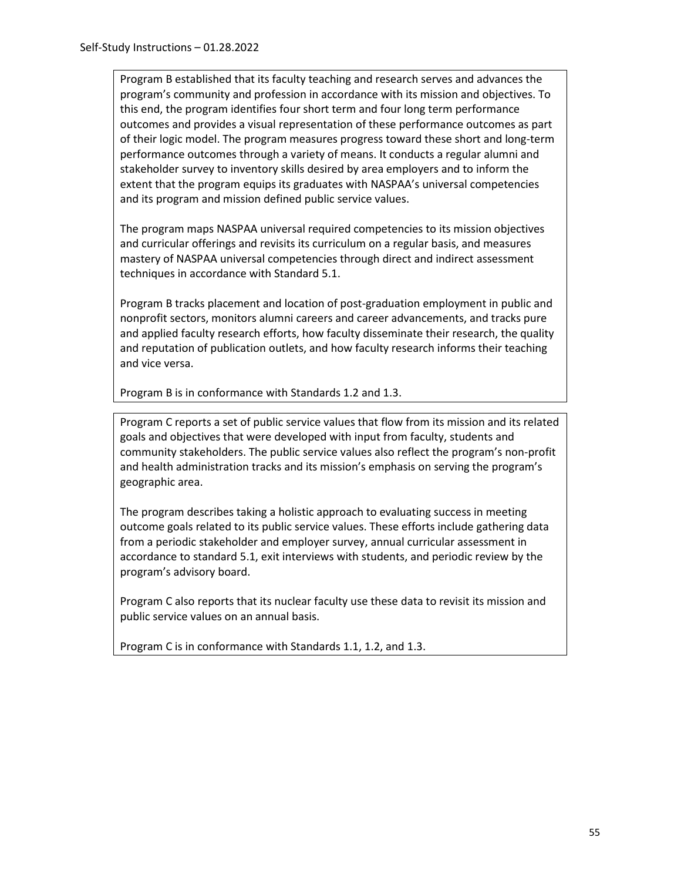Program B established that its faculty teaching and research serves and advances the program's community and profession in accordance with its mission and objectives. To this end, the program identifies four short term and four long term performance outcomes and provides a visual representation of these performance outcomes as part of their logic model. The program measures progress toward these short and long-term performance outcomes through a variety of means. It conducts a regular alumni and stakeholder survey to inventory skills desired by area employers and to inform the extent that the program equips its graduates with NASPAA's universal competencies and its program and mission defined public service values.

The program maps NASPAA universal required competencies to its mission objectives and curricular offerings and revisits its curriculum on a regular basis, and measures mastery of NASPAA universal competencies through direct and indirect assessment techniques in accordance with Standard 5.1.

Program B tracks placement and location of post-graduation employment in public and nonprofit sectors, monitors alumni careers and career advancements, and tracks pure and applied faculty research efforts, how faculty disseminate their research, the quality and reputation of publication outlets, and how faculty research informs their teaching and vice versa.

Program B is in conformance with Standards 1.2 and 1.3.

---

Program C reports a set of public service values that flow from its mission and its related goals and objectives that were developed with input from faculty, students and community stakeholders. The public service values also reflect the program's non-profit and health administration tracks and its mission's emphasis on serving the program's geographic area.

The program describes taking a holistic approach to evaluating success in meeting outcome goals related to its public service values. These efforts include gathering data from a periodic stakeholder and employer survey, annual curricular assessment in accordance to standard 5.1, exit interviews with students, and periodic review by the program's advisory board.

Program C also reports that its nuclear faculty use these data to revisit its mission and public service values on an annual basis.

Program C is in conformance with Standards 1.1, 1.2, and 1.3.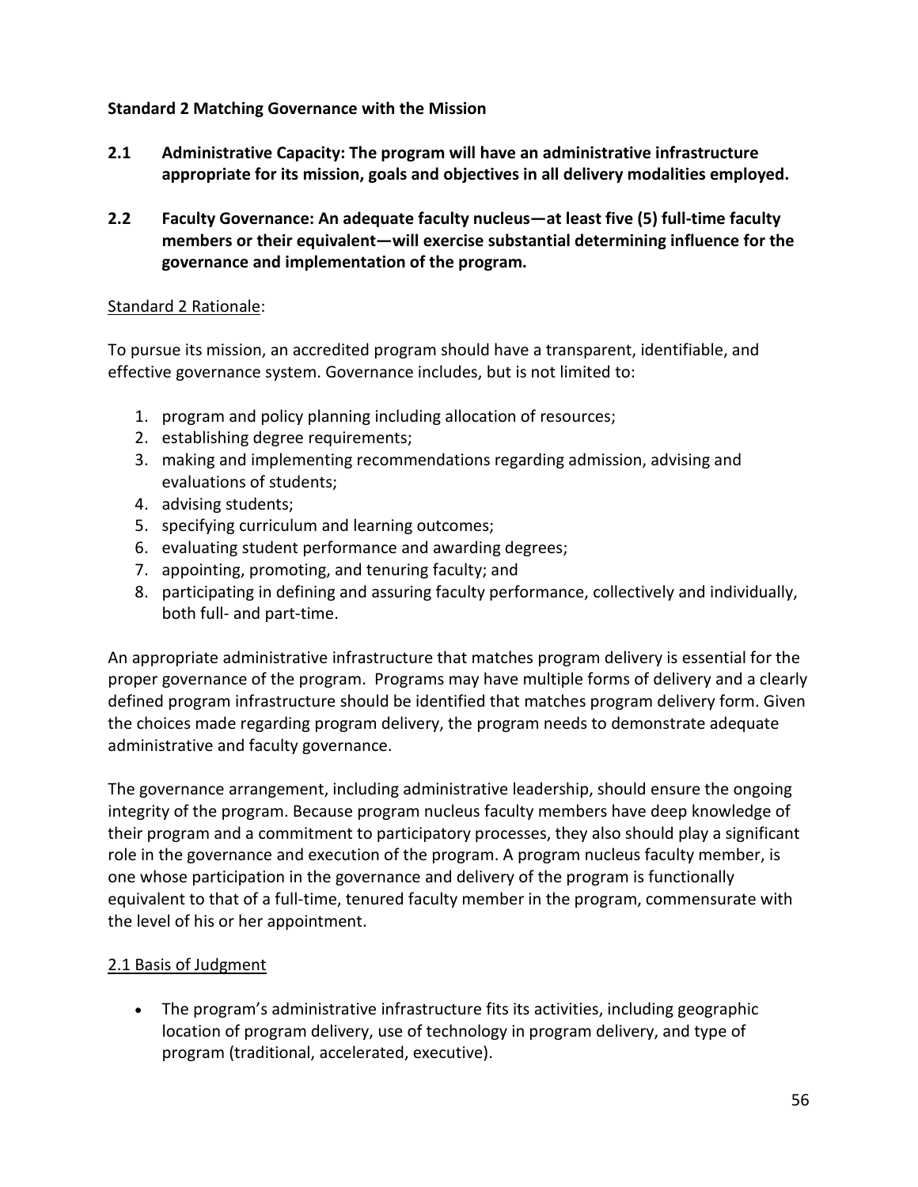**Standard 2 Matching Governance with the Mission**

**2.1 Administrative Capacity: The program will have an administrative infrastructure appropriate for its mission, goals and objectives in all delivery modalities employed.**

**2.2 Faculty Governance: An adequate faculty nucleus—at least five (5) full-time faculty members or their equivalent—will exercise substantial determining influence for the governance and implementation of the program.**

<u>Standard 2 Rationale</u>:

To pursue its mission, an accredited program should have a transparent, identifiable, and effective governance system. Governance includes, but is not limited to:

1. program and policy planning including allocation of resources;
2. establishing degree requirements;
3. making and implementing recommendations regarding admission, advising and evaluations of students;
4. advising students;
5. specifying curriculum and learning outcomes;
6. evaluating student performance and awarding degrees;
7. appointing, promoting, and tenuring faculty; and
8. participating in defining and assuring faculty performance, collectively and individually, both full- and part-time.

An appropriate administrative infrastructure that matches program delivery is essential for the proper governance of the program. Programs may have multiple forms of delivery and a clearly defined program infrastructure should be identified that matches program delivery form. Given the choices made regarding program delivery, the program needs to demonstrate adequate administrative and faculty governance.

The governance arrangement, including administrative leadership, should ensure the ongoing integrity of the program. Because program nucleus faculty members have deep knowledge of their program and a commitment to participatory processes, they also should play a significant role in the governance and execution of the program. A program nucleus faculty member, is one whose participation in the governance and delivery of the program is functionally equivalent to that of a full-time, tenured faculty member in the program, commensurate with the level of his or her appointment.

<u>2.1 Basis of Judgment</u>

- The program's administrative infrastructure fits its activities, including geographic location of program delivery, use of technology in program delivery, and type of program (traditional, accelerated, executive).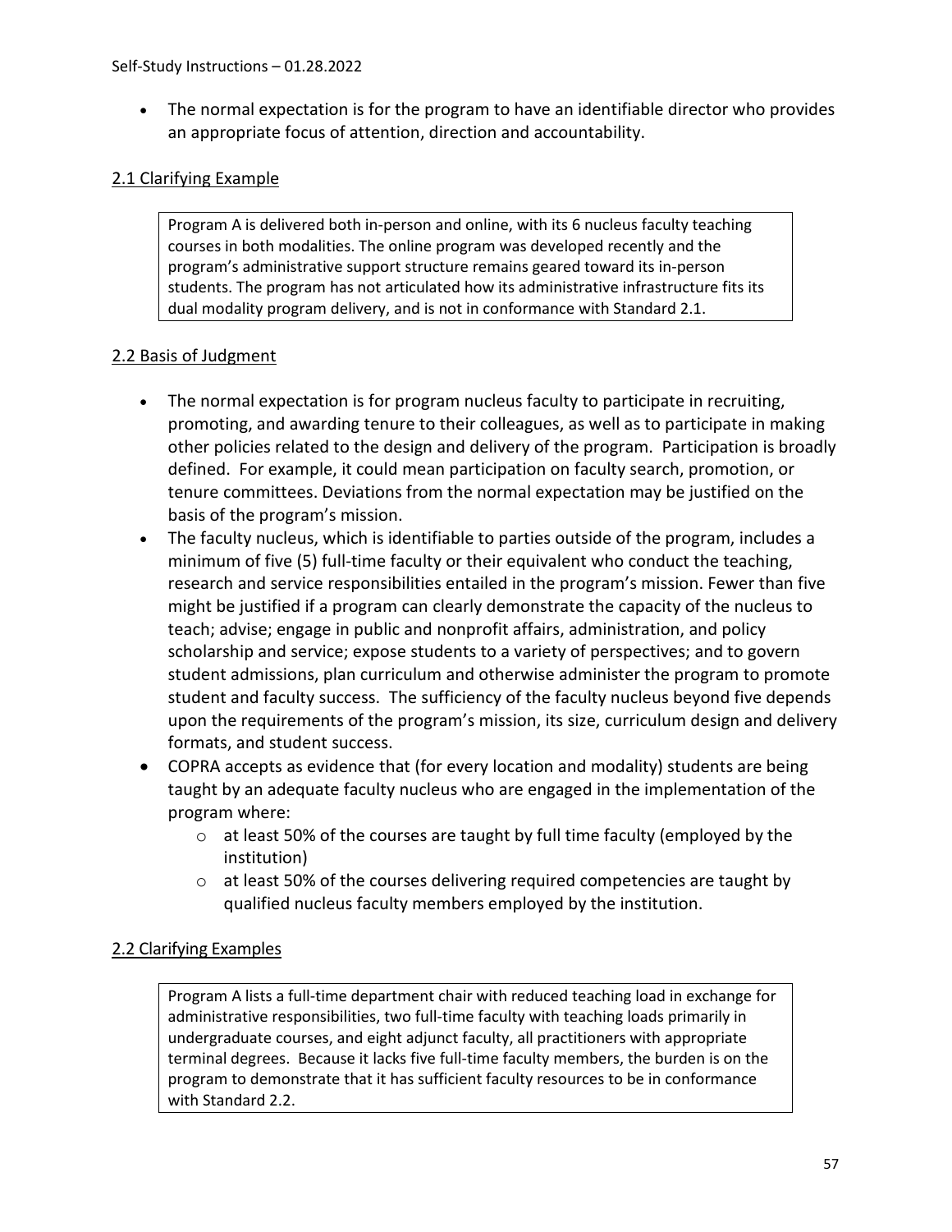- The normal expectation is for the program to have an identifiable director who provides an appropriate focus of attention, direction and accountability.

## 2.1 Clarifying Example

> Program A is delivered both in-person and online, with its 6 nucleus faculty teaching courses in both modalities. The online program was developed recently and the program's administrative support structure remains geared toward its in-person students. The program has not articulated how its administrative infrastructure fits its dual modality program delivery, and is not in conformance with Standard 2.1.

## 2.2 Basis of Judgment

- The normal expectation is for program nucleus faculty to participate in recruiting, promoting, and awarding tenure to their colleagues, as well as to participate in making other policies related to the design and delivery of the program. Participation is broadly defined. For example, it could mean participation on faculty search, promotion, or tenure committees. Deviations from the normal expectation may be justified on the basis of the program's mission.
- The faculty nucleus, which is identifiable to parties outside of the program, includes a minimum of five (5) full-time faculty or their equivalent who conduct the teaching, research and service responsibilities entailed in the program's mission. Fewer than five might be justified if a program can clearly demonstrate the capacity of the nucleus to teach; advise; engage in public and nonprofit affairs, administration, and policy scholarship and service; expose students to a variety of perspectives; and to govern student admissions, plan curriculum and otherwise administer the program to promote student and faculty success. The sufficiency of the faculty nucleus beyond five depends upon the requirements of the program's mission, its size, curriculum design and delivery formats, and student success.
- COPRA accepts as evidence that (for every location and modality) students are being taught by an adequate faculty nucleus who are engaged in the implementation of the program where:
  - at least 50% of the courses are taught by full time faculty (employed by the institution)
  - at least 50% of the courses delivering required competencies are taught by qualified nucleus faculty members employed by the institution.

## 2.2 Clarifying Examples

> Program A lists a full-time department chair with reduced teaching load in exchange for administrative responsibilities, two full-time faculty with teaching loads primarily in undergraduate courses, and eight adjunct faculty, all practitioners with appropriate terminal degrees. Because it lacks five full-time faculty members, the burden is on the program to demonstrate that it has sufficient faculty resources to be in conformance with Standard 2.2.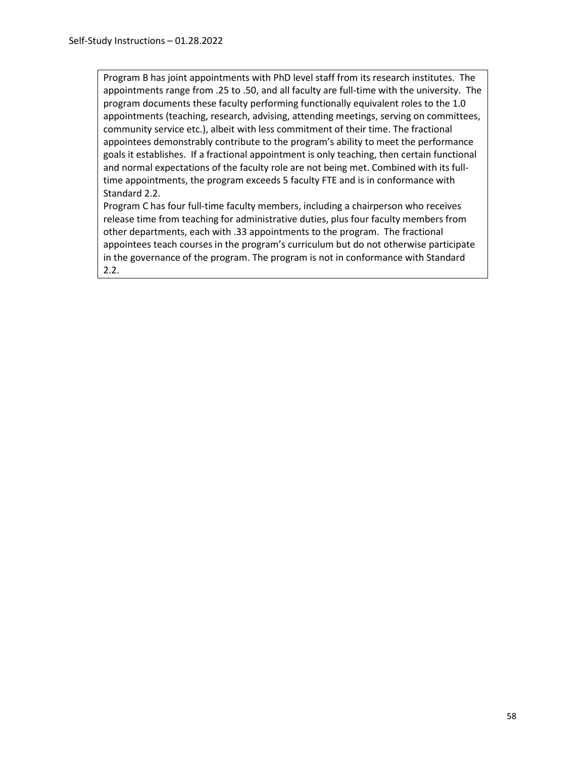Program B has joint appointments with PhD level staff from its research institutes. The appointments range from .25 to .50, and all faculty are full-time with the university. The program documents these faculty performing functionally equivalent roles to the 1.0 appointments (teaching, research, advising, attending meetings, serving on committees, community service etc.), albeit with less commitment of their time. The fractional appointees demonstrably contribute to the program's ability to meet the performance goals it establishes. If a fractional appointment is only teaching, then certain functional and normal expectations of the faculty role are not being met. Combined with its full-time appointments, the program exceeds 5 faculty FTE and is in conformance with Standard 2.2.

Program C has four full-time faculty members, including a chairperson who receives release time from teaching for administrative duties, plus four faculty members from other departments, each with .33 appointments to the program. The fractional appointees teach courses in the program's curriculum but do not otherwise participate in the governance of the program. The program is not in conformance with Standard 2.2.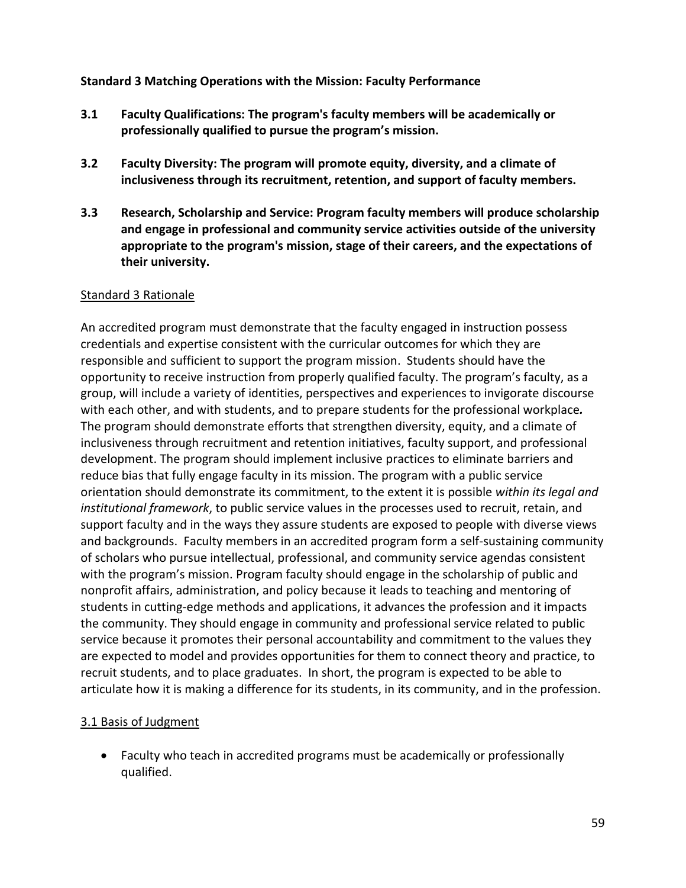**Standard 3 Matching Operations with the Mission: Faculty Performance**

**3.1 Faculty Qualifications: The program's faculty members will be academically or professionally qualified to pursue the program's mission.**

**3.2 Faculty Diversity: The program will promote equity, diversity, and a climate of inclusiveness through its recruitment, retention, and support of faculty members.**

**3.3 Research, Scholarship and Service: Program faculty members will produce scholarship and engage in professional and community service activities outside of the university appropriate to the program's mission, stage of their careers, and the expectations of their university.**

<u>Standard 3 Rationale</u>

An accredited program must demonstrate that the faculty engaged in instruction possess credentials and expertise consistent with the curricular outcomes for which they are responsible and sufficient to support the program mission. Students should have the opportunity to receive instruction from properly qualified faculty. The program's faculty, as a group, will include a variety of identities, perspectives and experiences to invigorate discourse with each other, and with students, and to prepare students for the professional workplace*.* The program should demonstrate efforts that strengthen diversity, equity, and a climate of inclusiveness through recruitment and retention initiatives, faculty support, and professional development. The program should implement inclusive practices to eliminate barriers and reduce bias that fully engage faculty in its mission. The program with a public service orientation should demonstrate its commitment, to the extent it is possible *within its legal and institutional framework*, to public service values in the processes used to recruit, retain, and support faculty and in the ways they assure students are exposed to people with diverse views and backgrounds. Faculty members in an accredited program form a self-sustaining community of scholars who pursue intellectual, professional, and community service agendas consistent with the program's mission. Program faculty should engage in the scholarship of public and nonprofit affairs, administration, and policy because it leads to teaching and mentoring of students in cutting-edge methods and applications, it advances the profession and it impacts the community. They should engage in community and professional service related to public service because it promotes their personal accountability and commitment to the values they are expected to model and provides opportunities for them to connect theory and practice, to recruit students, and to place graduates. In short, the program is expected to be able to articulate how it is making a difference for its students, in its community, and in the profession.

<u>3.1 Basis of Judgment</u>

- Faculty who teach in accredited programs must be academically or professionally qualified.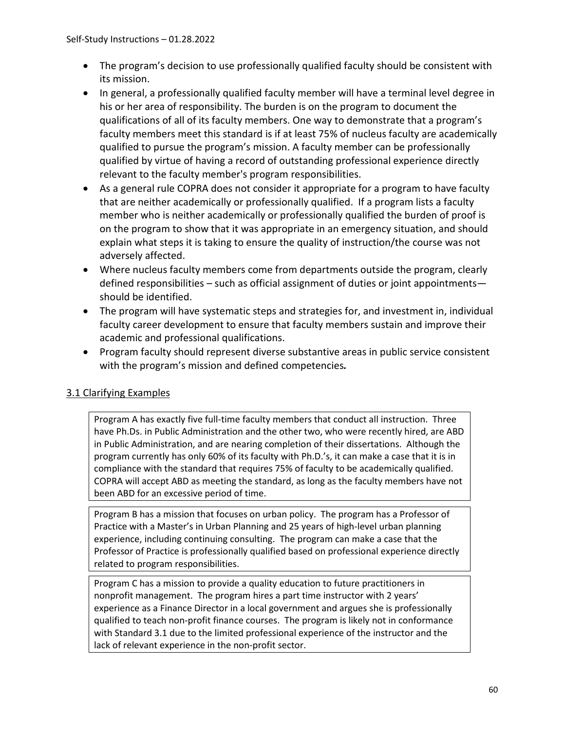- The program's decision to use professionally qualified faculty should be consistent with its mission.
- In general, a professionally qualified faculty member will have a terminal level degree in his or her area of responsibility. The burden is on the program to document the qualifications of all of its faculty members. One way to demonstrate that a program's faculty members meet this standard is if at least 75% of nucleus faculty are academically qualified to pursue the program's mission. A faculty member can be professionally qualified by virtue of having a record of outstanding professional experience directly relevant to the faculty member's program responsibilities.
- As a general rule COPRA does not consider it appropriate for a program to have faculty that are neither academically or professionally qualified. If a program lists a faculty member who is neither academically or professionally qualified the burden of proof is on the program to show that it was appropriate in an emergency situation, and should explain what steps it is taking to ensure the quality of instruction/the course was not adversely affected.
- Where nucleus faculty members come from departments outside the program, clearly defined responsibilities – such as official assignment of duties or joint appointments—should be identified.
- The program will have systematic steps and strategies for, and investment in, individual faculty career development to ensure that faculty members sustain and improve their academic and professional qualifications.
- Program faculty should represent diverse substantive areas in public service consistent with the program's mission and defined competencies*.*

## 3.1 Clarifying Examples

Program A has exactly five full-time faculty members that conduct all instruction. Three have Ph.Ds. in Public Administration and the other two, who were recently hired, are ABD in Public Administration, and are nearing completion of their dissertations. Although the program currently has only 60% of its faculty with Ph.D.'s, it can make a case that it is in compliance with the standard that requires 75% of faculty to be academically qualified. COPRA will accept ABD as meeting the standard, as long as the faculty members have not been ABD for an excessive period of time.

Program B has a mission that focuses on urban policy. The program has a Professor of Practice with a Master's in Urban Planning and 25 years of high-level urban planning experience, including continuing consulting. The program can make a case that the Professor of Practice is professionally qualified based on professional experience directly related to program responsibilities.

Program C has a mission to provide a quality education to future practitioners in nonprofit management. The program hires a part time instructor with 2 years' experience as a Finance Director in a local government and argues she is professionally qualified to teach non-profit finance courses. The program is likely not in conformance with Standard 3.1 due to the limited professional experience of the instructor and the lack of relevant experience in the non-profit sector.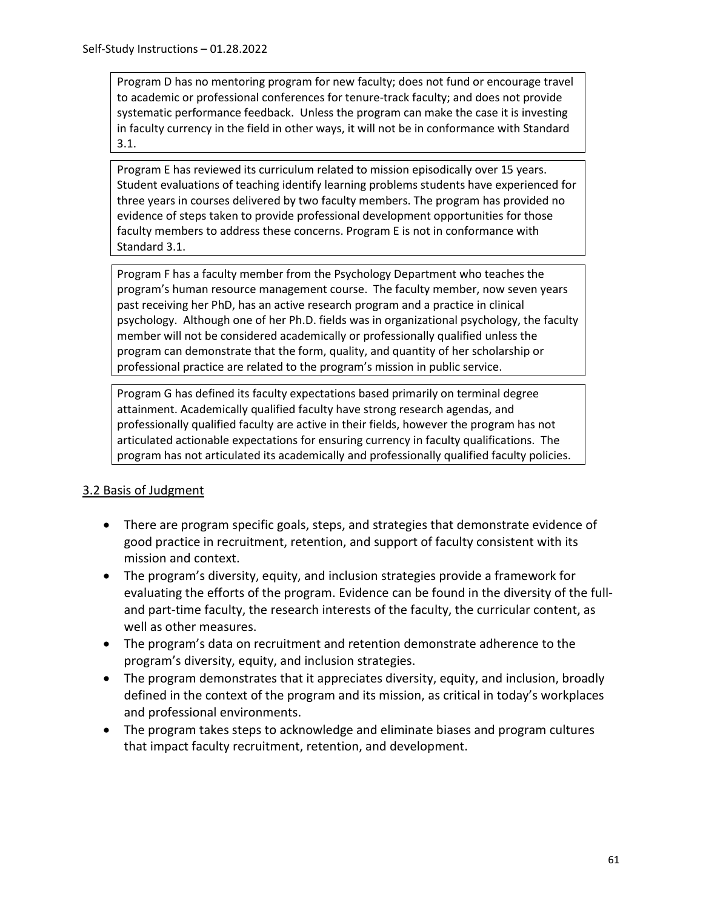Program D has no mentoring program for new faculty; does not fund or encourage travel to academic or professional conferences for tenure-track faculty; and does not provide systematic performance feedback. Unless the program can make the case it is investing in faculty currency in the field in other ways, it will not be in conformance with Standard 3.1.

Program E has reviewed its curriculum related to mission episodically over 15 years. Student evaluations of teaching identify learning problems students have experienced for three years in courses delivered by two faculty members. The program has provided no evidence of steps taken to provide professional development opportunities for those faculty members to address these concerns. Program E is not in conformance with Standard 3.1.

Program F has a faculty member from the Psychology Department who teaches the program's human resource management course. The faculty member, now seven years past receiving her PhD, has an active research program and a practice in clinical psychology. Although one of her Ph.D. fields was in organizational psychology, the faculty member will not be considered academically or professionally qualified unless the program can demonstrate that the form, quality, and quantity of her scholarship or professional practice are related to the program's mission in public service.

Program G has defined its faculty expectations based primarily on terminal degree attainment. Academically qualified faculty have strong research agendas, and professionally qualified faculty are active in their fields, however the program has not articulated actionable expectations for ensuring currency in faculty qualifications. The program has not articulated its academically and professionally qualified faculty policies.

## 3.2 Basis of Judgment

- There are program specific goals, steps, and strategies that demonstrate evidence of good practice in recruitment, retention, and support of faculty consistent with its mission and context.
- The program's diversity, equity, and inclusion strategies provide a framework for evaluating the efforts of the program. Evidence can be found in the diversity of the full- and part-time faculty, the research interests of the faculty, the curricular content, as well as other measures.
- The program's data on recruitment and retention demonstrate adherence to the program's diversity, equity, and inclusion strategies.
- The program demonstrates that it appreciates diversity, equity, and inclusion, broadly defined in the context of the program and its mission, as critical in today's workplaces and professional environments.
- The program takes steps to acknowledge and eliminate biases and program cultures that impact faculty recruitment, retention, and development.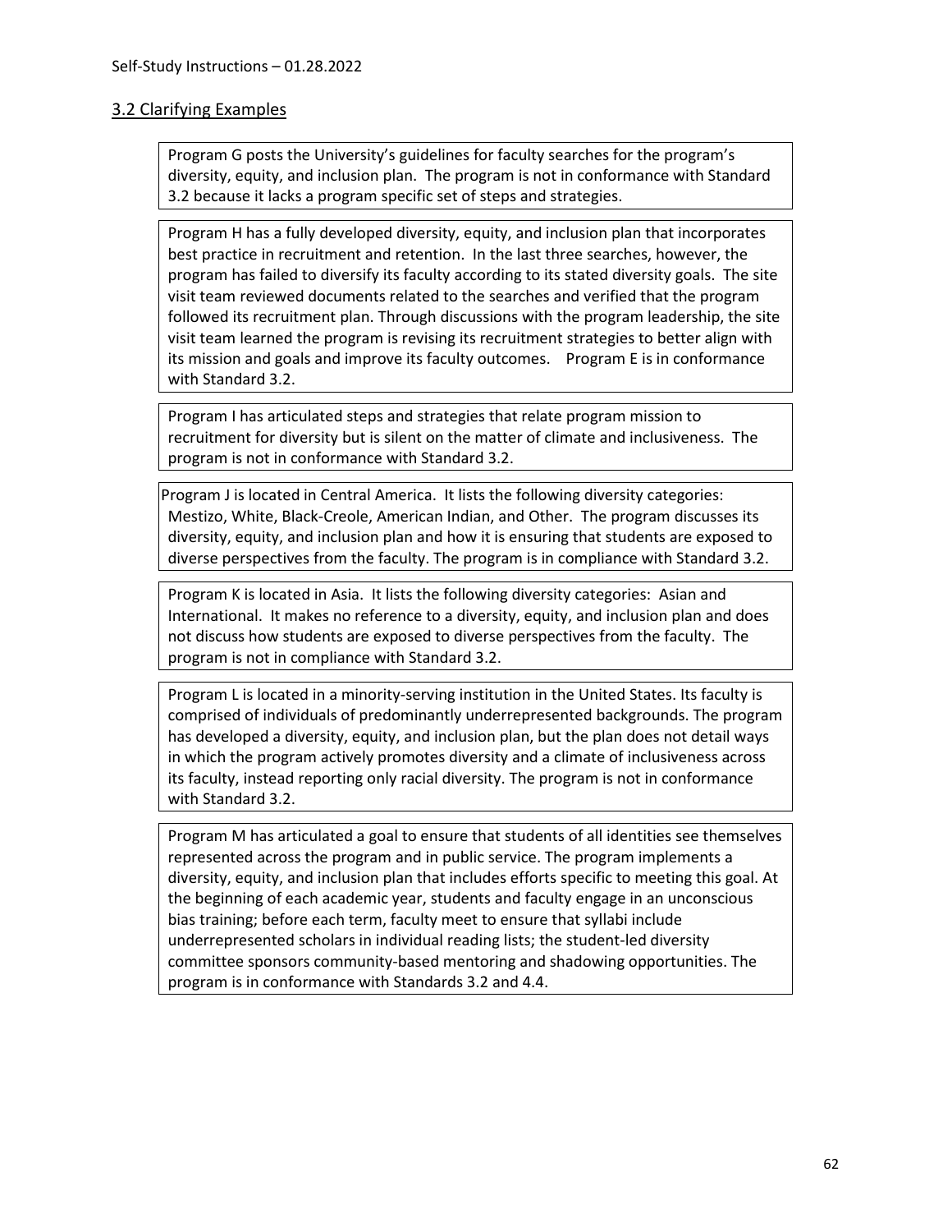## 3.2 Clarifying Examples

Program G posts the University's guidelines for faculty searches for the program's diversity, equity, and inclusion plan. The program is not in conformance with Standard 3.2 because it lacks a program specific set of steps and strategies.

Program H has a fully developed diversity, equity, and inclusion plan that incorporates best practice in recruitment and retention. In the last three searches, however, the program has failed to diversify its faculty according to its stated diversity goals. The site visit team reviewed documents related to the searches and verified that the program followed its recruitment plan. Through discussions with the program leadership, the site visit team learned the program is revising its recruitment strategies to better align with its mission and goals and improve its faculty outcomes. Program E is in conformance with Standard 3.2.

Program I has articulated steps and strategies that relate program mission to recruitment for diversity but is silent on the matter of climate and inclusiveness. The program is not in conformance with Standard 3.2.

Program J is located in Central America. It lists the following diversity categories: Mestizo, White, Black-Creole, American Indian, and Other. The program discusses its diversity, equity, and inclusion plan and how it is ensuring that students are exposed to diverse perspectives from the faculty. The program is in compliance with Standard 3.2.

Program K is located in Asia. It lists the following diversity categories: Asian and International. It makes no reference to a diversity, equity, and inclusion plan and does not discuss how students are exposed to diverse perspectives from the faculty. The program is not in compliance with Standard 3.2.

Program L is located in a minority-serving institution in the United States. Its faculty is comprised of individuals of predominantly underrepresented backgrounds. The program has developed a diversity, equity, and inclusion plan, but the plan does not detail ways in which the program actively promotes diversity and a climate of inclusiveness across its faculty, instead reporting only racial diversity. The program is not in conformance with Standard 3.2.

Program M has articulated a goal to ensure that students of all identities see themselves represented across the program and in public service. The program implements a diversity, equity, and inclusion plan that includes efforts specific to meeting this goal. At the beginning of each academic year, students and faculty engage in an unconscious bias training; before each term, faculty meet to ensure that syllabi include underrepresented scholars in individual reading lists; the student-led diversity committee sponsors community-based mentoring and shadowing opportunities. The program is in conformance with Standards 3.2 and 4.4.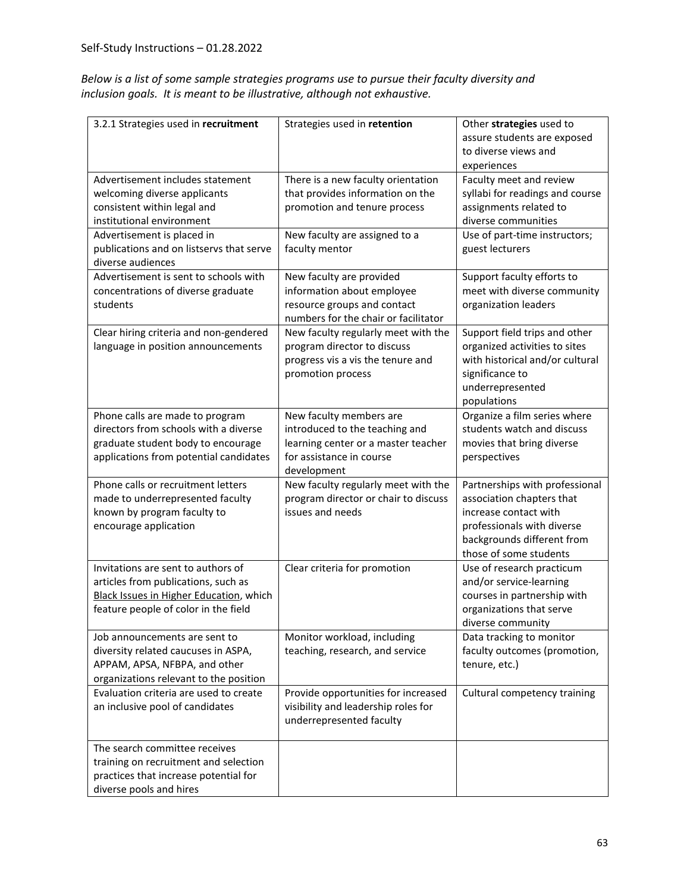*Below is a list of some sample strategies programs use to pursue their faculty diversity and inclusion goals. It is meant to be illustrative, although not exhaustive.*

| 3.2.1 Strategies used in **recruitment** | Strategies used in **retention** | Other **strategies** used to assure students are exposed to diverse views and experiences |
|---|---|---|
| Advertisement includes statement welcoming diverse applicants consistent within legal and institutional environment | There is a new faculty orientation that provides information on the promotion and tenure process | Faculty meet and review syllabi for readings and course assignments related to diverse communities |
| Advertisement is placed in publications and on listservs that serve diverse audiences | New faculty are assigned to a faculty mentor | Use of part-time instructors; guest lecturers |
| Advertisement is sent to schools with concentrations of diverse graduate students | New faculty are provided information about employee resource groups and contact numbers for the chair or facilitator | Support faculty efforts to meet with diverse community organization leaders |
| Clear hiring criteria and non-gendered language in position announcements | New faculty regularly meet with the program director to discuss progress vis a vis the tenure and promotion process | Support field trips and other organized activities to sites with historical and/or cultural significance to underrepresented populations |
| Phone calls are made to program directors from schools with a diverse graduate student body to encourage applications from potential candidates | New faculty members are introduced to the teaching and learning center or a master teacher for assistance in course development | Organize a film series where students watch and discuss movies that bring diverse perspectives |
| Phone calls or recruitment letters made to underrepresented faculty known by program faculty to encourage application | New faculty regularly meet with the program director or chair to discuss issues and needs | Partnerships with professional association chapters that increase contact with professionals with diverse backgrounds different from those of some students |
| Invitations are sent to authors of articles from publications, such as Black Issues in Higher Education, which feature people of color in the field | Clear criteria for promotion | Use of research practicum and/or service-learning courses in partnership with organizations that serve diverse community |
| Job announcements are sent to diversity related caucuses in ASPA, APPAM, APSA, NFBPA, and other organizations relevant to the position | Monitor workload, including teaching, research, and service | Data tracking to monitor faculty outcomes (promotion, tenure, etc.) |
| Evaluation criteria are used to create an inclusive pool of candidates | Provide opportunities for increased visibility and leadership roles for underrepresented faculty | Cultural competency training |
| The search committee receives training on recruitment and selection practices that increase potential for diverse pools and hires | | |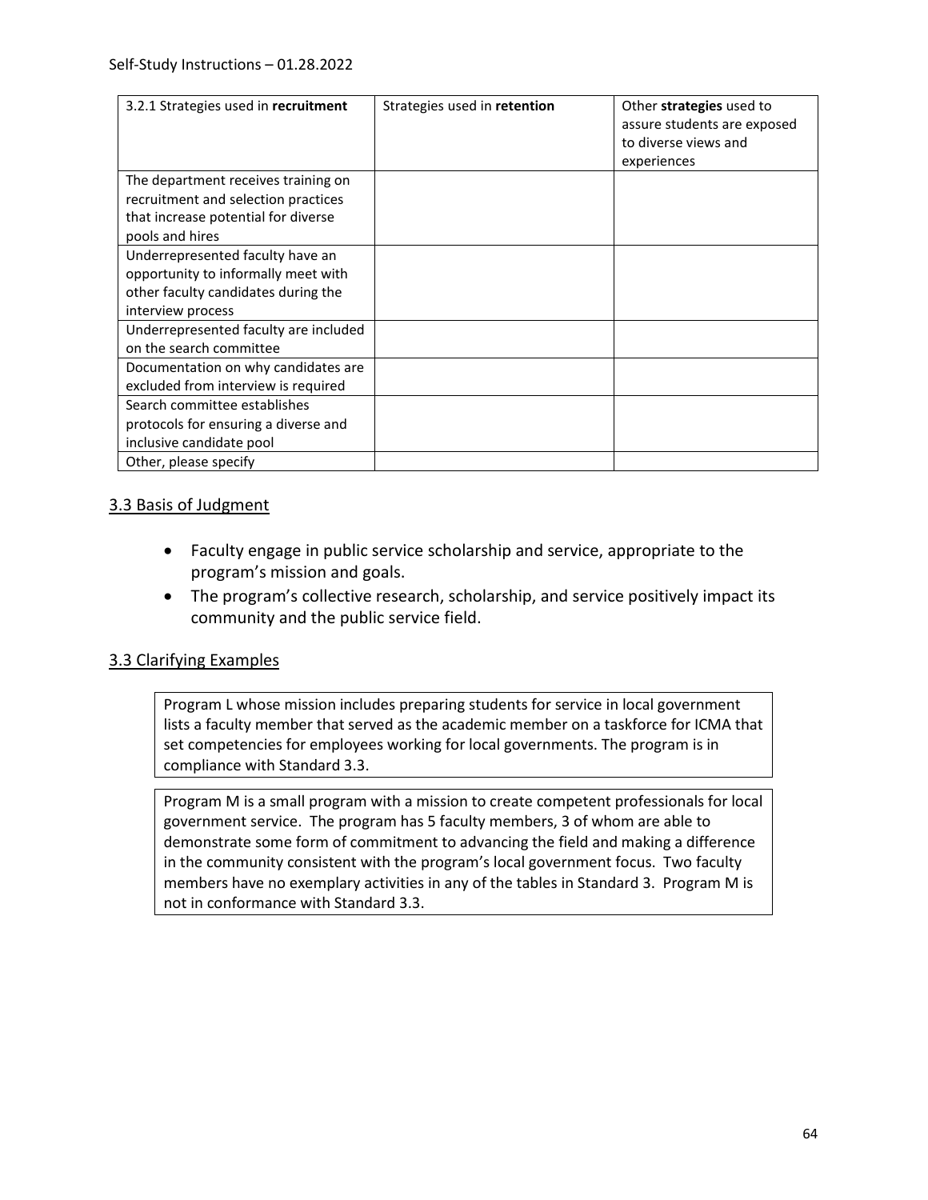| 3.2.1 Strategies used in **recruitment** | Strategies used in **retention** | Other **strategies** used to assure students are exposed to diverse views and experiences |
|---|---|---|
| The department receives training on recruitment and selection practices that increase potential for diverse pools and hires | | |
| Underrepresented faculty have an opportunity to informally meet with other faculty candidates during the interview process | | |
| Underrepresented faculty are included on the search committee | | |
| Documentation on why candidates are excluded from interview is required | | |
| Search committee establishes protocols for ensuring a diverse and inclusive candidate pool | | |
| Other, please specify | | |

## 3.3 Basis of Judgment

- Faculty engage in public service scholarship and service, appropriate to the program's mission and goals.
- The program's collective research, scholarship, and service positively impact its community and the public service field.

## 3.3 Clarifying Examples

Program L whose mission includes preparing students for service in local government lists a faculty member that served as the academic member on a taskforce for ICMA that set competencies for employees working for local governments. The program is in compliance with Standard 3.3.

Program M is a small program with a mission to create competent professionals for local government service. The program has 5 faculty members, 3 of whom are able to demonstrate some form of commitment to advancing the field and making a difference in the community consistent with the program's local government focus. Two faculty members have no exemplary activities in any of the tables in Standard 3. Program M is not in conformance with Standard 3.3.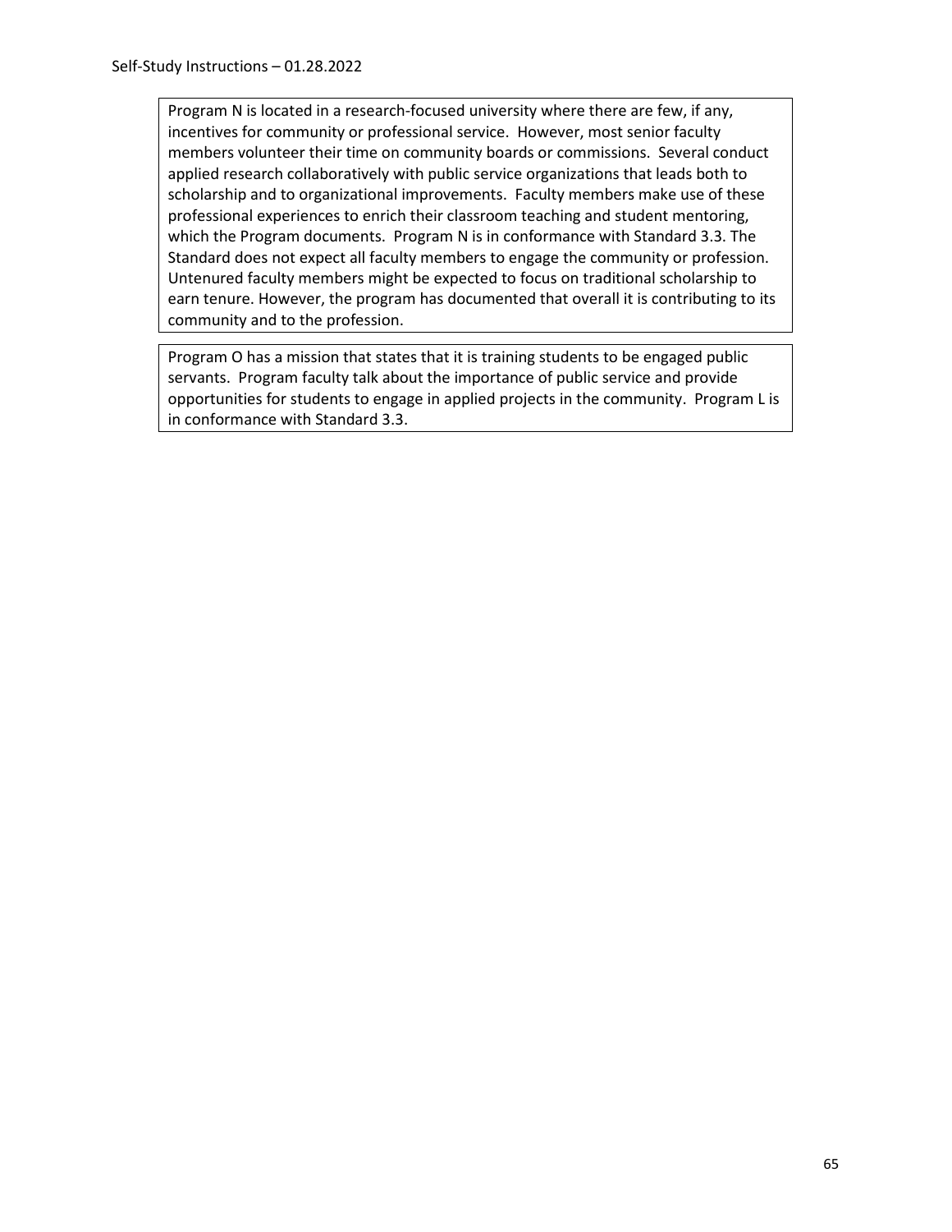Program N is located in a research-focused university where there are few, if any, incentives for community or professional service. However, most senior faculty members volunteer their time on community boards or commissions. Several conduct applied research collaboratively with public service organizations that leads both to scholarship and to organizational improvements. Faculty members make use of these professional experiences to enrich their classroom teaching and student mentoring, which the Program documents. Program N is in conformance with Standard 3.3. The Standard does not expect all faculty members to engage the community or profession. Untenured faculty members might be expected to focus on traditional scholarship to earn tenure. However, the program has documented that overall it is contributing to its community and to the profession.

Program O has a mission that states that it is training students to be engaged public servants. Program faculty talk about the importance of public service and provide opportunities for students to engage in applied projects in the community. Program L is in conformance with Standard 3.3.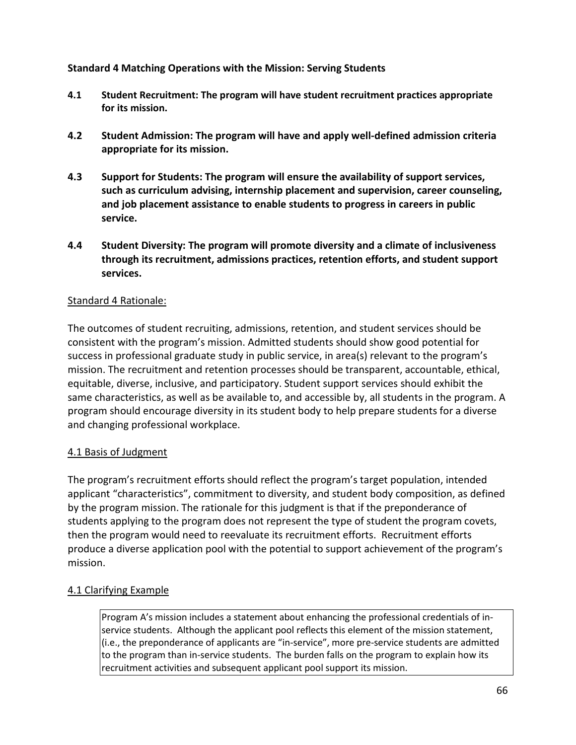**Standard 4 Matching Operations with the Mission: Serving Students**

**4.1 Student Recruitment: The program will have student recruitment practices appropriate for its mission.**

**4.2 Student Admission: The program will have and apply well-defined admission criteria appropriate for its mission.**

**4.3 Support for Students: The program will ensure the availability of support services, such as curriculum advising, internship placement and supervision, career counseling, and job placement assistance to enable students to progress in careers in public service.**

**4.4 Student Diversity: The program will promote diversity and a climate of inclusiveness through its recruitment, admissions practices, retention efforts, and student support services.**

<u>Standard 4 Rationale:</u>

The outcomes of student recruiting, admissions, retention, and student services should be consistent with the program's mission. Admitted students should show good potential for success in professional graduate study in public service, in area(s) relevant to the program's mission. The recruitment and retention processes should be transparent, accountable, ethical, equitable, diverse, inclusive, and participatory. Student support services should exhibit the same characteristics, as well as be available to, and accessible by, all students in the program. A program should encourage diversity in its student body to help prepare students for a diverse and changing professional workplace.

<u>4.1 Basis of Judgment</u>

The program's recruitment efforts should reflect the program's target population, intended applicant "characteristics", commitment to diversity, and student body composition, as defined by the program mission. The rationale for this judgment is that if the preponderance of students applying to the program does not represent the type of student the program covets, then the program would need to reevaluate its recruitment efforts. Recruitment efforts produce a diverse application pool with the potential to support achievement of the program's mission.

<u>4.1 Clarifying Example</u>

> Program A's mission includes a statement about enhancing the professional credentials of in-service students. Although the applicant pool reflects this element of the mission statement, (i.e., the preponderance of applicants are "in-service", more pre-service students are admitted to the program than in-service students. The burden falls on the program to explain how its recruitment activities and subsequent applicant pool support its mission.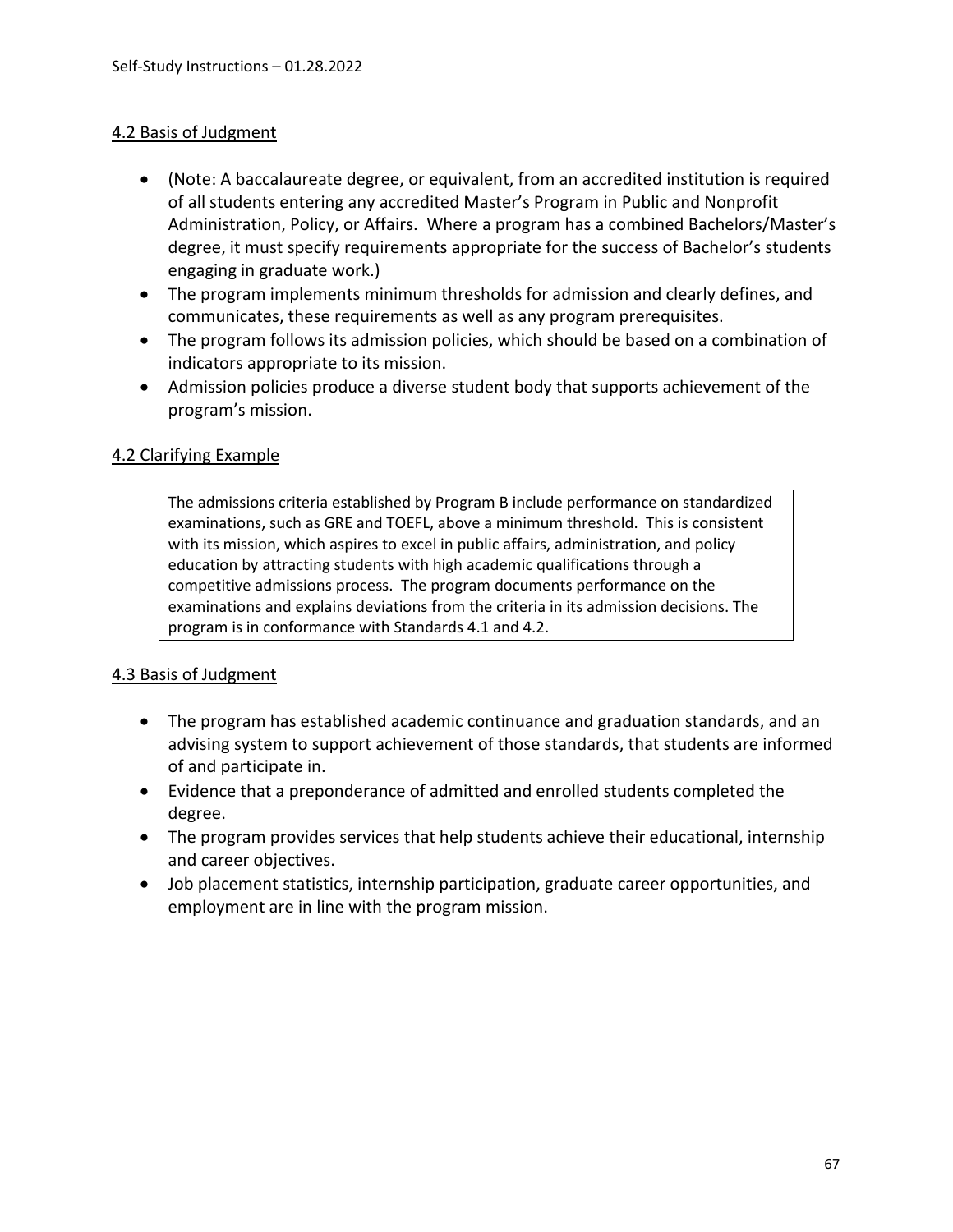### 4.2 Basis of Judgment

- (Note: A baccalaureate degree, or equivalent, from an accredited institution is required of all students entering any accredited Master's Program in Public and Nonprofit Administration, Policy, or Affairs. Where a program has a combined Bachelors/Master's degree, it must specify requirements appropriate for the success of Bachelor's students engaging in graduate work.)
- The program implements minimum thresholds for admission and clearly defines, and communicates, these requirements as well as any program prerequisites.
- The program follows its admission policies, which should be based on a combination of indicators appropriate to its mission.
- Admission policies produce a diverse student body that supports achievement of the program's mission.

### 4.2 Clarifying Example

> The admissions criteria established by Program B include performance on standardized examinations, such as GRE and TOEFL, above a minimum threshold. This is consistent with its mission, which aspires to excel in public affairs, administration, and policy education by attracting students with high academic qualifications through a competitive admissions process. The program documents performance on the examinations and explains deviations from the criteria in its admission decisions. The program is in conformance with Standards 4.1 and 4.2.

### 4.3 Basis of Judgment

- The program has established academic continuance and graduation standards, and an advising system to support achievement of those standards, that students are informed of and participate in.
- Evidence that a preponderance of admitted and enrolled students completed the degree.
- The program provides services that help students achieve their educational, internship and career objectives.
- Job placement statistics, internship participation, graduate career opportunities, and employment are in line with the program mission.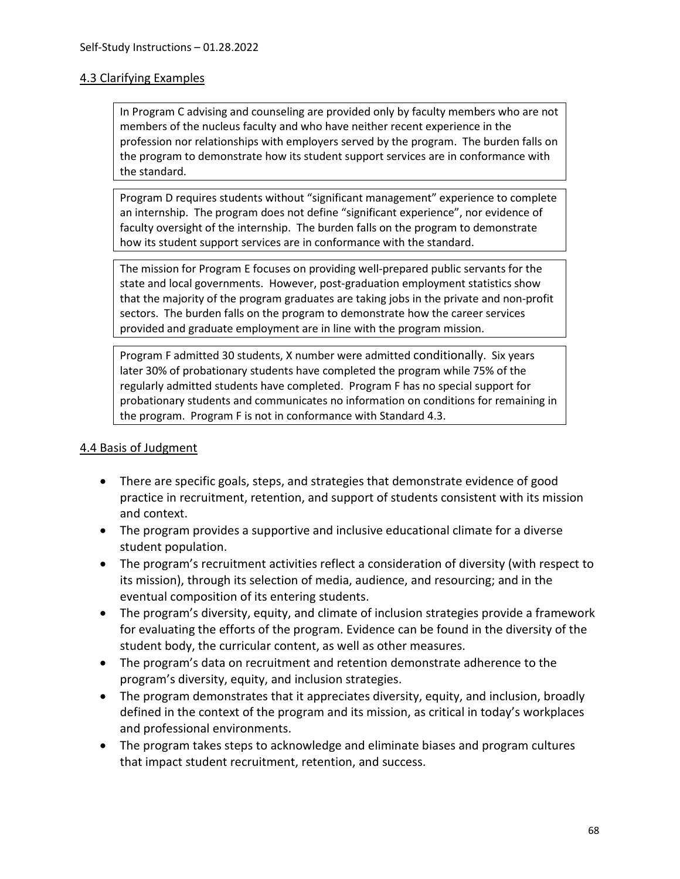## 4.3 Clarifying Examples

> In Program C advising and counseling are provided only by faculty members who are not members of the nucleus faculty and who have neither recent experience in the profession nor relationships with employers served by the program. The burden falls on the program to demonstrate how its student support services are in conformance with the standard.

> Program D requires students without "significant management" experience to complete an internship. The program does not define "significant experience", nor evidence of faculty oversight of the internship. The burden falls on the program to demonstrate how its student support services are in conformance with the standard.

> The mission for Program E focuses on providing well-prepared public servants for the state and local governments. However, post-graduation employment statistics show that the majority of the program graduates are taking jobs in the private and non-profit sectors. The burden falls on the program to demonstrate how the career services provided and graduate employment are in line with the program mission.

> Program F admitted 30 students, X number were admitted conditionally. Six years later 30% of probationary students have completed the program while 75% of the regularly admitted students have completed. Program F has no special support for probationary students and communicates no information on conditions for remaining in the program. Program F is not in conformance with Standard 4.3.

## 4.4 Basis of Judgment

- There are specific goals, steps, and strategies that demonstrate evidence of good practice in recruitment, retention, and support of students consistent with its mission and context.
- The program provides a supportive and inclusive educational climate for a diverse student population.
- The program's recruitment activities reflect a consideration of diversity (with respect to its mission), through its selection of media, audience, and resourcing; and in the eventual composition of its entering students.
- The program's diversity, equity, and climate of inclusion strategies provide a framework for evaluating the efforts of the program. Evidence can be found in the diversity of the student body, the curricular content, as well as other measures.
- The program's data on recruitment and retention demonstrate adherence to the program's diversity, equity, and inclusion strategies.
- The program demonstrates that it appreciates diversity, equity, and inclusion, broadly defined in the context of the program and its mission, as critical in today's workplaces and professional environments.
- The program takes steps to acknowledge and eliminate biases and program cultures that impact student recruitment, retention, and success.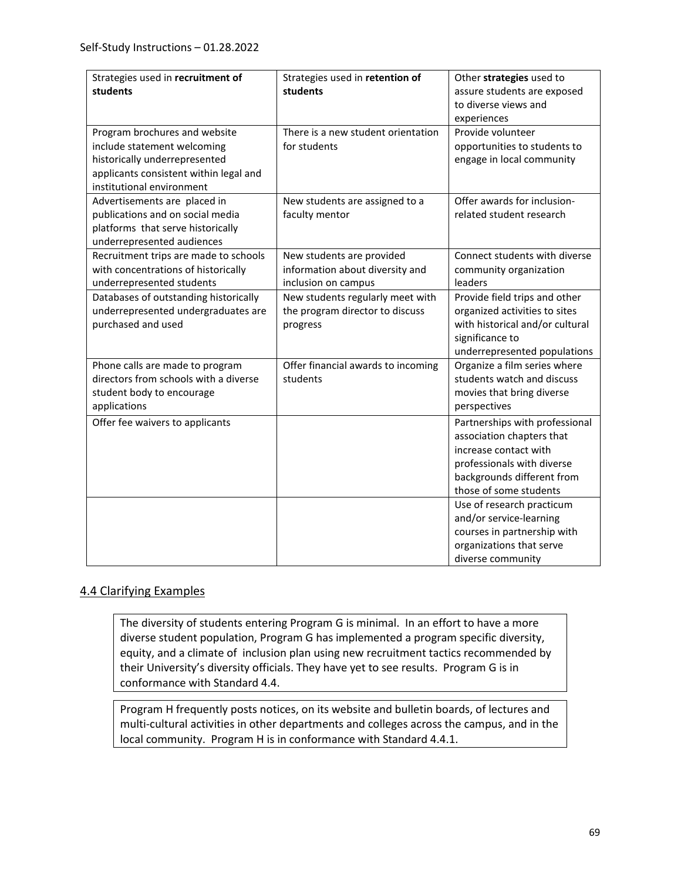| Strategies used in **recruitment of students** | Strategies used in **retention of students** | Other **strategies** used to assure students are exposed to diverse views and experiences |
|---|---|---|
| Program brochures and website include statement welcoming historically underrepresented applicants consistent within legal and institutional environment | There is a new student orientation for students | Provide volunteer opportunities to students to engage in local community |
| Advertisements are placed in publications and on social media platforms that serve historically underrepresented audiences | New students are assigned to a faculty mentor | Offer awards for inclusion-related student research |
| Recruitment trips are made to schools with concentrations of historically underrepresented students | New students are provided information about diversity and inclusion on campus | Connect students with diverse community organization leaders |
| Databases of outstanding historically underrepresented undergraduates are purchased and used | New students regularly meet with the program director to discuss progress | Provide field trips and other organized activities to sites with historical and/or cultural significance to underrepresented populations |
| Phone calls are made to program directors from schools with a diverse student body to encourage applications | Offer financial awards to incoming students | Organize a film series where students watch and discuss movies that bring diverse perspectives |
| Offer fee waivers to applicants | | Partnerships with professional association chapters that increase contact with professionals with diverse backgrounds different from those of some students |
| | | Use of research practicum and/or service-learning courses in partnership with organizations that serve diverse community |

## 4.4 Clarifying Examples

The diversity of students entering Program G is minimal. In an effort to have a more diverse student population, Program G has implemented a program specific diversity, equity, and a climate of inclusion plan using new recruitment tactics recommended by their University's diversity officials. They have yet to see results. Program G is in conformance with Standard 4.4.

Program H frequently posts notices, on its website and bulletin boards, of lectures and multi-cultural activities in other departments and colleges across the campus, and in the local community. Program H is in conformance with Standard 4.4.1.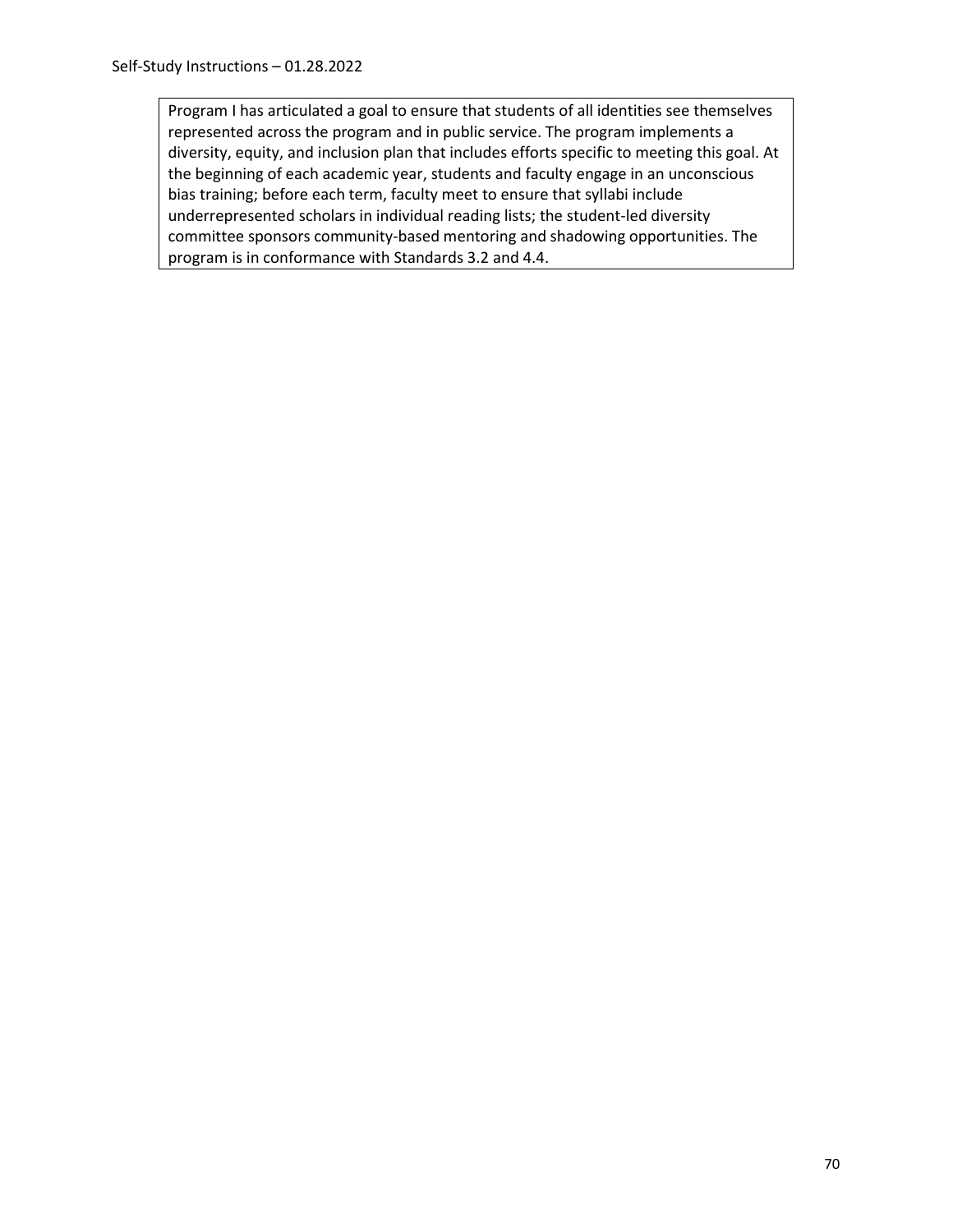Program I has articulated a goal to ensure that students of all identities see themselves represented across the program and in public service. The program implements a diversity, equity, and inclusion plan that includes efforts specific to meeting this goal. At the beginning of each academic year, students and faculty engage in an unconscious bias training; before each term, faculty meet to ensure that syllabi include underrepresented scholars in individual reading lists; the student-led diversity committee sponsors community-based mentoring and shadowing opportunities. The program is in conformance with Standards 3.2 and 4.4.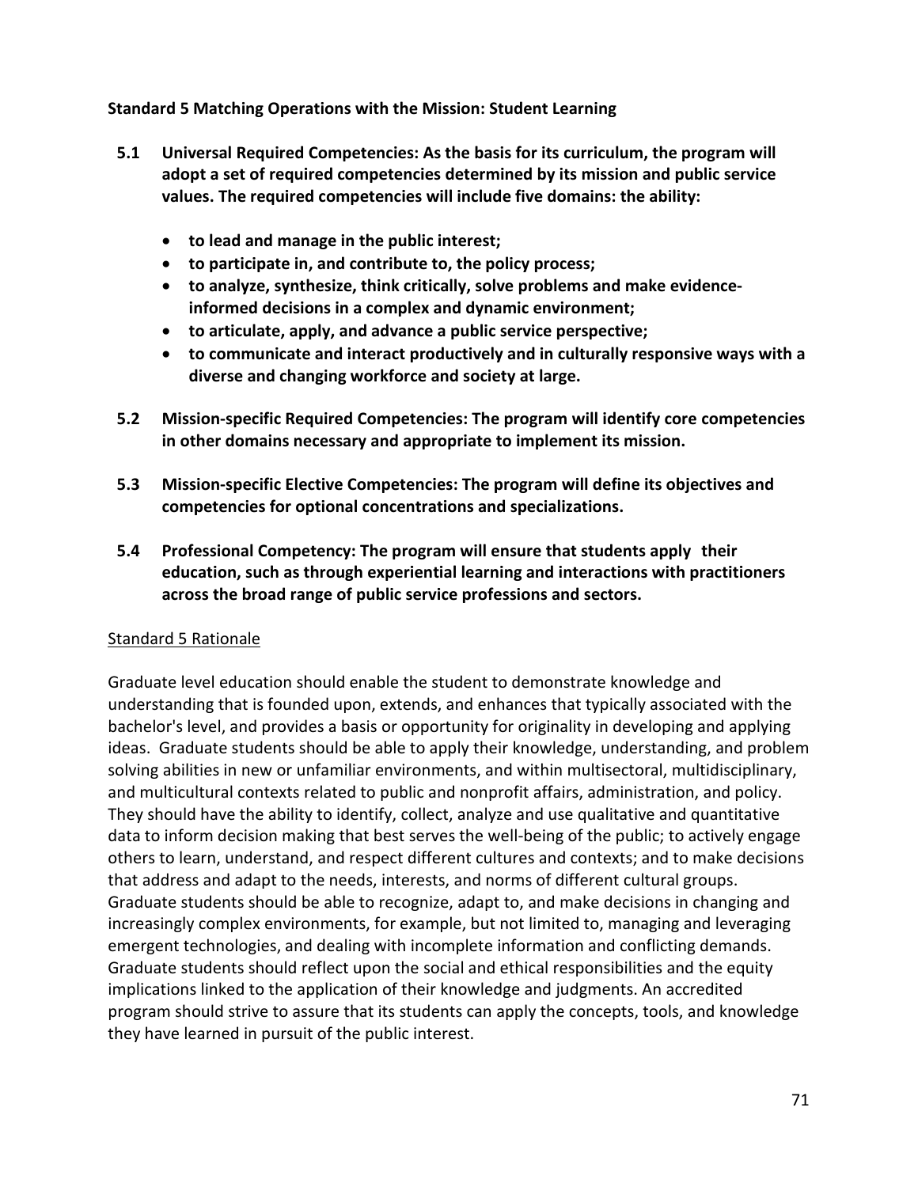**Standard 5 Matching Operations with the Mission: Student Learning**

**5.1 Universal Required Competencies: As the basis for its curriculum, the program will adopt a set of required competencies determined by its mission and public service values. The required competencies will include five domains: the ability:**

- **to lead and manage in the public interest;**
- **to participate in, and contribute to, the policy process;**
- **to analyze, synthesize, think critically, solve problems and make evidence-informed decisions in a complex and dynamic environment;**
- **to articulate, apply, and advance a public service perspective;**
- **to communicate and interact productively and in culturally responsive ways with a diverse and changing workforce and society at large.**

**5.2 Mission-specific Required Competencies: The program will identify core competencies in other domains necessary and appropriate to implement its mission.**

**5.3 Mission-specific Elective Competencies: The program will define its objectives and competencies for optional concentrations and specializations.**

**5.4 Professional Competency: The program will ensure that students apply their education, such as through experiential learning and interactions with practitioners across the broad range of public service professions and sectors.**

<u>Standard 5 Rationale</u>

Graduate level education should enable the student to demonstrate knowledge and understanding that is founded upon, extends, and enhances that typically associated with the bachelor's level, and provides a basis or opportunity for originality in developing and applying ideas. Graduate students should be able to apply their knowledge, understanding, and problem solving abilities in new or unfamiliar environments, and within multisectoral, multidisciplinary, and multicultural contexts related to public and nonprofit affairs, administration, and policy. They should have the ability to identify, collect, analyze and use qualitative and quantitative data to inform decision making that best serves the well-being of the public; to actively engage others to learn, understand, and respect different cultures and contexts; and to make decisions that address and adapt to the needs, interests, and norms of different cultural groups. Graduate students should be able to recognize, adapt to, and make decisions in changing and increasingly complex environments, for example, but not limited to, managing and leveraging emergent technologies, and dealing with incomplete information and conflicting demands. Graduate students should reflect upon the social and ethical responsibilities and the equity implications linked to the application of their knowledge and judgments. An accredited program should strive to assure that its students can apply the concepts, tools, and knowledge they have learned in pursuit of the public interest.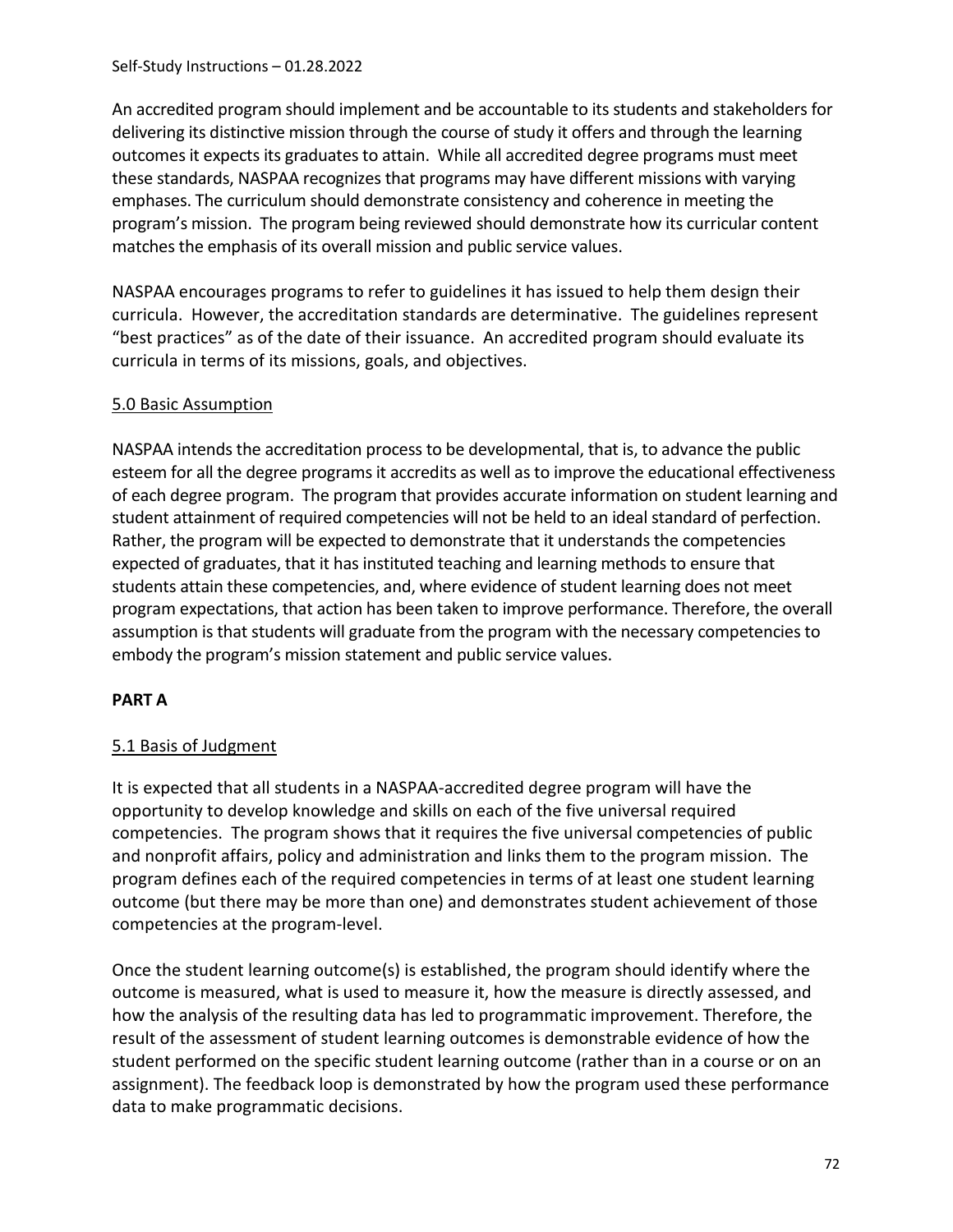An accredited program should implement and be accountable to its students and stakeholders for delivering its distinctive mission through the course of study it offers and through the learning outcomes it expects its graduates to attain. While all accredited degree programs must meet these standards, NASPAA recognizes that programs may have different missions with varying emphases. The curriculum should demonstrate consistency and coherence in meeting the program's mission. The program being reviewed should demonstrate how its curricular content matches the emphasis of its overall mission and public service values.

NASPAA encourages programs to refer to guidelines it has issued to help them design their curricula. However, the accreditation standards are determinative. The guidelines represent "best practices" as of the date of their issuance. An accredited program should evaluate its curricula in terms of its missions, goals, and objectives.

### 5.0 Basic Assumption

NASPAA intends the accreditation process to be developmental, that is, to advance the public esteem for all the degree programs it accredits as well as to improve the educational effectiveness of each degree program. The program that provides accurate information on student learning and student attainment of required competencies will not be held to an ideal standard of perfection. Rather, the program will be expected to demonstrate that it understands the competencies expected of graduates, that it has instituted teaching and learning methods to ensure that students attain these competencies, and, where evidence of student learning does not meet program expectations, that action has been taken to improve performance. Therefore, the overall assumption is that students will graduate from the program with the necessary competencies to embody the program's mission statement and public service values.

## PART A

### 5.1 Basis of Judgment

It is expected that all students in a NASPAA-accredited degree program will have the opportunity to develop knowledge and skills on each of the five universal required competencies. The program shows that it requires the five universal competencies of public and nonprofit affairs, policy and administration and links them to the program mission. The program defines each of the required competencies in terms of at least one student learning outcome (but there may be more than one) and demonstrates student achievement of those competencies at the program-level.

Once the student learning outcome(s) is established, the program should identify where the outcome is measured, what is used to measure it, how the measure is directly assessed, and how the analysis of the resulting data has led to programmatic improvement. Therefore, the result of the assessment of student learning outcomes is demonstrable evidence of how the student performed on the specific student learning outcome (rather than in a course or on an assignment). The feedback loop is demonstrated by how the program used these performance data to make programmatic decisions.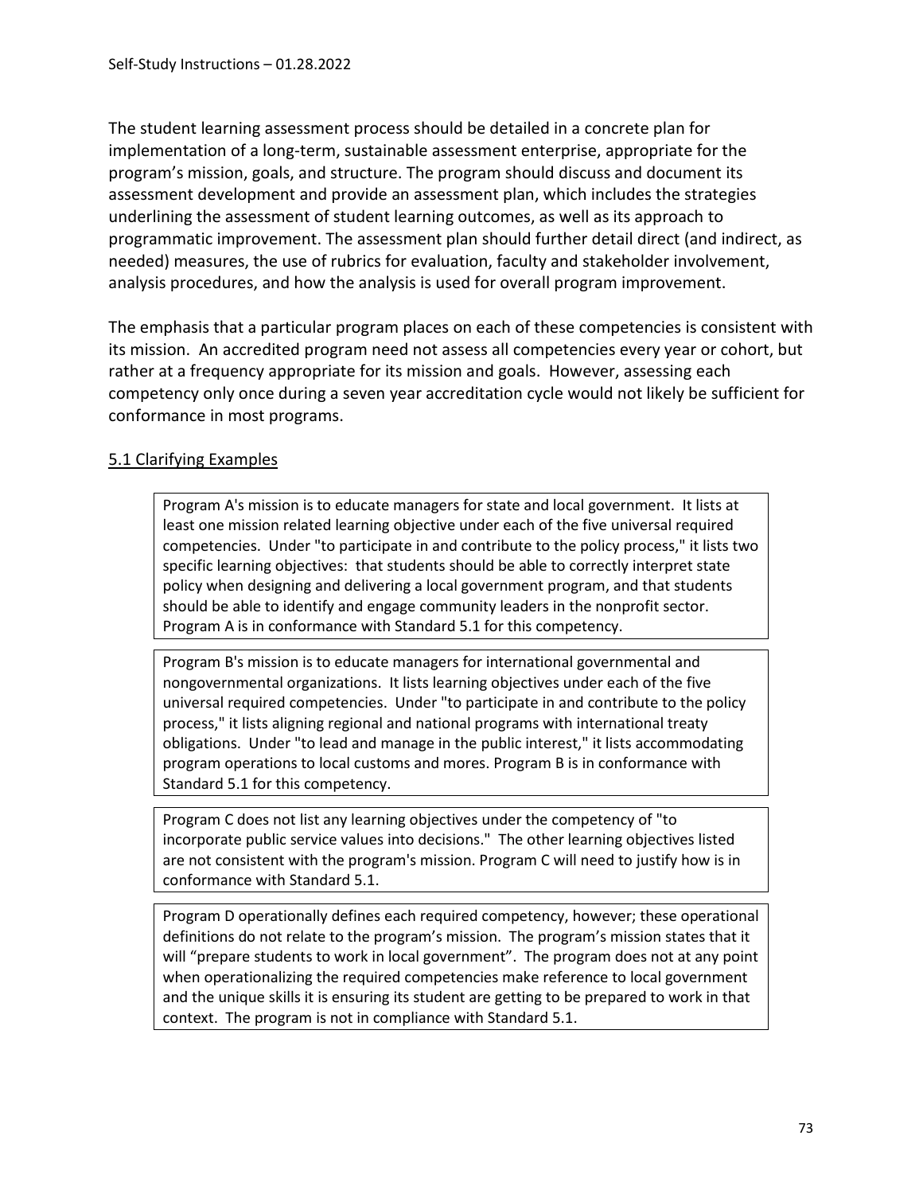The student learning assessment process should be detailed in a concrete plan for implementation of a long-term, sustainable assessment enterprise, appropriate for the program's mission, goals, and structure. The program should discuss and document its assessment development and provide an assessment plan, which includes the strategies underlining the assessment of student learning outcomes, as well as its approach to programmatic improvement. The assessment plan should further detail direct (and indirect, as needed) measures, the use of rubrics for evaluation, faculty and stakeholder involvement, analysis procedures, and how the analysis is used for overall program improvement.

The emphasis that a particular program places on each of these competencies is consistent with its mission. An accredited program need not assess all competencies every year or cohort, but rather at a frequency appropriate for its mission and goals. However, assessing each competency only once during a seven year accreditation cycle would not likely be sufficient for conformance in most programs.

## 5.1 Clarifying Examples

> Program A's mission is to educate managers for state and local government. It lists at least one mission related learning objective under each of the five universal required competencies. Under "to participate in and contribute to the policy process," it lists two specific learning objectives: that students should be able to correctly interpret state policy when designing and delivering a local government program, and that students should be able to identify and engage community leaders in the nonprofit sector. Program A is in conformance with Standard 5.1 for this competency.

> Program B's mission is to educate managers for international governmental and nongovernmental organizations. It lists learning objectives under each of the five universal required competencies. Under "to participate in and contribute to the policy process," it lists aligning regional and national programs with international treaty obligations. Under "to lead and manage in the public interest," it lists accommodating program operations to local customs and mores. Program B is in conformance with Standard 5.1 for this competency.

> Program C does not list any learning objectives under the competency of "to incorporate public service values into decisions." The other learning objectives listed are not consistent with the program's mission. Program C will need to justify how is in conformance with Standard 5.1.

> Program D operationally defines each required competency, however; these operational definitions do not relate to the program's mission. The program's mission states that it will "prepare students to work in local government". The program does not at any point when operationalizing the required competencies make reference to local government and the unique skills it is ensuring its student are getting to be prepared to work in that context. The program is not in compliance with Standard 5.1.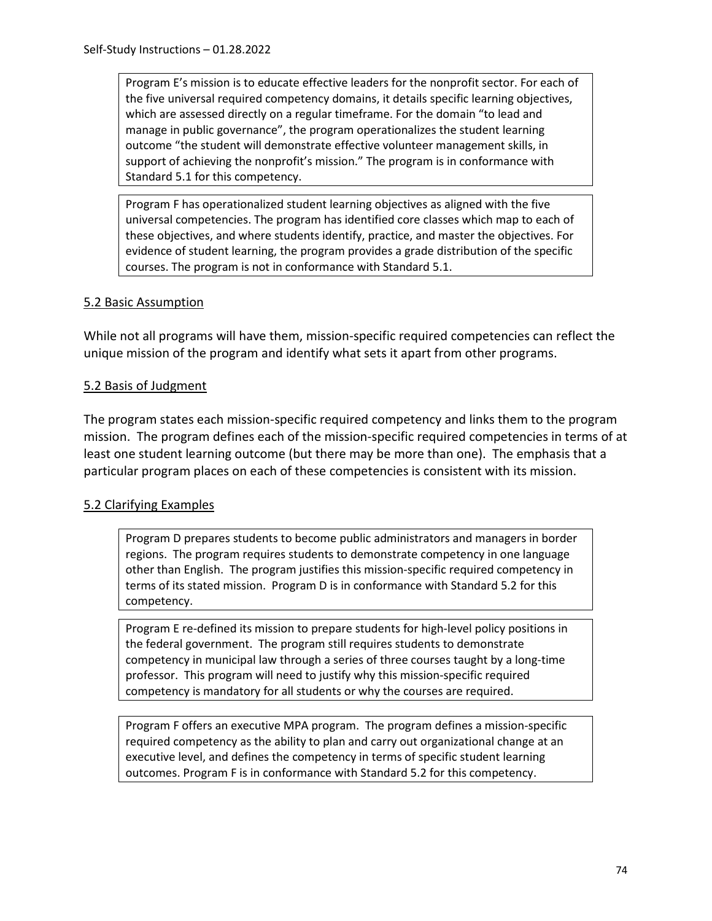> Program E's mission is to educate effective leaders for the nonprofit sector. For each of the five universal required competency domains, it details specific learning objectives, which are assessed directly on a regular timeframe. For the domain "to lead and manage in public governance", the program operationalizes the student learning outcome "the student will demonstrate effective volunteer management skills, in support of achieving the nonprofit's mission." The program is in conformance with Standard 5.1 for this competency.

> Program F has operationalized student learning objectives as aligned with the five universal competencies. The program has identified core classes which map to each of these objectives, and where students identify, practice, and master the objectives. For evidence of student learning, the program provides a grade distribution of the specific courses. The program is not in conformance with Standard 5.1.

## 5.2 Basic Assumption

While not all programs will have them, mission-specific required competencies can reflect the unique mission of the program and identify what sets it apart from other programs.

## 5.2 Basis of Judgment

The program states each mission-specific required competency and links them to the program mission. The program defines each of the mission-specific required competencies in terms of at least one student learning outcome (but there may be more than one). The emphasis that a particular program places on each of these competencies is consistent with its mission.

## 5.2 Clarifying Examples

> Program D prepares students to become public administrators and managers in border regions. The program requires students to demonstrate competency in one language other than English. The program justifies this mission-specific required competency in terms of its stated mission. Program D is in conformance with Standard 5.2 for this competency.

> Program E re-defined its mission to prepare students for high-level policy positions in the federal government. The program still requires students to demonstrate competency in municipal law through a series of three courses taught by a long-time professor. This program will need to justify why this mission-specific required competency is mandatory for all students or why the courses are required.

> Program F offers an executive MPA program. The program defines a mission-specific required competency as the ability to plan and carry out organizational change at an executive level, and defines the competency in terms of specific student learning outcomes. Program F is in conformance with Standard 5.2 for this competency.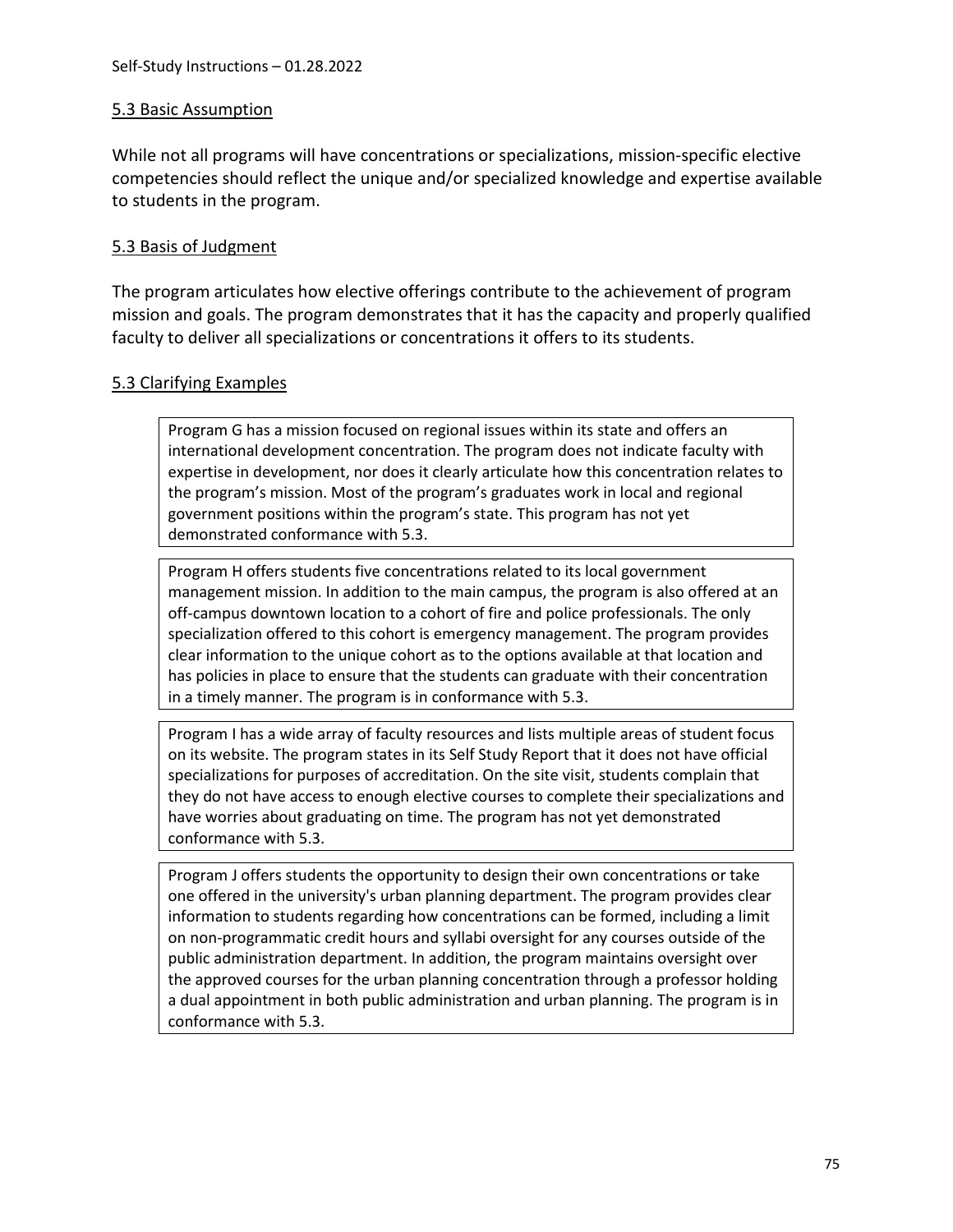### 5.3 Basic Assumption

While not all programs will have concentrations or specializations, mission-specific elective competencies should reflect the unique and/or specialized knowledge and expertise available to students in the program.

### 5.3 Basis of Judgment

The program articulates how elective offerings contribute to the achievement of program mission and goals. The program demonstrates that it has the capacity and properly qualified faculty to deliver all specializations or concentrations it offers to its students.

### 5.3 Clarifying Examples

> Program G has a mission focused on regional issues within its state and offers an international development concentration. The program does not indicate faculty with expertise in development, nor does it clearly articulate how this concentration relates to the program's mission. Most of the program's graduates work in local and regional government positions within the program's state. This program has not yet demonstrated conformance with 5.3.

> Program H offers students five concentrations related to its local government management mission. In addition to the main campus, the program is also offered at an off-campus downtown location to a cohort of fire and police professionals. The only specialization offered to this cohort is emergency management. The program provides clear information to the unique cohort as to the options available at that location and has policies in place to ensure that the students can graduate with their concentration in a timely manner. The program is in conformance with 5.3.

> Program I has a wide array of faculty resources and lists multiple areas of student focus on its website. The program states in its Self Study Report that it does not have official specializations for purposes of accreditation. On the site visit, students complain that they do not have access to enough elective courses to complete their specializations and have worries about graduating on time. The program has not yet demonstrated conformance with 5.3.

> Program J offers students the opportunity to design their own concentrations or take one offered in the university's urban planning department. The program provides clear information to students regarding how concentrations can be formed, including a limit on non-programmatic credit hours and syllabi oversight for any courses outside of the public administration department. In addition, the program maintains oversight over the approved courses for the urban planning concentration through a professor holding a dual appointment in both public administration and urban planning. The program is in conformance with 5.3.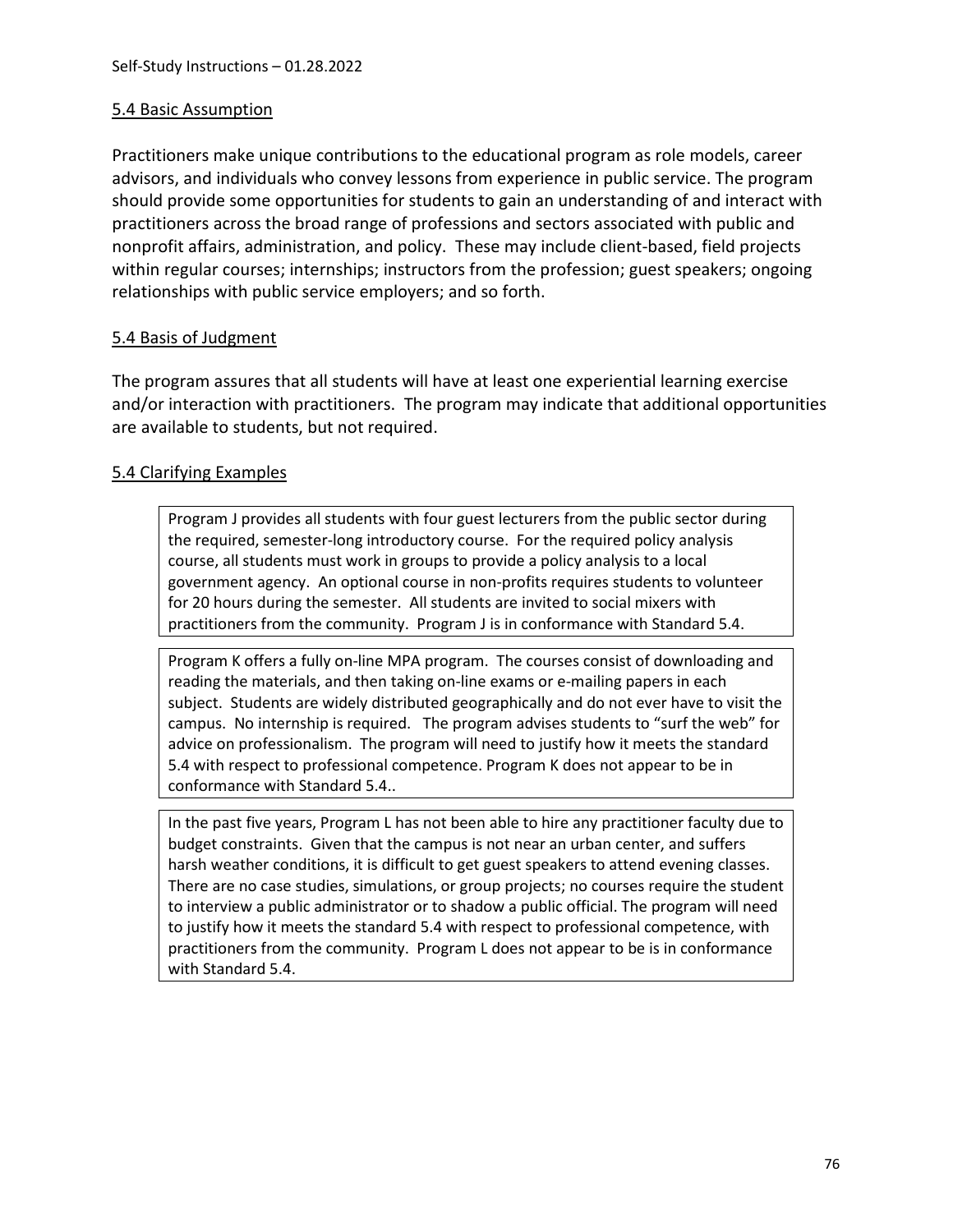## 5.4 Basic Assumption

Practitioners make unique contributions to the educational program as role models, career advisors, and individuals who convey lessons from experience in public service. The program should provide some opportunities for students to gain an understanding of and interact with practitioners across the broad range of professions and sectors associated with public and nonprofit affairs, administration, and policy. These may include client-based, field projects within regular courses; internships; instructors from the profession; guest speakers; ongoing relationships with public service employers; and so forth.

## 5.4 Basis of Judgment

The program assures that all students will have at least one experiential learning exercise and/or interaction with practitioners. The program may indicate that additional opportunities are available to students, but not required.

## 5.4 Clarifying Examples

Program J provides all students with four guest lecturers from the public sector during the required, semester-long introductory course. For the required policy analysis course, all students must work in groups to provide a policy analysis to a local government agency. An optional course in non-profits requires students to volunteer for 20 hours during the semester. All students are invited to social mixers with practitioners from the community. Program J is in conformance with Standard 5.4.

Program K offers a fully on-line MPA program. The courses consist of downloading and reading the materials, and then taking on-line exams or e-mailing papers in each subject. Students are widely distributed geographically and do not ever have to visit the campus. No internship is required. The program advises students to "surf the web" for advice on professionalism. The program will need to justify how it meets the standard 5.4 with respect to professional competence. Program K does not appear to be in conformance with Standard 5.4..

In the past five years, Program L has not been able to hire any practitioner faculty due to budget constraints. Given that the campus is not near an urban center, and suffers harsh weather conditions, it is difficult to get guest speakers to attend evening classes. There are no case studies, simulations, or group projects; no courses require the student to interview a public administrator or to shadow a public official. The program will need to justify how it meets the standard 5.4 with respect to professional competence, with practitioners from the community. Program L does not appear to be is in conformance with Standard 5.4.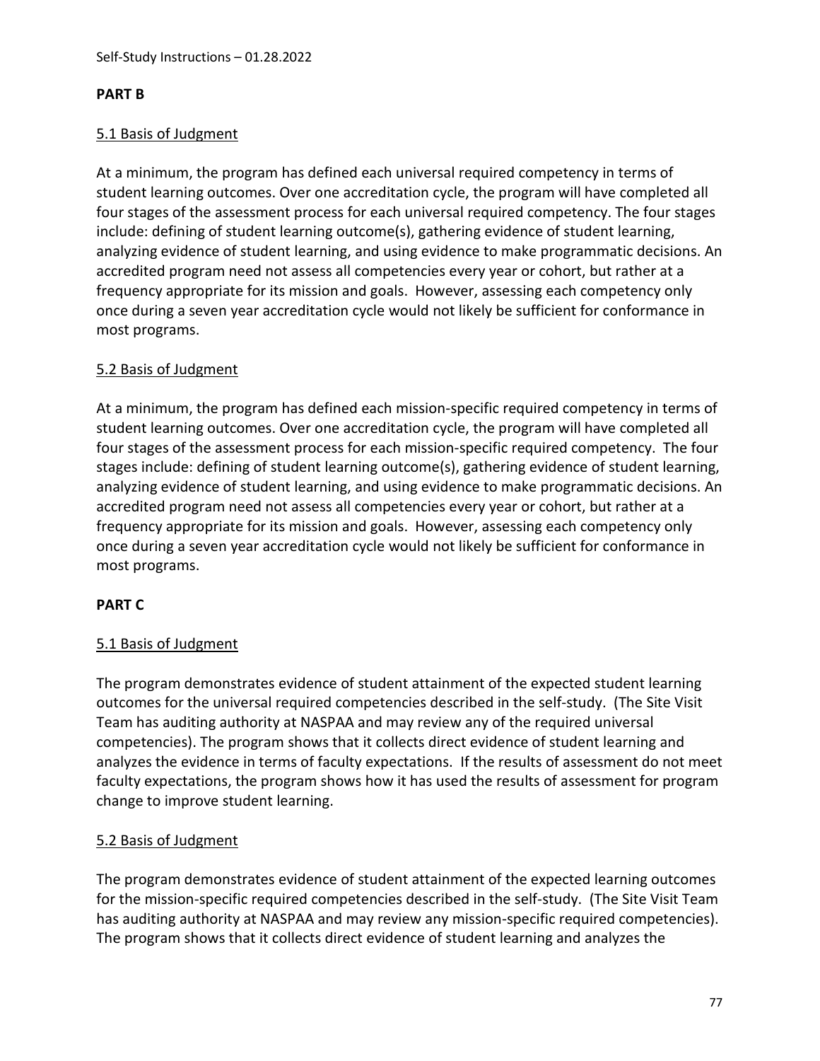**PART B**

5.1 Basis of Judgment

At a minimum, the program has defined each universal required competency in terms of student learning outcomes. Over one accreditation cycle, the program will have completed all four stages of the assessment process for each universal required competency. The four stages include: defining of student learning outcome(s), gathering evidence of student learning, analyzing evidence of student learning, and using evidence to make programmatic decisions. An accredited program need not assess all competencies every year or cohort, but rather at a frequency appropriate for its mission and goals. However, assessing each competency only once during a seven year accreditation cycle would not likely be sufficient for conformance in most programs.

5.2 Basis of Judgment

At a minimum, the program has defined each mission-specific required competency in terms of student learning outcomes. Over one accreditation cycle, the program will have completed all four stages of the assessment process for each mission-specific required competency. The four stages include: defining of student learning outcome(s), gathering evidence of student learning, analyzing evidence of student learning, and using evidence to make programmatic decisions. An accredited program need not assess all competencies every year or cohort, but rather at a frequency appropriate for its mission and goals. However, assessing each competency only once during a seven year accreditation cycle would not likely be sufficient for conformance in most programs.

**PART C**

5.1 Basis of Judgment

The program demonstrates evidence of student attainment of the expected student learning outcomes for the universal required competencies described in the self-study. (The Site Visit Team has auditing authority at NASPAA and may review any of the required universal competencies). The program shows that it collects direct evidence of student learning and analyzes the evidence in terms of faculty expectations. If the results of assessment do not meet faculty expectations, the program shows how it has used the results of assessment for program change to improve student learning.

5.2 Basis of Judgment

The program demonstrates evidence of student attainment of the expected learning outcomes for the mission-specific required competencies described in the self-study. (The Site Visit Team has auditing authority at NASPAA and may review any mission-specific required competencies). The program shows that it collects direct evidence of student learning and analyzes the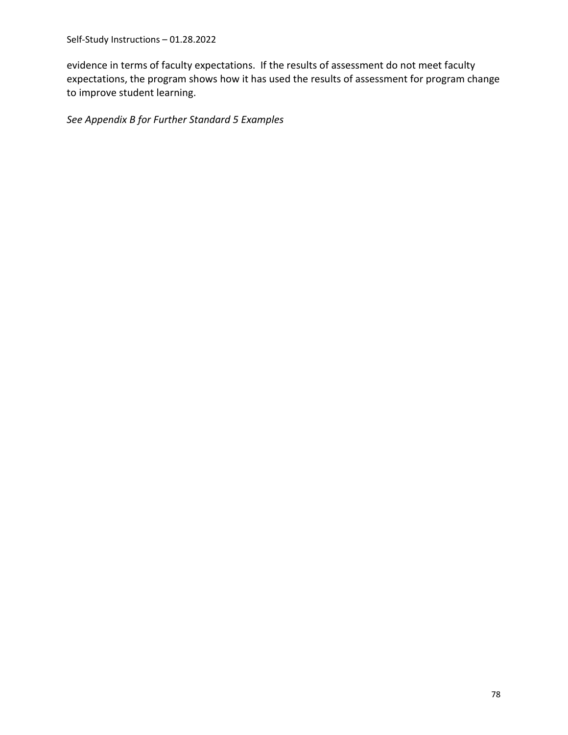evidence in terms of faculty expectations. If the results of assessment do not meet faculty expectations, the program shows how it has used the results of assessment for program change to improve student learning.

*See Appendix B for Further Standard 5 Examples*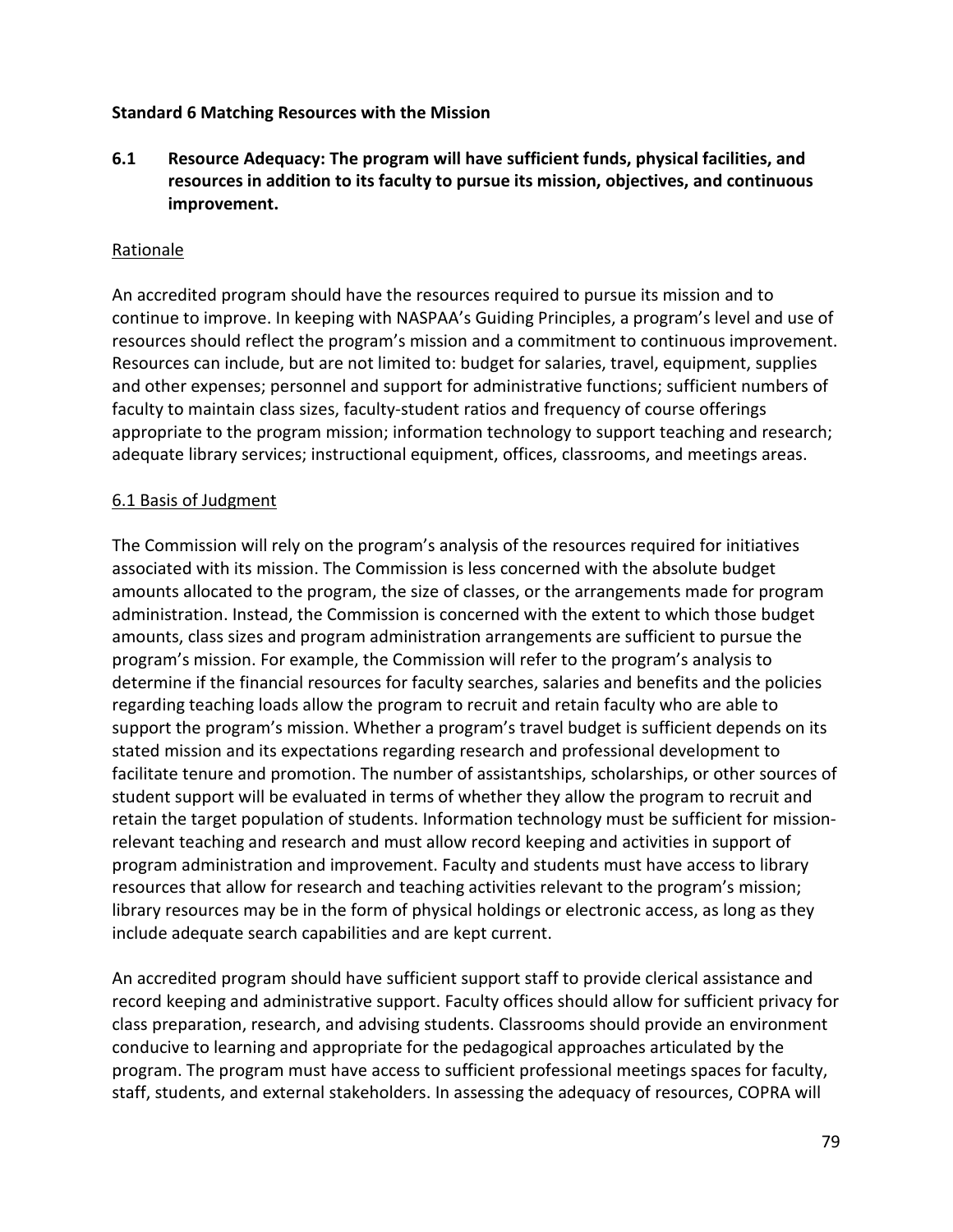**Standard 6 Matching Resources with the Mission**

**6.1 Resource Adequacy: The program will have sufficient funds, physical facilities, and resources in addition to its faculty to pursue its mission, objectives, and continuous improvement.**

Rationale

An accredited program should have the resources required to pursue its mission and to continue to improve. In keeping with NASPAA's Guiding Principles, a program's level and use of resources should reflect the program's mission and a commitment to continuous improvement. Resources can include, but are not limited to: budget for salaries, travel, equipment, supplies and other expenses; personnel and support for administrative functions; sufficient numbers of faculty to maintain class sizes, faculty-student ratios and frequency of course offerings appropriate to the program mission; information technology to support teaching and research; adequate library services; instructional equipment, offices, classrooms, and meetings areas.

6.1 Basis of Judgment

The Commission will rely on the program's analysis of the resources required for initiatives associated with its mission. The Commission is less concerned with the absolute budget amounts allocated to the program, the size of classes, or the arrangements made for program administration. Instead, the Commission is concerned with the extent to which those budget amounts, class sizes and program administration arrangements are sufficient to pursue the program's mission. For example, the Commission will refer to the program's analysis to determine if the financial resources for faculty searches, salaries and benefits and the policies regarding teaching loads allow the program to recruit and retain faculty who are able to support the program's mission. Whether a program's travel budget is sufficient depends on its stated mission and its expectations regarding research and professional development to facilitate tenure and promotion. The number of assistantships, scholarships, or other sources of student support will be evaluated in terms of whether they allow the program to recruit and retain the target population of students. Information technology must be sufficient for mission-relevant teaching and research and must allow record keeping and activities in support of program administration and improvement. Faculty and students must have access to library resources that allow for research and teaching activities relevant to the program's mission; library resources may be in the form of physical holdings or electronic access, as long as they include adequate search capabilities and are kept current.

An accredited program should have sufficient support staff to provide clerical assistance and record keeping and administrative support. Faculty offices should allow for sufficient privacy for class preparation, research, and advising students. Classrooms should provide an environment conducive to learning and appropriate for the pedagogical approaches articulated by the program. The program must have access to sufficient professional meetings spaces for faculty, staff, students, and external stakeholders. In assessing the adequacy of resources, COPRA will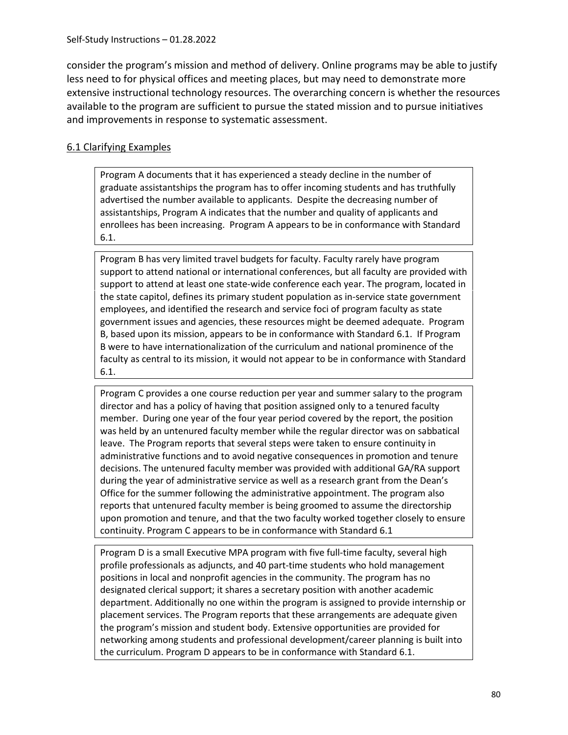consider the program's mission and method of delivery. Online programs may be able to justify less need to for physical offices and meeting places, but may need to demonstrate more extensive instructional technology resources. The overarching concern is whether the resources available to the program are sufficient to pursue the stated mission and to pursue initiatives and improvements in response to systematic assessment.

## 6.1 Clarifying Examples

> Program A documents that it has experienced a steady decline in the number of graduate assistantships the program has to offer incoming students and has truthfully advertised the number available to applicants. Despite the decreasing number of assistantships, Program A indicates that the number and quality of applicants and enrollees has been increasing. Program A appears to be in conformance with Standard 6.1.

> Program B has very limited travel budgets for faculty. Faculty rarely have program support to attend national or international conferences, but all faculty are provided with support to attend at least one state-wide conference each year. The program, located in the state capitol, defines its primary student population as in-service state government employees, and identified the research and service foci of program faculty as state government issues and agencies, these resources might be deemed adequate. Program B, based upon its mission, appears to be in conformance with Standard 6.1. If Program B were to have internationalization of the curriculum and national prominence of the faculty as central to its mission, it would not appear to be in conformance with Standard 6.1.

> Program C provides a one course reduction per year and summer salary to the program director and has a policy of having that position assigned only to a tenured faculty member. During one year of the four year period covered by the report, the position was held by an untenured faculty member while the regular director was on sabbatical leave. The Program reports that several steps were taken to ensure continuity in administrative functions and to avoid negative consequences in promotion and tenure decisions. The untenured faculty member was provided with additional GA/RA support during the year of administrative service as well as a research grant from the Dean's Office for the summer following the administrative appointment. The program also reports that untenured faculty member is being groomed to assume the directorship upon promotion and tenure, and that the two faculty worked together closely to ensure continuity. Program C appears to be in conformance with Standard 6.1

> Program D is a small Executive MPA program with five full-time faculty, several high profile professionals as adjuncts, and 40 part-time students who hold management positions in local and nonprofit agencies in the community. The program has no designated clerical support; it shares a secretary position with another academic department. Additionally no one within the program is assigned to provide internship or placement services. The Program reports that these arrangements are adequate given the program's mission and student body. Extensive opportunities are provided for networking among students and professional development/career planning is built into the curriculum. Program D appears to be in conformance with Standard 6.1.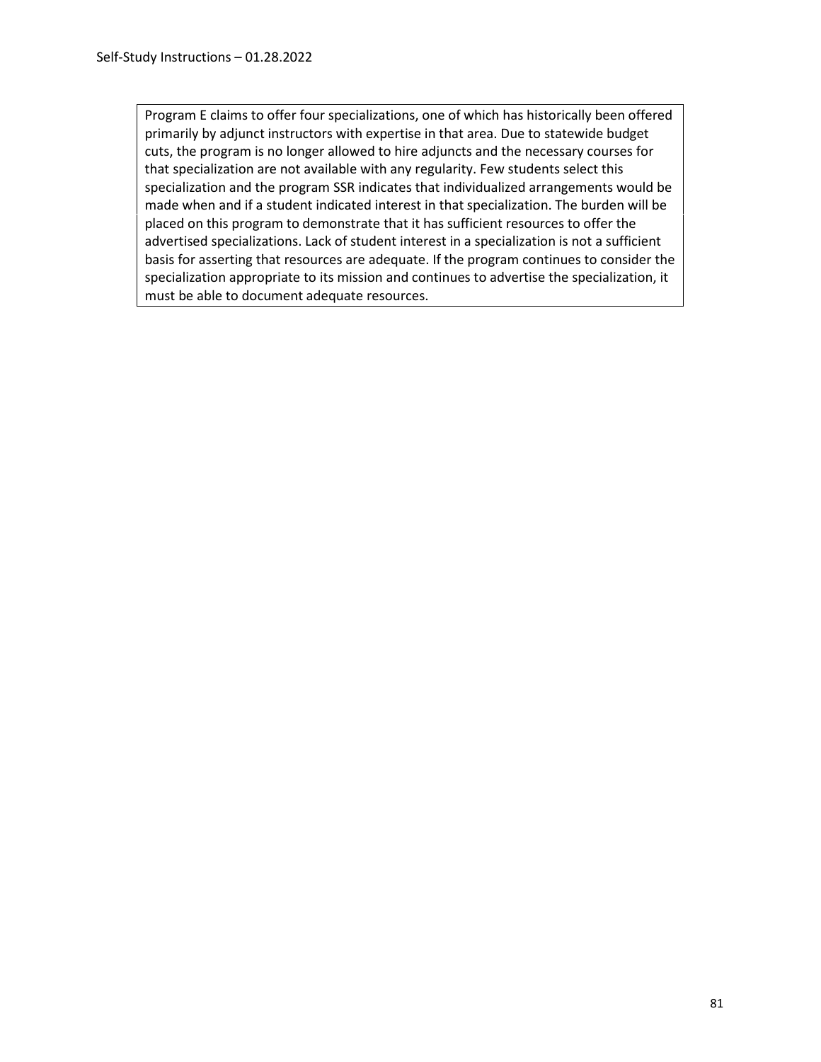Program E claims to offer four specializations, one of which has historically been offered primarily by adjunct instructors with expertise in that area. Due to statewide budget cuts, the program is no longer allowed to hire adjuncts and the necessary courses for that specialization are not available with any regularity. Few students select this specialization and the program SSR indicates that individualized arrangements would be made when and if a student indicated interest in that specialization. The burden will be placed on this program to demonstrate that it has sufficient resources to offer the advertised specializations. Lack of student interest in a specialization is not a sufficient basis for asserting that resources are adequate. If the program continues to consider the specialization appropriate to its mission and continues to advertise the specialization, it must be able to document adequate resources.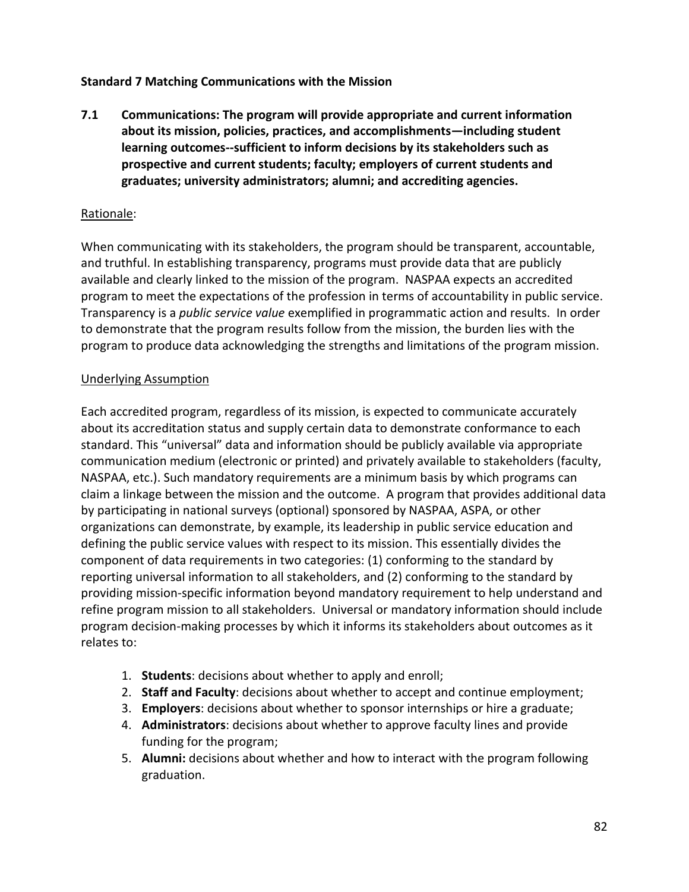**Standard 7 Matching Communications with the Mission**

**7.1 Communications: The program will provide appropriate and current information about its mission, policies, practices, and accomplishments—including student learning outcomes--sufficient to inform decisions by its stakeholders such as prospective and current students; faculty; employers of current students and graduates; university administrators; alumni; and accrediting agencies.**

Rationale:

When communicating with its stakeholders, the program should be transparent, accountable, and truthful. In establishing transparency, programs must provide data that are publicly available and clearly linked to the mission of the program. NASPAA expects an accredited program to meet the expectations of the profession in terms of accountability in public service. Transparency is a *public service value* exemplified in programmatic action and results. In order to demonstrate that the program results follow from the mission, the burden lies with the program to produce data acknowledging the strengths and limitations of the program mission.

Underlying Assumption

Each accredited program, regardless of its mission, is expected to communicate accurately about its accreditation status and supply certain data to demonstrate conformance to each standard. This "universal" data and information should be publicly available via appropriate communication medium (electronic or printed) and privately available to stakeholders (faculty, NASPAA, etc.). Such mandatory requirements are a minimum basis by which programs can claim a linkage between the mission and the outcome. A program that provides additional data by participating in national surveys (optional) sponsored by NASPAA, ASPA, or other organizations can demonstrate, by example, its leadership in public service education and defining the public service values with respect to its mission. This essentially divides the component of data requirements in two categories: (1) conforming to the standard by reporting universal information to all stakeholders, and (2) conforming to the standard by providing mission-specific information beyond mandatory requirement to help understand and refine program mission to all stakeholders. Universal or mandatory information should include program decision-making processes by which it informs its stakeholders about outcomes as it relates to:

1. **Students**: decisions about whether to apply and enroll;
2. **Staff and Faculty**: decisions about whether to accept and continue employment;
3. **Employers**: decisions about whether to sponsor internships or hire a graduate;
4. **Administrators**: decisions about whether to approve faculty lines and provide funding for the program;
5. **Alumni:** decisions about whether and how to interact with the program following graduation.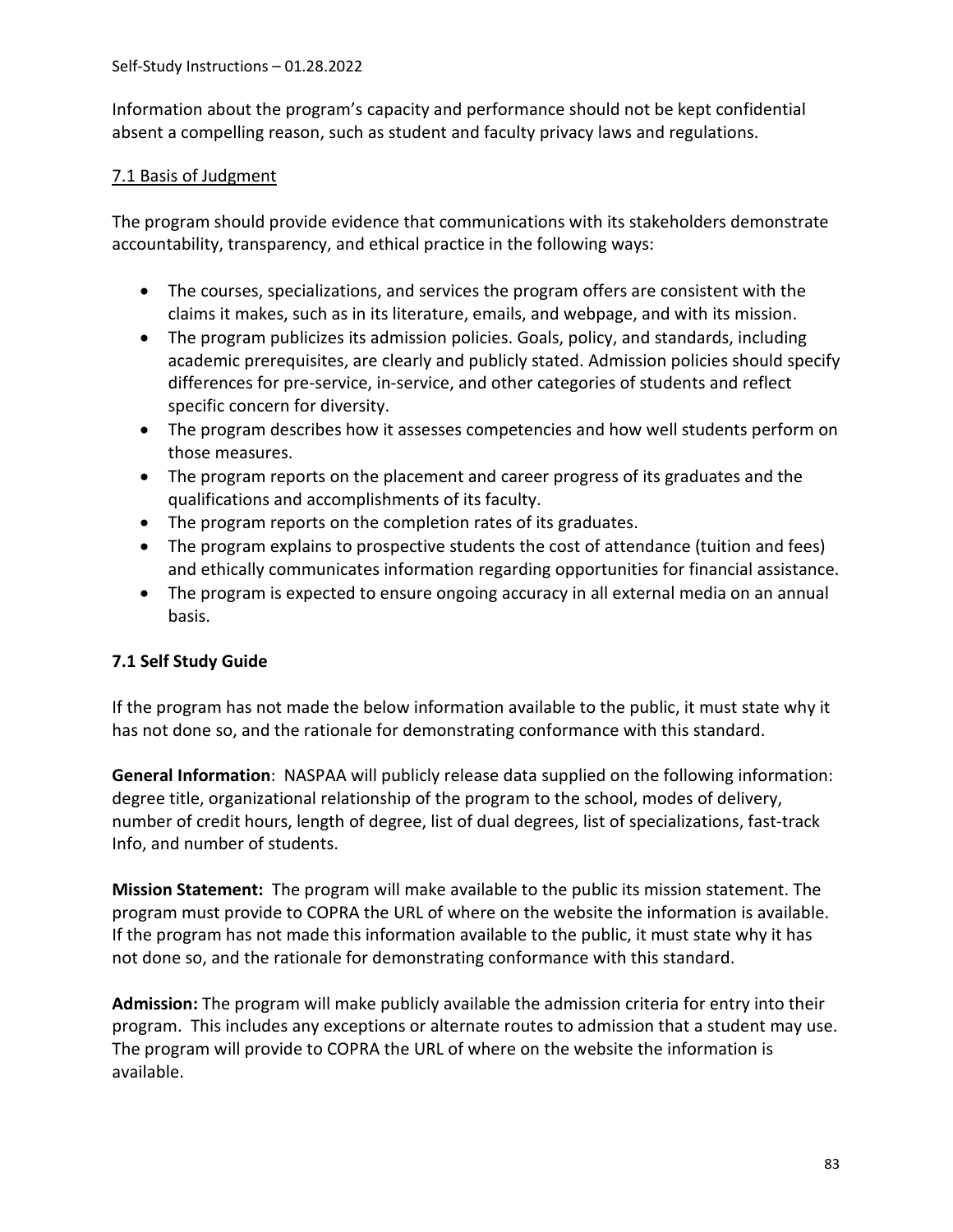Information about the program's capacity and performance should not be kept confidential absent a compelling reason, such as student and faculty privacy laws and regulations.

## 7.1 Basis of Judgment

The program should provide evidence that communications with its stakeholders demonstrate accountability, transparency, and ethical practice in the following ways:

- The courses, specializations, and services the program offers are consistent with the claims it makes, such as in its literature, emails, and webpage, and with its mission.
- The program publicizes its admission policies. Goals, policy, and standards, including academic prerequisites, are clearly and publicly stated. Admission policies should specify differences for pre-service, in-service, and other categories of students and reflect specific concern for diversity.
- The program describes how it assesses competencies and how well students perform on those measures.
- The program reports on the placement and career progress of its graduates and the qualifications and accomplishments of its faculty.
- The program reports on the completion rates of its graduates.
- The program explains to prospective students the cost of attendance (tuition and fees) and ethically communicates information regarding opportunities for financial assistance.
- The program is expected to ensure ongoing accuracy in all external media on an annual basis.

## 7.1 Self Study Guide

If the program has not made the below information available to the public, it must state why it has not done so, and the rationale for demonstrating conformance with this standard.

**General Information**: NASPAA will publicly release data supplied on the following information: degree title, organizational relationship of the program to the school, modes of delivery, number of credit hours, length of degree, list of dual degrees, list of specializations, fast-track Info, and number of students.

**Mission Statement:** The program will make available to the public its mission statement. The program must provide to COPRA the URL of where on the website the information is available. If the program has not made this information available to the public, it must state why it has not done so, and the rationale for demonstrating conformance with this standard.

**Admission:** The program will make publicly available the admission criteria for entry into their program. This includes any exceptions or alternate routes to admission that a student may use. The program will provide to COPRA the URL of where on the website the information is available.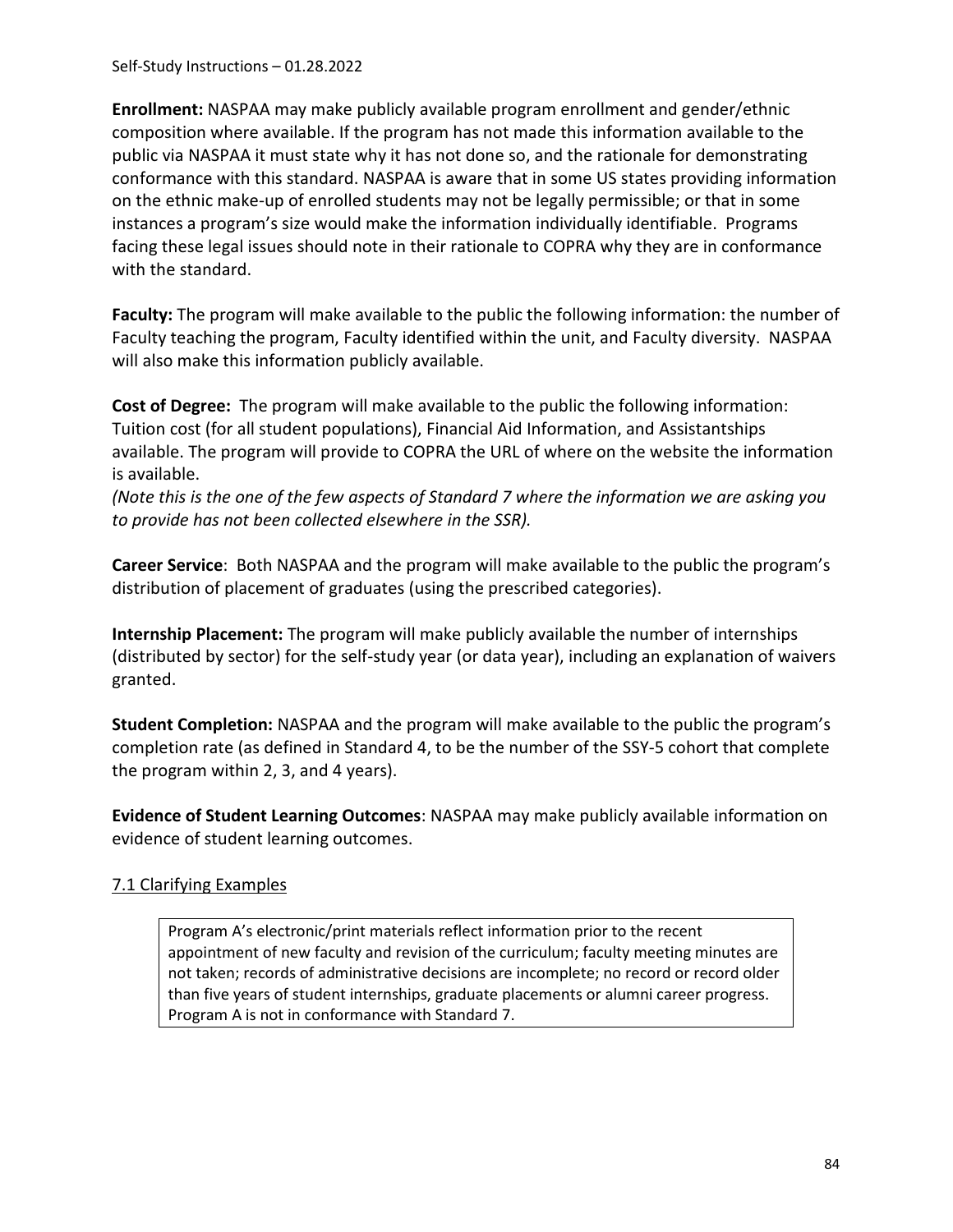**Enrollment:** NASPAA may make publicly available program enrollment and gender/ethnic composition where available. If the program has not made this information available to the public via NASPAA it must state why it has not done so, and the rationale for demonstrating conformance with this standard. NASPAA is aware that in some US states providing information on the ethnic make-up of enrolled students may not be legally permissible; or that in some instances a program's size would make the information individually identifiable. Programs facing these legal issues should note in their rationale to COPRA why they are in conformance with the standard.

**Faculty:** The program will make available to the public the following information: the number of Faculty teaching the program, Faculty identified within the unit, and Faculty diversity. NASPAA will also make this information publicly available.

**Cost of Degree:** The program will make available to the public the following information: Tuition cost (for all student populations), Financial Aid Information, and Assistantships available. The program will provide to COPRA the URL of where on the website the information is available.
*(Note this is the one of the few aspects of Standard 7 where the information we are asking you to provide has not been collected elsewhere in the SSR).*

**Career Service**: Both NASPAA and the program will make available to the public the program's distribution of placement of graduates (using the prescribed categories).

**Internship Placement:** The program will make publicly available the number of internships (distributed by sector) for the self-study year (or data year), including an explanation of waivers granted.

**Student Completion:** NASPAA and the program will make available to the public the program's completion rate (as defined in Standard 4, to be the number of the SSY-5 cohort that complete the program within 2, 3, and 4 years).

**Evidence of Student Learning Outcomes**: NASPAA may make publicly available information on evidence of student learning outcomes.

## 7.1 Clarifying Examples

> Program A's electronic/print materials reflect information prior to the recent appointment of new faculty and revision of the curriculum; faculty meeting minutes are not taken; records of administrative decisions are incomplete; no record or record older than five years of student internships, graduate placements or alumni career progress. Program A is not in conformance with Standard 7.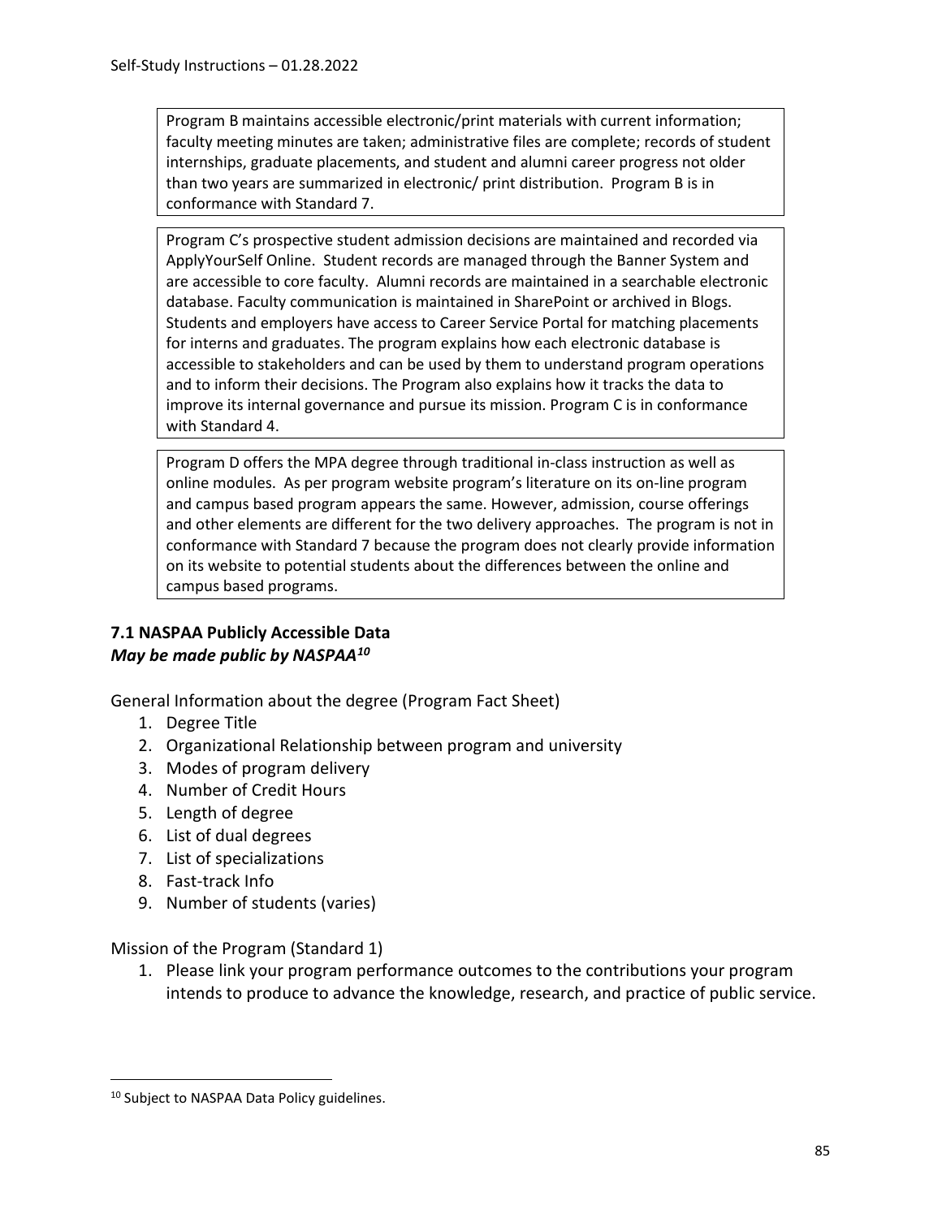Program B maintains accessible electronic/print materials with current information; faculty meeting minutes are taken; administrative files are complete; records of student internships, graduate placements, and student and alumni career progress not older than two years are summarized in electronic/ print distribution. Program B is in conformance with Standard 7.

Program C's prospective student admission decisions are maintained and recorded via ApplyYourSelf Online. Student records are managed through the Banner System and are accessible to core faculty. Alumni records are maintained in a searchable electronic database. Faculty communication is maintained in SharePoint or archived in Blogs. Students and employers have access to Career Service Portal for matching placements for interns and graduates. The program explains how each electronic database is accessible to stakeholders and can be used by them to understand program operations and to inform their decisions. The Program also explains how it tracks the data to improve its internal governance and pursue its mission. Program C is in conformance with Standard 4.

Program D offers the MPA degree through traditional in-class instruction as well as online modules. As per program website program's literature on its on-line program and campus based program appears the same. However, admission, course offerings and other elements are different for the two delivery approaches. The program is not in conformance with Standard 7 because the program does not clearly provide information on its website to potential students about the differences between the online and campus based programs.

### 7.1 NASPAA Publicly Accessible Data
***May be made public by NASPAA[10]***

General Information about the degree (Program Fact Sheet)

1. Degree Title
2. Organizational Relationship between program and university
3. Modes of program delivery
4. Number of Credit Hours
5. Length of degree
6. List of dual degrees
7. List of specializations
8. Fast-track Info
9. Number of students (varies)

Mission of the Program (Standard 1)

1. Please link your program performance outcomes to the contributions your program intends to produce to advance the knowledge, research, and practice of public service.

[10] Subject to NASPAA Data Policy guidelines.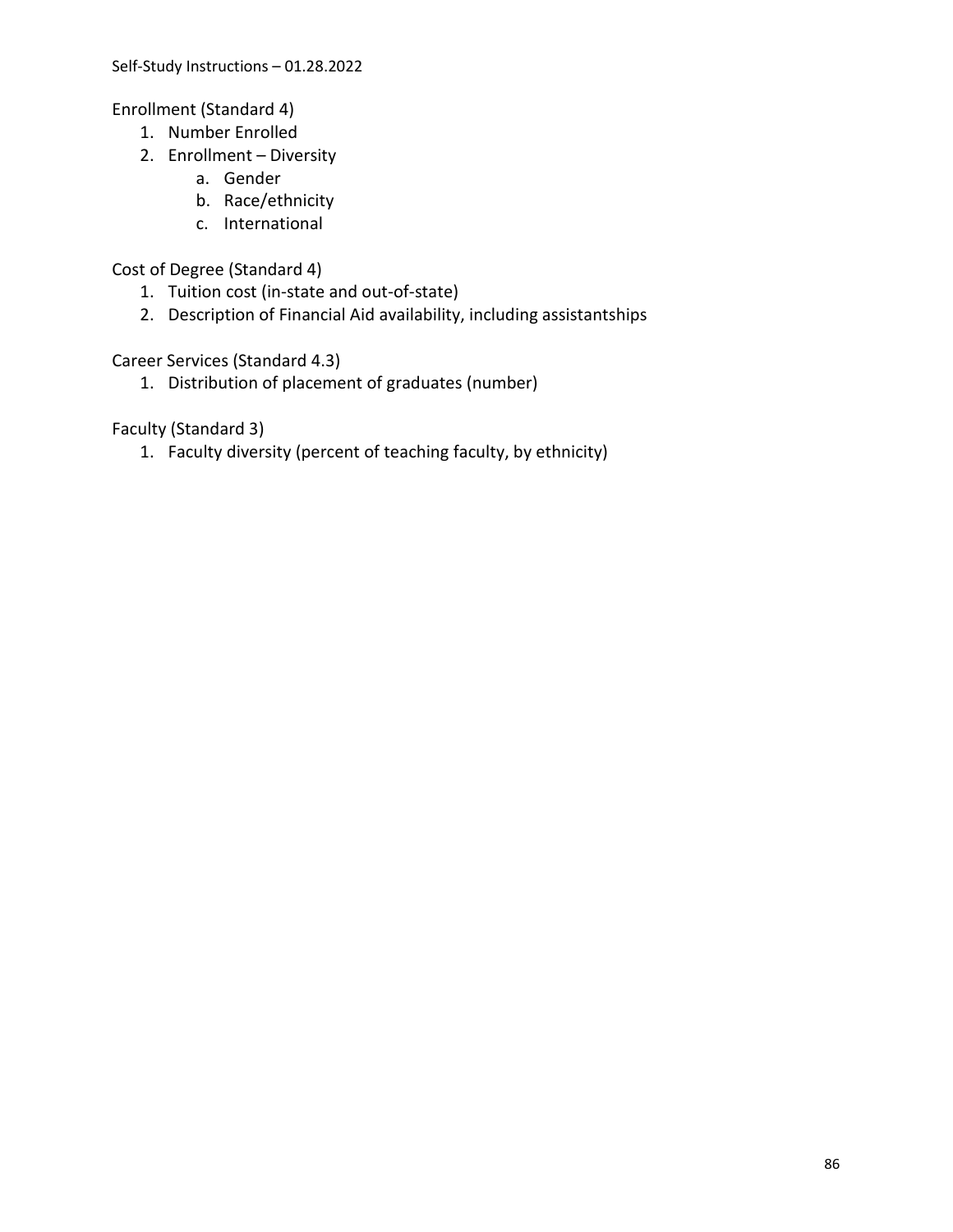Enrollment (Standard 4)

1. Number Enrolled
2. Enrollment – Diversity
    a. Gender
    b. Race/ethnicity
    c. International

Cost of Degree (Standard 4)

1. Tuition cost (in-state and out-of-state)
2. Description of Financial Aid availability, including assistantships

Career Services (Standard 4.3)

1. Distribution of placement of graduates (number)

Faculty (Standard 3)

1. Faculty diversity (percent of teaching faculty, by ethnicity)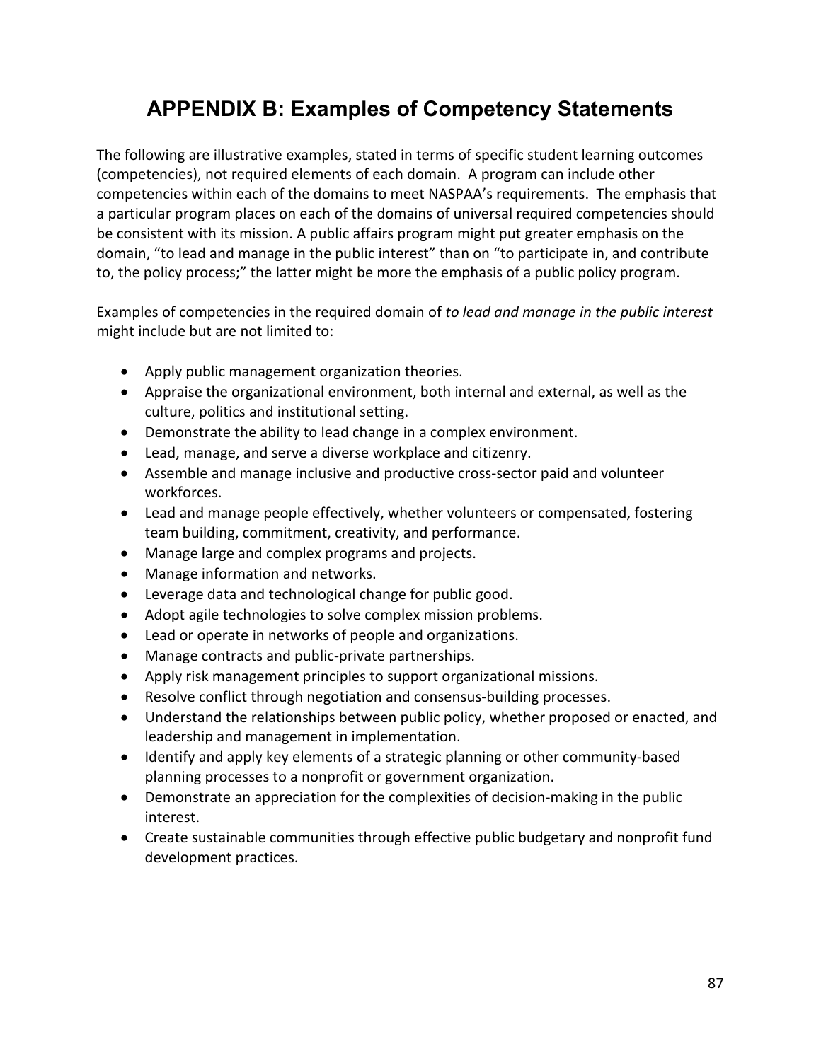# APPENDIX B: Examples of Competency Statements

The following are illustrative examples, stated in terms of specific student learning outcomes (competencies), not required elements of each domain. A program can include other competencies within each of the domains to meet NASPAA's requirements. The emphasis that a particular program places on each of the domains of universal required competencies should be consistent with its mission. A public affairs program might put greater emphasis on the domain, "to lead and manage in the public interest" than on "to participate in, and contribute to, the policy process;" the latter might be more the emphasis of a public policy program.

Examples of competencies in the required domain of *to lead and manage in the public interest* might include but are not limited to:

- Apply public management organization theories.
- Appraise the organizational environment, both internal and external, as well as the culture, politics and institutional setting.
- Demonstrate the ability to lead change in a complex environment.
- Lead, manage, and serve a diverse workplace and citizenry.
- Assemble and manage inclusive and productive cross-sector paid and volunteer workforces.
- Lead and manage people effectively, whether volunteers or compensated, fostering team building, commitment, creativity, and performance.
- Manage large and complex programs and projects.
- Manage information and networks.
- Leverage data and technological change for public good.
- Adopt agile technologies to solve complex mission problems.
- Lead or operate in networks of people and organizations.
- Manage contracts and public-private partnerships.
- Apply risk management principles to support organizational missions.
- Resolve conflict through negotiation and consensus-building processes.
- Understand the relationships between public policy, whether proposed or enacted, and leadership and management in implementation.
- Identify and apply key elements of a strategic planning or other community-based planning processes to a nonprofit or government organization.
- Demonstrate an appreciation for the complexities of decision-making in the public interest.
- Create sustainable communities through effective public budgetary and nonprofit fund development practices.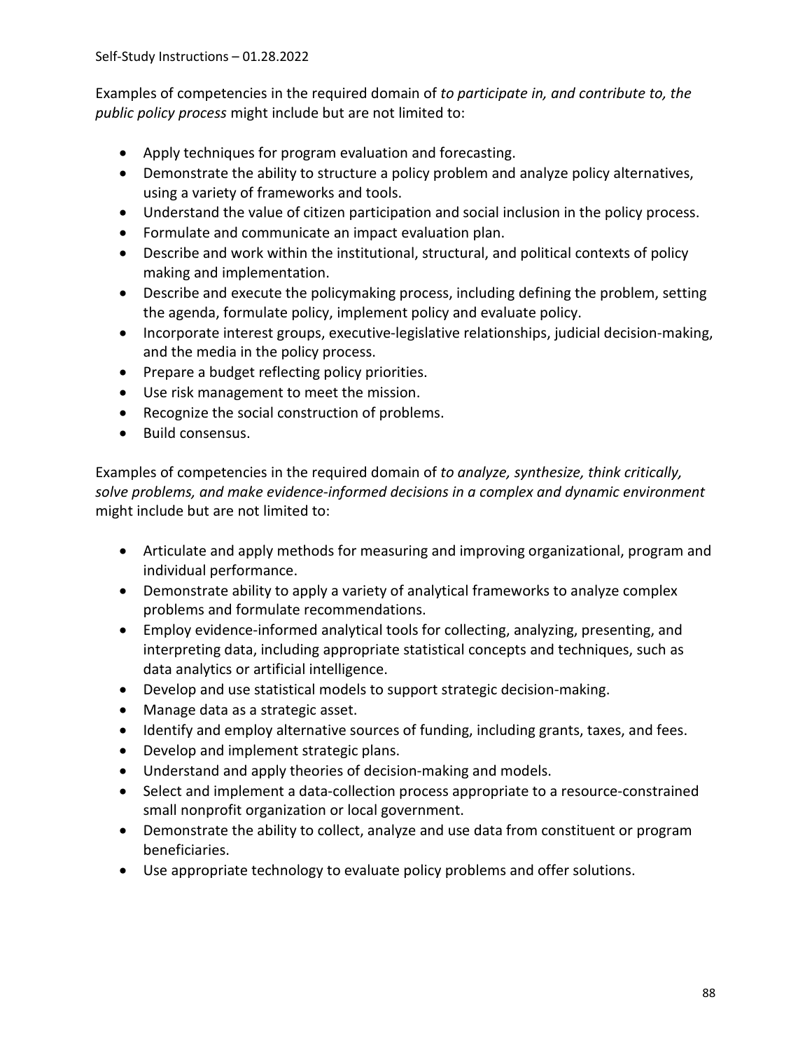Examples of competencies in the required domain of *to participate in, and contribute to, the public policy process* might include but are not limited to:

- Apply techniques for program evaluation and forecasting.
- Demonstrate the ability to structure a policy problem and analyze policy alternatives, using a variety of frameworks and tools.
- Understand the value of citizen participation and social inclusion in the policy process.
- Formulate and communicate an impact evaluation plan.
- Describe and work within the institutional, structural, and political contexts of policy making and implementation.
- Describe and execute the policymaking process, including defining the problem, setting the agenda, formulate policy, implement policy and evaluate policy.
- Incorporate interest groups, executive-legislative relationships, judicial decision-making, and the media in the policy process.
- Prepare a budget reflecting policy priorities.
- Use risk management to meet the mission.
- Recognize the social construction of problems.
- Build consensus.

Examples of competencies in the required domain of *to analyze, synthesize, think critically, solve problems, and make evidence-informed decisions in a complex and dynamic environment* might include but are not limited to:

- Articulate and apply methods for measuring and improving organizational, program and individual performance.
- Demonstrate ability to apply a variety of analytical frameworks to analyze complex problems and formulate recommendations.
- Employ evidence-informed analytical tools for collecting, analyzing, presenting, and interpreting data, including appropriate statistical concepts and techniques, such as data analytics or artificial intelligence.
- Develop and use statistical models to support strategic decision-making.
- Manage data as a strategic asset.
- Identify and employ alternative sources of funding, including grants, taxes, and fees.
- Develop and implement strategic plans.
- Understand and apply theories of decision-making and models.
- Select and implement a data-collection process appropriate to a resource-constrained small nonprofit organization or local government.
- Demonstrate the ability to collect, analyze and use data from constituent or program beneficiaries.
- Use appropriate technology to evaluate policy problems and offer solutions.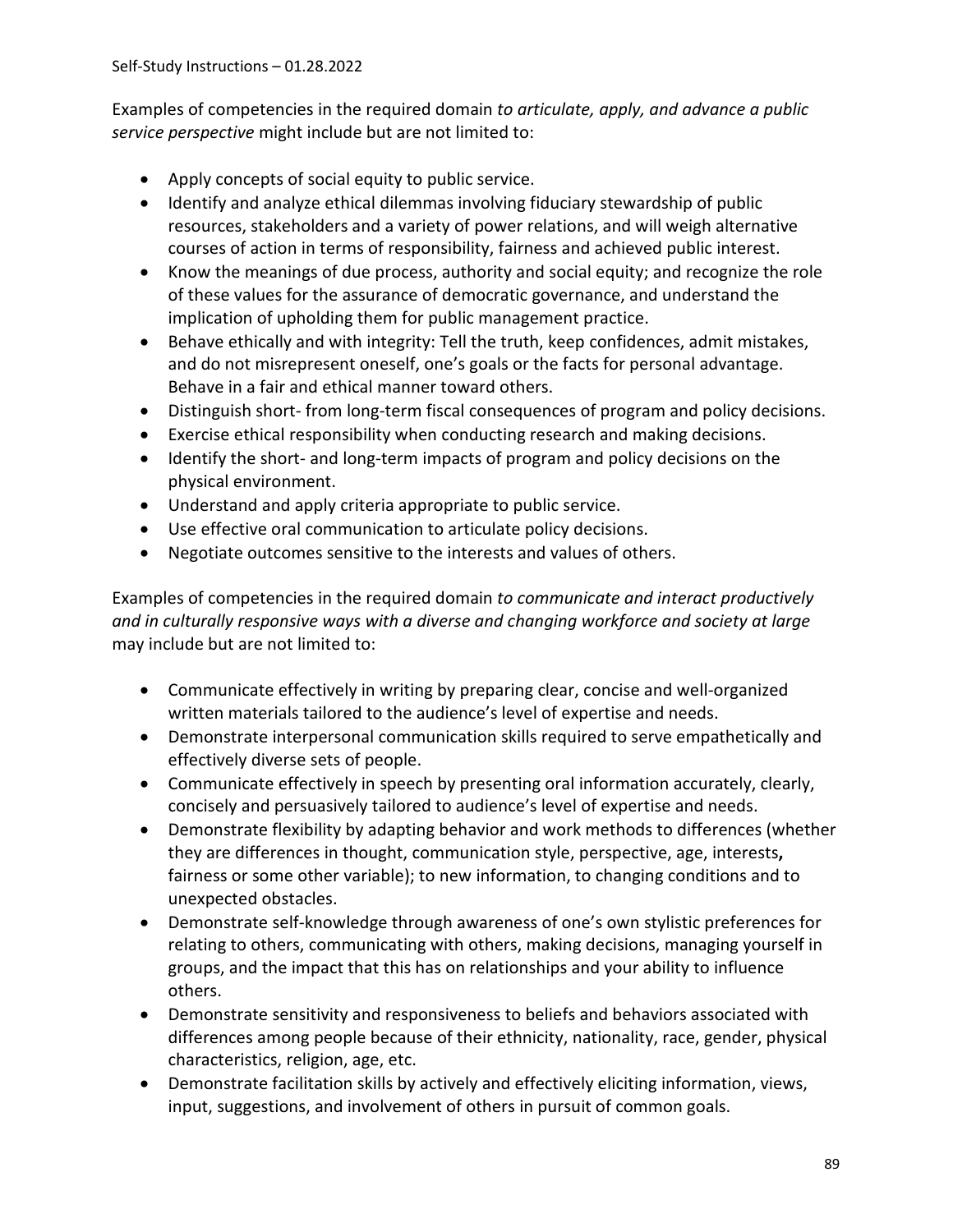Examples of competencies in the required domain *to articulate, apply, and advance a public service perspective* might include but are not limited to:

- Apply concepts of social equity to public service.
- Identify and analyze ethical dilemmas involving fiduciary stewardship of public resources, stakeholders and a variety of power relations, and will weigh alternative courses of action in terms of responsibility, fairness and achieved public interest.
- Know the meanings of due process, authority and social equity; and recognize the role of these values for the assurance of democratic governance, and understand the implication of upholding them for public management practice.
- Behave ethically and with integrity: Tell the truth, keep confidences, admit mistakes, and do not misrepresent oneself, one's goals or the facts for personal advantage. Behave in a fair and ethical manner toward others.
- Distinguish short- from long-term fiscal consequences of program and policy decisions.
- Exercise ethical responsibility when conducting research and making decisions.
- Identify the short- and long-term impacts of program and policy decisions on the physical environment.
- Understand and apply criteria appropriate to public service.
- Use effective oral communication to articulate policy decisions.
- Negotiate outcomes sensitive to the interests and values of others.

Examples of competencies in the required domain *to communicate and interact productively and in culturally responsive ways with a diverse and changing workforce and society at large* may include but are not limited to:

- Communicate effectively in writing by preparing clear, concise and well-organized written materials tailored to the audience's level of expertise and needs.
- Demonstrate interpersonal communication skills required to serve empathetically and effectively diverse sets of people.
- Communicate effectively in speech by presenting oral information accurately, clearly, concisely and persuasively tailored to audience's level of expertise and needs.
- Demonstrate flexibility by adapting behavior and work methods to differences (whether they are differences in thought, communication style, perspective, age, interests**,** fairness or some other variable); to new information, to changing conditions and to unexpected obstacles.
- Demonstrate self-knowledge through awareness of one's own stylistic preferences for relating to others, communicating with others, making decisions, managing yourself in groups, and the impact that this has on relationships and your ability to influence others.
- Demonstrate sensitivity and responsiveness to beliefs and behaviors associated with differences among people because of their ethnicity, nationality, race, gender, physical characteristics, religion, age, etc.
- Demonstrate facilitation skills by actively and effectively eliciting information, views, input, suggestions, and involvement of others in pursuit of common goals.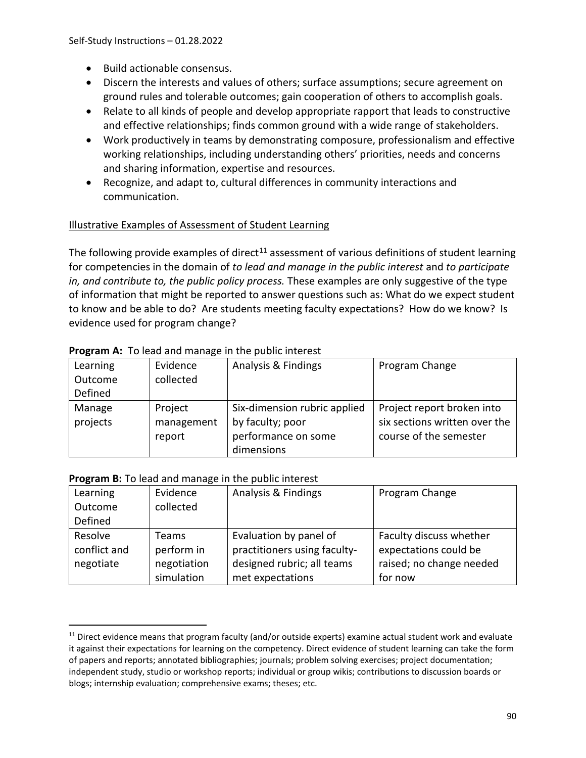- Build actionable consensus.
- Discern the interests and values of others; surface assumptions; secure agreement on ground rules and tolerable outcomes; gain cooperation of others to accomplish goals.
- Relate to all kinds of people and develop appropriate rapport that leads to constructive and effective relationships; finds common ground with a wide range of stakeholders.
- Work productively in teams by demonstrating composure, professionalism and effective working relationships, including understanding others' priorities, needs and concerns and sharing information, expertise and resources.
- Recognize, and adapt to, cultural differences in community interactions and communication.

<u>Illustrative Examples of Assessment of Student Learning</u>

The following provide examples of direct[11] assessment of various definitions of student learning for competencies in the domain of *to lead and manage in the public interest* and *to participate in, and contribute to, the public policy process.* These examples are only suggestive of the type of information that might be reported to answer questions such as: What do we expect student to know and be able to do? Are students meeting faculty expectations? How do we know? Is evidence used for program change?

**Program A:** To lead and manage in the public interest

| Learning Outcome Defined | Evidence collected | Analysis & Findings | Program Change |
|---|---|---|---|
| Manage projects | Project management report | Six-dimension rubric applied by faculty; poor performance on some dimensions | Project report broken into six sections written over the course of the semester |

**Program B:** To lead and manage in the public interest

| Learning Outcome Defined | Evidence collected | Analysis & Findings | Program Change |
|---|---|---|---|
| Resolve conflict and negotiate | Teams perform in negotiation simulation | Evaluation by panel of practitioners using faculty-designed rubric; all teams met expectations | Faculty discuss whether expectations could be raised; no change needed for now |

[11] Direct evidence means that program faculty (and/or outside experts) examine actual student work and evaluate it against their expectations for learning on the competency. Direct evidence of student learning can take the form of papers and reports; annotated bibliographies; journals; problem solving exercises; project documentation; independent study, studio or workshop reports; individual or group wikis; contributions to discussion boards or blogs; internship evaluation; comprehensive exams; theses; etc.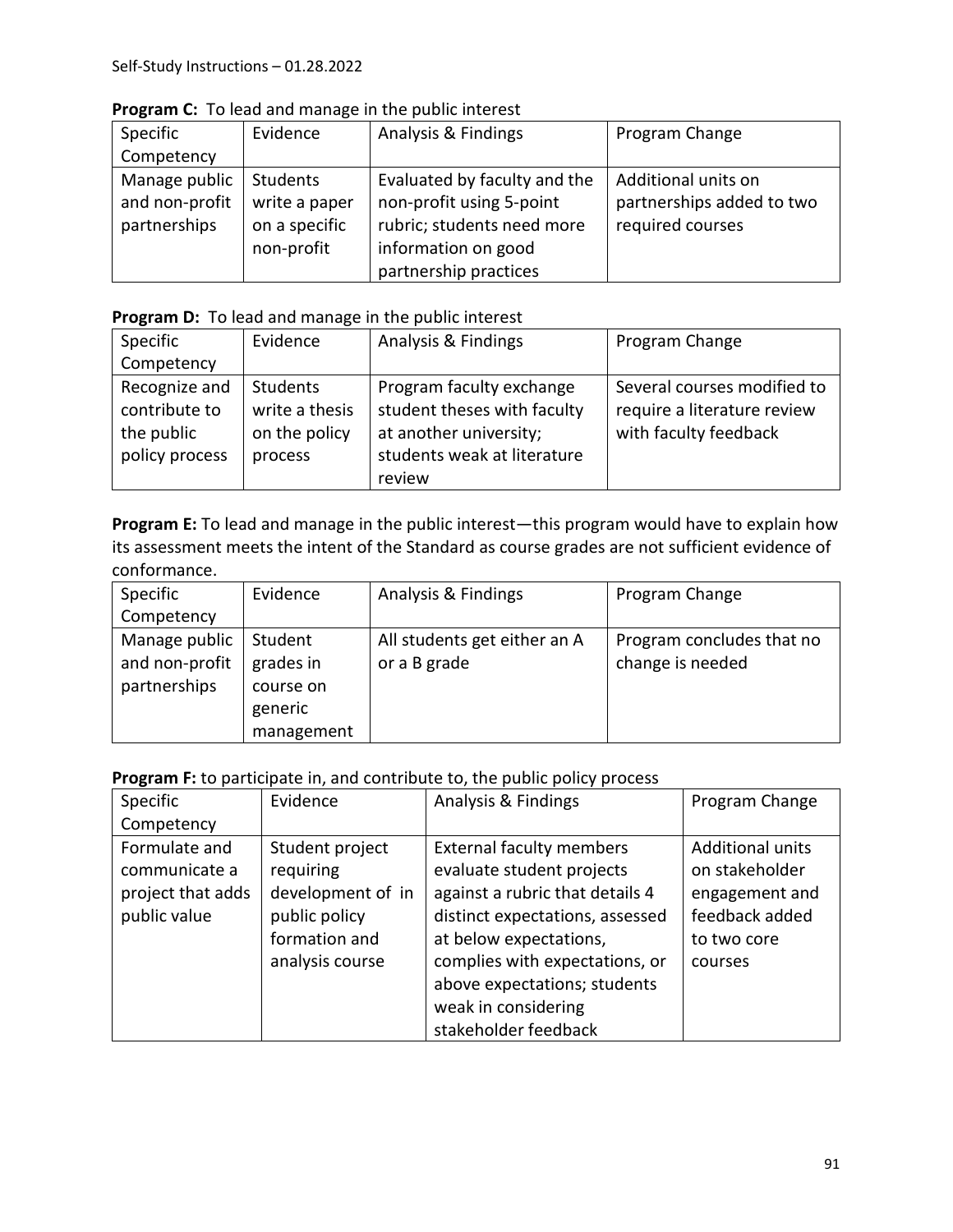**Program C:** To lead and manage in the public interest

| Specific Competency | Evidence | Analysis & Findings | Program Change |
|---|---|---|---|
| Manage public and non-profit partnerships | Students write a paper on a specific non-profit | Evaluated by faculty and the non-profit using 5-point rubric; students need more information on good partnership practices | Additional units on partnerships added to two required courses |

**Program D:** To lead and manage in the public interest

| Specific Competency | Evidence | Analysis & Findings | Program Change |
|---|---|---|---|
| Recognize and contribute to the public policy process | Students write a thesis on the policy process | Program faculty exchange student theses with faculty at another university; students weak at literature review | Several courses modified to require a literature review with faculty feedback |

**Program E:** To lead and manage in the public interest—this program would have to explain how its assessment meets the intent of the Standard as course grades are not sufficient evidence of conformance.

| Specific Competency | Evidence | Analysis & Findings | Program Change |
|---|---|---|---|
| Manage public and non-profit partnerships | Student grades in course on generic management | All students get either an A or a B grade | Program concludes that no change is needed |

**Program F:** to participate in, and contribute to, the public policy process

| Specific Competency | Evidence | Analysis & Findings | Program Change |
|---|---|---|---|
| Formulate and communicate a project that adds public value | Student project requiring development of in public policy formation and analysis course | External faculty members evaluate student projects against a rubric that details 4 distinct expectations, assessed at below expectations, complies with expectations, or above expectations; students weak in considering stakeholder feedback | Additional units on stakeholder engagement and feedback added to two core courses |